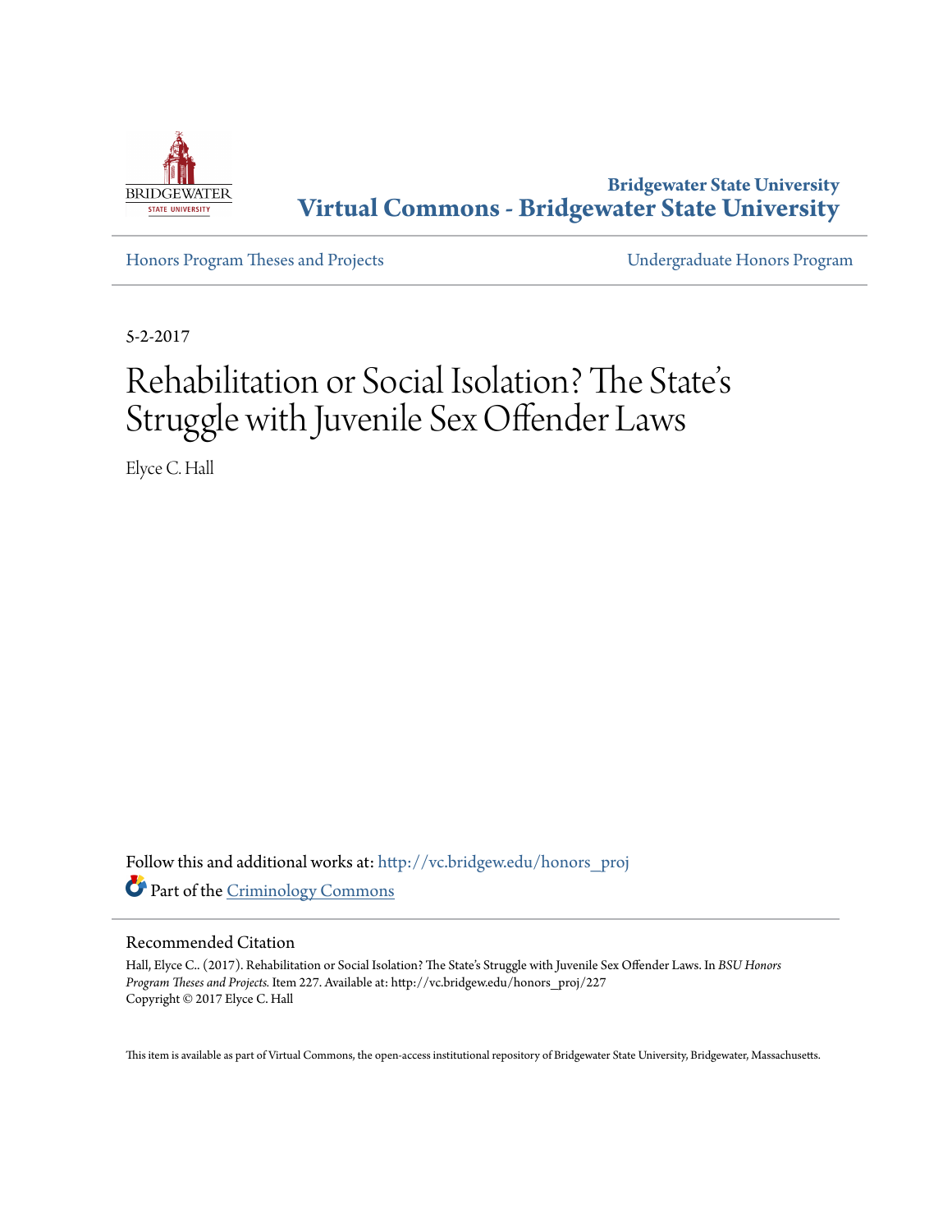Bridgewater State University

# Virtual Commons - Bridgewater State University

Honors Program Theses and Projects

Undergraduate Honors Program

5-2-2017

# Rehabilitation or Social Isolation? The State's Struggle with Juvenile Sex Offender Laws

Elyce C. Hall

Follow this and additional works at: http://vc.bridgew.edu/honors_proj

Part of the Criminology Commons

## Recommended Citation

Hall, Elyce C.. (2017). Rehabilitation or Social Isolation? The State's Struggle with Juvenile Sex Offender Laws. In *BSU Honors Program Theses and Projects.* Item 227. Available at: http://vc.bridgew.edu/honors_proj/227
Copyright © 2017 Elyce C. Hall

This item is available as part of Virtual Commons, the open-access institutional repository of Bridgewater State University, Bridgewater, Massachusetts.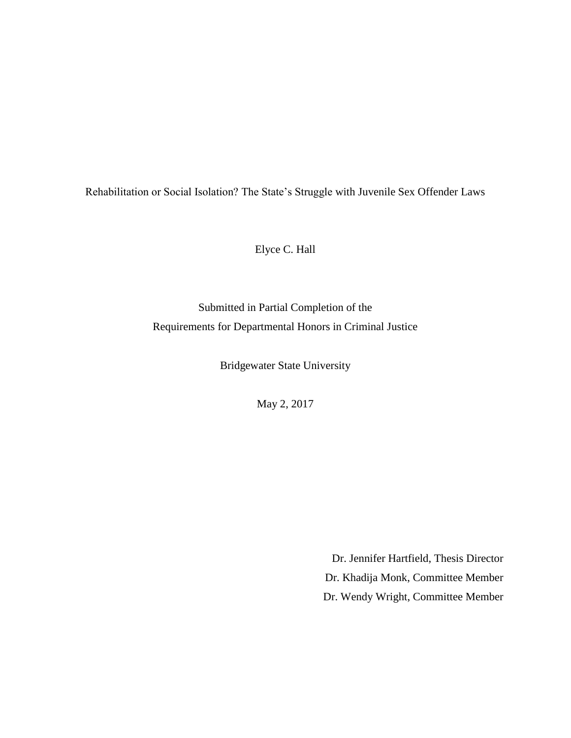Rehabilitation or Social Isolation? The State's Struggle with Juvenile Sex Offender Laws

Elyce C. Hall

Submitted in Partial Completion of the
Requirements for Departmental Honors in Criminal Justice

Bridgewater State University

May 2, 2017

Dr. Jennifer Hartfield, Thesis Director
Dr. Khadija Monk, Committee Member
Dr. Wendy Wright, Committee Member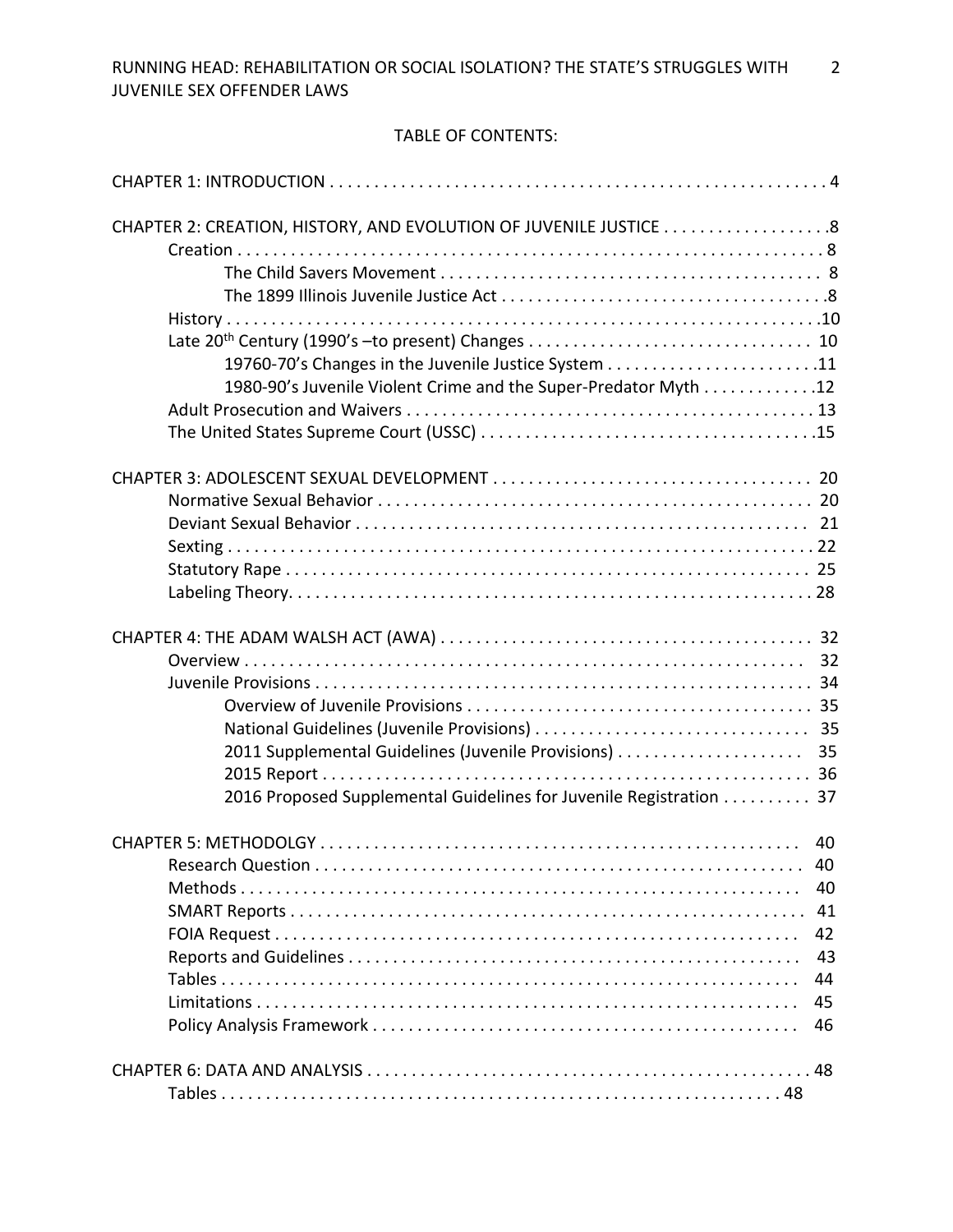TABLE OF CONTENTS:

CHAPTER 1: INTRODUCTION . . . . . . . . . . . . . . . . . . . . . . . . . . . . . . . . . . . . . . . . . . . . . . . . . . . . . . . . . 4

CHAPTER 2: CREATION, HISTORY, AND EVOLUTION OF JUVENILE JUSTICE . . . . . . . . . . . . . . . . . . .8
- Creation . . . . . . . . . . . . . . . . . . . . . . . . . . . . . . . . . . . . . . . . . . . . . . . . . . . . . . . . . . . . . . . . . . 8
  - The Child Savers Movement . . . . . . . . . . . . . . . . . . . . . . . . . . . . . . . . . . . . . . . . . . 8
  - The 1899 Illinois Juvenile Justice Act . . . . . . . . . . . . . . . . . . . . . . . . . . . . . . . . . . . .8
- History . . . . . . . . . . . . . . . . . . . . . . . . . . . . . . . . . . . . . . . . . . . . . . . . . . . . . . . . . . . . . . . . . . .10
- Late 20th Century (1990's –to present) Changes . . . . . . . . . . . . . . . . . . . . . . . . . . . . . . . . 10
  - 19760-70's Changes in the Juvenile Justice System . . . . . . . . . . . . . . . . . . . . . . . .11
  - 1980-90's Juvenile Violent Crime and the Super-Predator Myth . . . . . . . . . . . . .12
- Adult Prosecution and Waivers . . . . . . . . . . . . . . . . . . . . . . . . . . . . . . . . . . . . . . . . . . . . . 13
- The United States Supreme Court (USSC) . . . . . . . . . . . . . . . . . . . . . . . . . . . . . . . . . . . . .15

CHAPTER 3: ADOLESCENT SEXUAL DEVELOPMENT . . . . . . . . . . . . . . . . . . . . . . . . . . . . . . . . . . . . 20
- Normative Sexual Behavior . . . . . . . . . . . . . . . . . . . . . . . . . . . . . . . . . . . . . . . . . . . . . . . . . 20
- Deviant Sexual Behavior . . . . . . . . . . . . . . . . . . . . . . . . . . . . . . . . . . . . . . . . . . . . . . . . . . . 21
- Sexting . . . . . . . . . . . . . . . . . . . . . . . . . . . . . . . . . . . . . . . . . . . . . . . . . . . . . . . . . . . . . . . . . .22
- Statutory Rape . . . . . . . . . . . . . . . . . . . . . . . . . . . . . . . . . . . . . . . . . . . . . . . . . . . . . . . . . . . 25
- Labeling Theory. . . . . . . . . . . . . . . . . . . . . . . . . . . . . . . . . . . . . . . . . . . . . . . . . . . . . . . . . . . 28

CHAPTER 4: THE ADAM WALSH ACT (AWA) . . . . . . . . . . . . . . . . . . . . . . . . . . . . . . . . . . . . . . . . . 32
- Overview . . . . . . . . . . . . . . . . . . . . . . . . . . . . . . . . . . . . . . . . . . . . . . . . . . . . . . . . . . . . . . . . 32
- Juvenile Provisions . . . . . . . . . . . . . . . . . . . . . . . . . . . . . . . . . . . . . . . . . . . . . . . . . . . . . . . . 34
  - Overview of Juvenile Provisions . . . . . . . . . . . . . . . . . . . . . . . . . . . . . . . . . . . . . . . 35
  - National Guidelines (Juvenile Provisions) . . . . . . . . . . . . . . . . . . . . . . . . . . . . . . . 35
  - 2011 Supplemental Guidelines (Juvenile Provisions) . . . . . . . . . . . . . . . . . . . . . 35
  - 2015 Report . . . . . . . . . . . . . . . . . . . . . . . . . . . . . . . . . . . . . . . . . . . . . . . . . . . . . . . 36
  - 2016 Proposed Supplemental Guidelines for Juvenile Registration . . . . . . . . . . 37

CHAPTER 5: METHODOLGY . . . . . . . . . . . . . . . . . . . . . . . . . . . . . . . . . . . . . . . . . . . . . . . . . . . . . 40
- Research Question . . . . . . . . . . . . . . . . . . . . . . . . . . . . . . . . . . . . . . . . . . . . . . . . . . . . . . . 40
- Methods . . . . . . . . . . . . . . . . . . . . . . . . . . . . . . . . . . . . . . . . . . . . . . . . . . . . . . . . . . . . . . . . 40
- SMART Reports . . . . . . . . . . . . . . . . . . . . . . . . . . . . . . . . . . . . . . . . . . . . . . . . . . . . . . . . . . 41
- FOIA Request . . . . . . . . . . . . . . . . . . . . . . . . . . . . . . . . . . . . . . . . . . . . . . . . . . . . . . . . . . . . 42
- Reports and Guidelines . . . . . . . . . . . . . . . . . . . . . . . . . . . . . . . . . . . . . . . . . . . . . . . . . . . . 43
- Tables . . . . . . . . . . . . . . . . . . . . . . . . . . . . . . . . . . . . . . . . . . . . . . . . . . . . . . . . . . . . . . . . . . 44
- Limitations . . . . . . . . . . . . . . . . . . . . . . . . . . . . . . . . . . . . . . . . . . . . . . . . . . . . . . . . . . . . . . 45
- Policy Analysis Framework . . . . . . . . . . . . . . . . . . . . . . . . . . . . . . . . . . . . . . . . . . . . . . . . . 46

CHAPTER 6: DATA AND ANALYSIS . . . . . . . . . . . . . . . . . . . . . . . . . . . . . . . . . . . . . . . . . . . . . . . . . . 48
- Tables . . . . . . . . . . . . . . . . . . . . . . . . . . . . . . . . . . . . . . . . . . . . . . . . . . . . . . . . . . . . . . . . . 48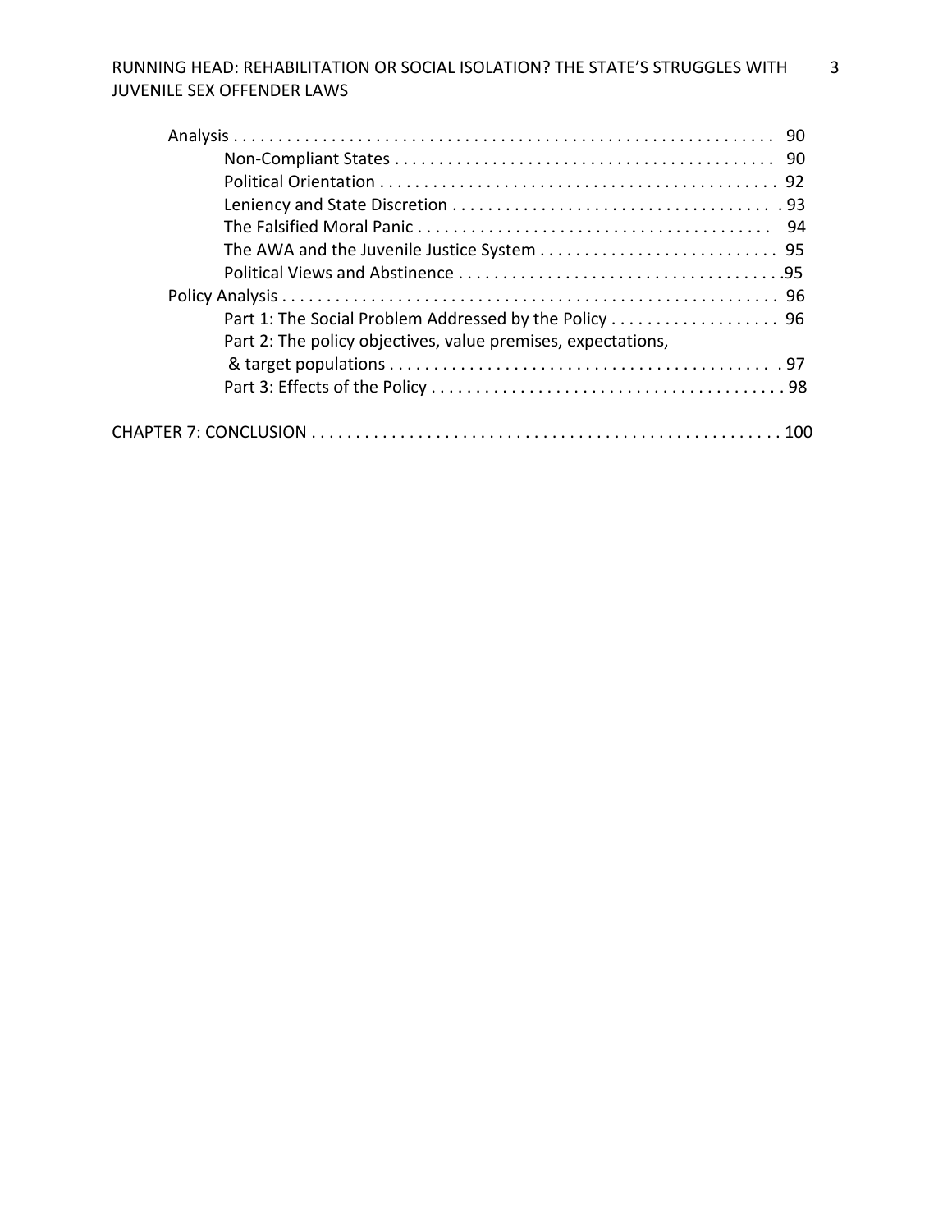Analysis . . . . . . . . . . . . . . . . . . . . . . . . . . . . . . . . . . . . . . . . . . . . . . . . . . . . . . . . . . . . . 90

Non-Compliant States . . . . . . . . . . . . . . . . . . . . . . . . . . . . . . . . . . . . . . . . . . . 90

Political Orientation . . . . . . . . . . . . . . . . . . . . . . . . . . . . . . . . . . . . . . . . . . . . . 92

Leniency and State Discretion . . . . . . . . . . . . . . . . . . . . . . . . . . . . . . . . . . . . 93

The Falsified Moral Panic . . . . . . . . . . . . . . . . . . . . . . . . . . . . . . . . . . . . . . . . 94

The AWA and the Juvenile Justice System . . . . . . . . . . . . . . . . . . . . . . . . . . . 95

Political Views and Abstinence . . . . . . . . . . . . . . . . . . . . . . . . . . . . . . . . . . . . 95

Policy Analysis . . . . . . . . . . . . . . . . . . . . . . . . . . . . . . . . . . . . . . . . . . . . . . . . . . . . . . 96

Part 1: The Social Problem Addressed by the Policy . . . . . . . . . . . . . . . . . . . 96

Part 2: The policy objectives, value premises, expectations, & target populations . . . . . . . . . . . . . . . . . . . . . . . . . . . . . . . . . . . . . . . . . . . 97

Part 3: Effects of the Policy . . . . . . . . . . . . . . . . . . . . . . . . . . . . . . . . . . . . . . . . 98

CHAPTER 7: CONCLUSION . . . . . . . . . . . . . . . . . . . . . . . . . . . . . . . . . . . . . . . . . . . . . . . . . . . . 100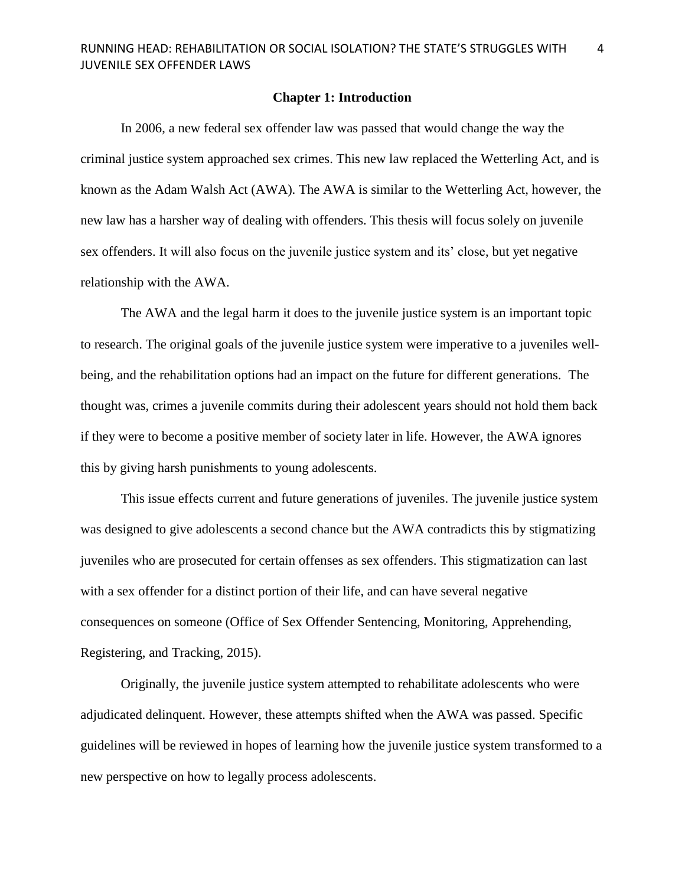## Chapter 1: Introduction

In 2006, a new federal sex offender law was passed that would change the way the criminal justice system approached sex crimes. This new law replaced the Wetterling Act, and is known as the Adam Walsh Act (AWA). The AWA is similar to the Wetterling Act, however, the new law has a harsher way of dealing with offenders. This thesis will focus solely on juvenile sex offenders. It will also focus on the juvenile justice system and its' close, but yet negative relationship with the AWA.

The AWA and the legal harm it does to the juvenile justice system is an important topic to research. The original goals of the juvenile justice system were imperative to a juveniles well-being, and the rehabilitation options had an impact on the future for different generations. The thought was, crimes a juvenile commits during their adolescent years should not hold them back if they were to become a positive member of society later in life. However, the AWA ignores this by giving harsh punishments to young adolescents.

This issue effects current and future generations of juveniles. The juvenile justice system was designed to give adolescents a second chance but the AWA contradicts this by stigmatizing juveniles who are prosecuted for certain offenses as sex offenders. This stigmatization can last with a sex offender for a distinct portion of their life, and can have several negative consequences on someone (Office of Sex Offender Sentencing, Monitoring, Apprehending, Registering, and Tracking, 2015).

Originally, the juvenile justice system attempted to rehabilitate adolescents who were adjudicated delinquent. However, these attempts shifted when the AWA was passed. Specific guidelines will be reviewed in hopes of learning how the juvenile justice system transformed to a new perspective on how to legally process adolescents.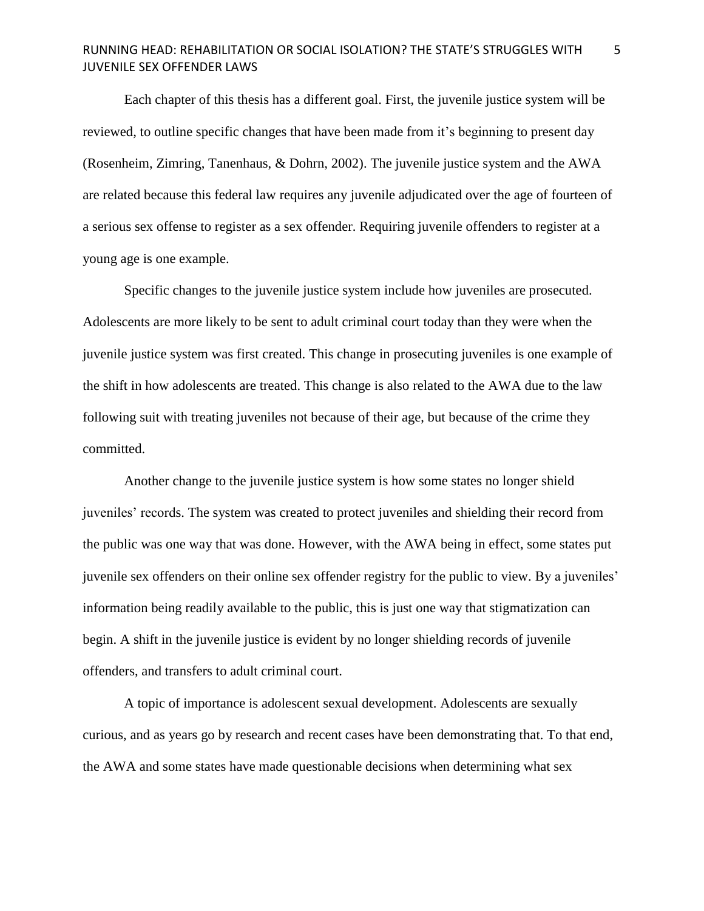Each chapter of this thesis has a different goal. First, the juvenile justice system will be reviewed, to outline specific changes that have been made from it's beginning to present day (Rosenheim, Zimring, Tanenhaus, & Dohrn, 2002). The juvenile justice system and the AWA are related because this federal law requires any juvenile adjudicated over the age of fourteen of a serious sex offense to register as a sex offender. Requiring juvenile offenders to register at a young age is one example.

Specific changes to the juvenile justice system include how juveniles are prosecuted. Adolescents are more likely to be sent to adult criminal court today than they were when the juvenile justice system was first created. This change in prosecuting juveniles is one example of the shift in how adolescents are treated. This change is also related to the AWA due to the law following suit with treating juveniles not because of their age, but because of the crime they committed.

Another change to the juvenile justice system is how some states no longer shield juveniles' records. The system was created to protect juveniles and shielding their record from the public was one way that was done. However, with the AWA being in effect, some states put juvenile sex offenders on their online sex offender registry for the public to view. By a juveniles' information being readily available to the public, this is just one way that stigmatization can begin. A shift in the juvenile justice is evident by no longer shielding records of juvenile offenders, and transfers to adult criminal court.

A topic of importance is adolescent sexual development. Adolescents are sexually curious, and as years go by research and recent cases have been demonstrating that. To that end, the AWA and some states have made questionable decisions when determining what sex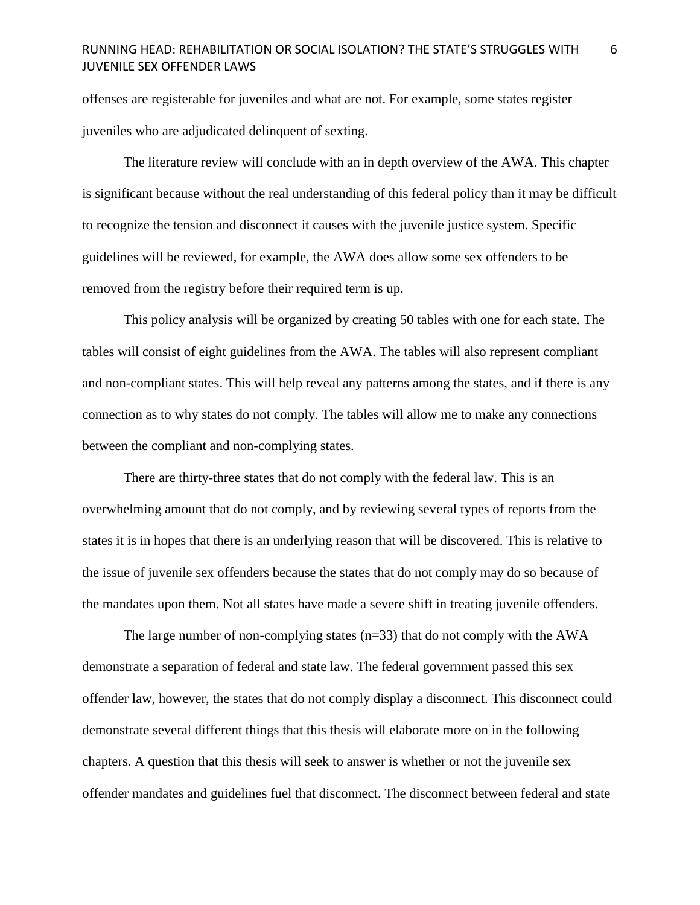offenses are registerable for juveniles and what are not. For example, some states register juveniles who are adjudicated delinquent of sexting.

The literature review will conclude with an in depth overview of the AWA. This chapter is significant because without the real understanding of this federal policy than it may be difficult to recognize the tension and disconnect it causes with the juvenile justice system. Specific guidelines will be reviewed, for example, the AWA does allow some sex offenders to be removed from the registry before their required term is up.

This policy analysis will be organized by creating 50 tables with one for each state. The tables will consist of eight guidelines from the AWA. The tables will also represent compliant and non-compliant states. This will help reveal any patterns among the states, and if there is any connection as to why states do not comply. The tables will allow me to make any connections between the compliant and non-complying states.

There are thirty-three states that do not comply with the federal law. This is an overwhelming amount that do not comply, and by reviewing several types of reports from the states it is in hopes that there is an underlying reason that will be discovered. This is relative to the issue of juvenile sex offenders because the states that do not comply may do so because of the mandates upon them. Not all states have made a severe shift in treating juvenile offenders.

The large number of non-complying states (n=33) that do not comply with the AWA demonstrate a separation of federal and state law. The federal government passed this sex offender law, however, the states that do not comply display a disconnect. This disconnect could demonstrate several different things that this thesis will elaborate more on in the following chapters. A question that this thesis will seek to answer is whether or not the juvenile sex offender mandates and guidelines fuel that disconnect. The disconnect between federal and state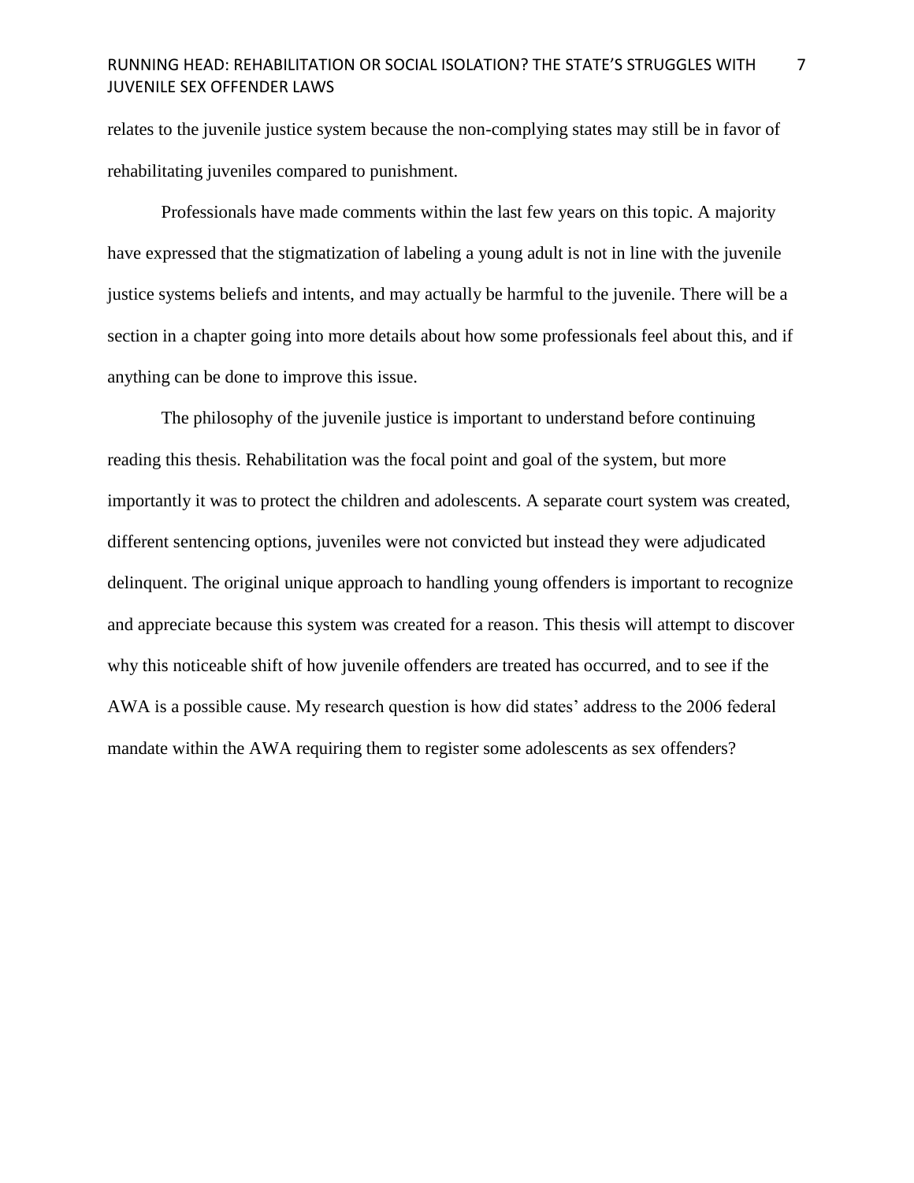relates to the juvenile justice system because the non-complying states may still be in favor of rehabilitating juveniles compared to punishment.

Professionals have made comments within the last few years on this topic. A majority have expressed that the stigmatization of labeling a young adult is not in line with the juvenile justice systems beliefs and intents, and may actually be harmful to the juvenile. There will be a section in a chapter going into more details about how some professionals feel about this, and if anything can be done to improve this issue.

The philosophy of the juvenile justice is important to understand before continuing reading this thesis. Rehabilitation was the focal point and goal of the system, but more importantly it was to protect the children and adolescents. A separate court system was created, different sentencing options, juveniles were not convicted but instead they were adjudicated delinquent. The original unique approach to handling young offenders is important to recognize and appreciate because this system was created for a reason. This thesis will attempt to discover why this noticeable shift of how juvenile offenders are treated has occurred, and to see if the AWA is a possible cause. My research question is how did states' address to the 2006 federal mandate within the AWA requiring them to register some adolescents as sex offenders?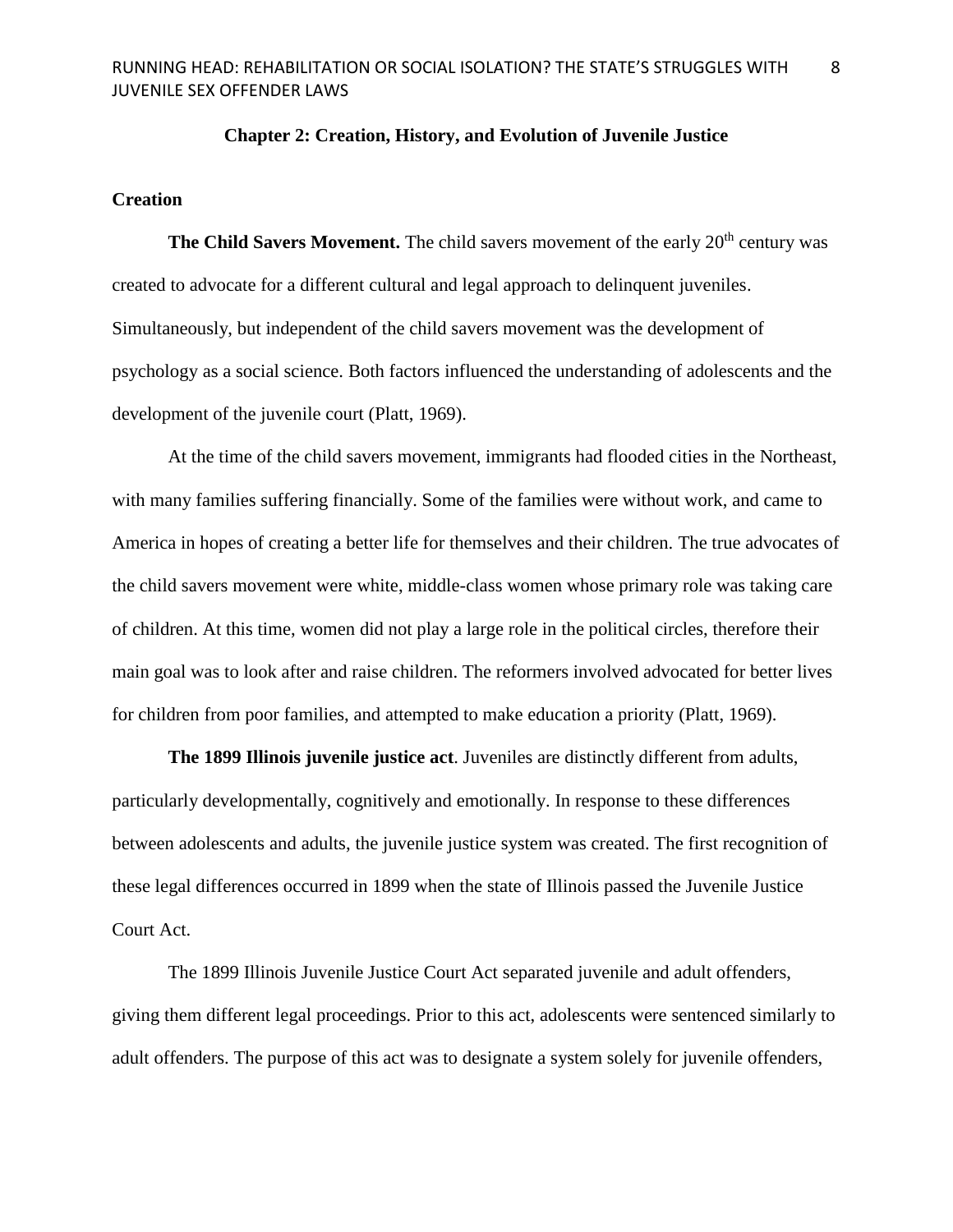## Chapter 2: Creation, History, and Evolution of Juvenile Justice

### Creation

**The Child Savers Movement.** The child savers movement of the early 20th century was created to advocate for a different cultural and legal approach to delinquent juveniles. Simultaneously, but independent of the child savers movement was the development of psychology as a social science. Both factors influenced the understanding of adolescents and the development of the juvenile court (Platt, 1969).

At the time of the child savers movement, immigrants had flooded cities in the Northeast, with many families suffering financially. Some of the families were without work, and came to America in hopes of creating a better life for themselves and their children. The true advocates of the child savers movement were white, middle-class women whose primary role was taking care of children. At this time, women did not play a large role in the political circles, therefore their main goal was to look after and raise children. The reformers involved advocated for better lives for children from poor families, and attempted to make education a priority (Platt, 1969).

**The 1899 Illinois juvenile justice act**. Juveniles are distinctly different from adults, particularly developmentally, cognitively and emotionally. In response to these differences between adolescents and adults, the juvenile justice system was created. The first recognition of these legal differences occurred in 1899 when the state of Illinois passed the Juvenile Justice Court Act.

The 1899 Illinois Juvenile Justice Court Act separated juvenile and adult offenders, giving them different legal proceedings. Prior to this act, adolescents were sentenced similarly to adult offenders. The purpose of this act was to designate a system solely for juvenile offenders,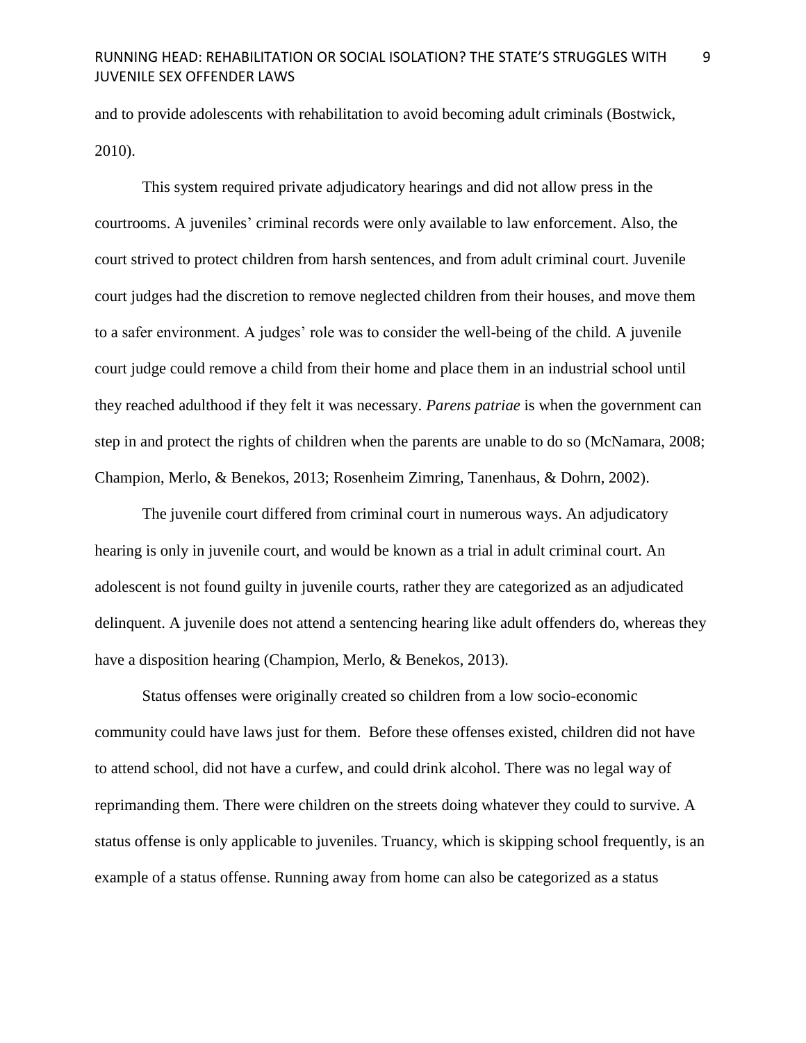and to provide adolescents with rehabilitation to avoid becoming adult criminals (Bostwick, 2010).

This system required private adjudicatory hearings and did not allow press in the courtrooms. A juveniles' criminal records were only available to law enforcement. Also, the court strived to protect children from harsh sentences, and from adult criminal court. Juvenile court judges had the discretion to remove neglected children from their houses, and move them to a safer environment. A judges' role was to consider the well-being of the child. A juvenile court judge could remove a child from their home and place them in an industrial school until they reached adulthood if they felt it was necessary. *Parens patriae* is when the government can step in and protect the rights of children when the parents are unable to do so (McNamara, 2008; Champion, Merlo, & Benekos, 2013; Rosenheim Zimring, Tanenhaus, & Dohrn, 2002).

The juvenile court differed from criminal court in numerous ways. An adjudicatory hearing is only in juvenile court, and would be known as a trial in adult criminal court. An adolescent is not found guilty in juvenile courts, rather they are categorized as an adjudicated delinquent. A juvenile does not attend a sentencing hearing like adult offenders do, whereas they have a disposition hearing (Champion, Merlo, & Benekos, 2013).

Status offenses were originally created so children from a low socio-economic community could have laws just for them. Before these offenses existed, children did not have to attend school, did not have a curfew, and could drink alcohol. There was no legal way of reprimanding them. There were children on the streets doing whatever they could to survive. A status offense is only applicable to juveniles. Truancy, which is skipping school frequently, is an example of a status offense. Running away from home can also be categorized as a status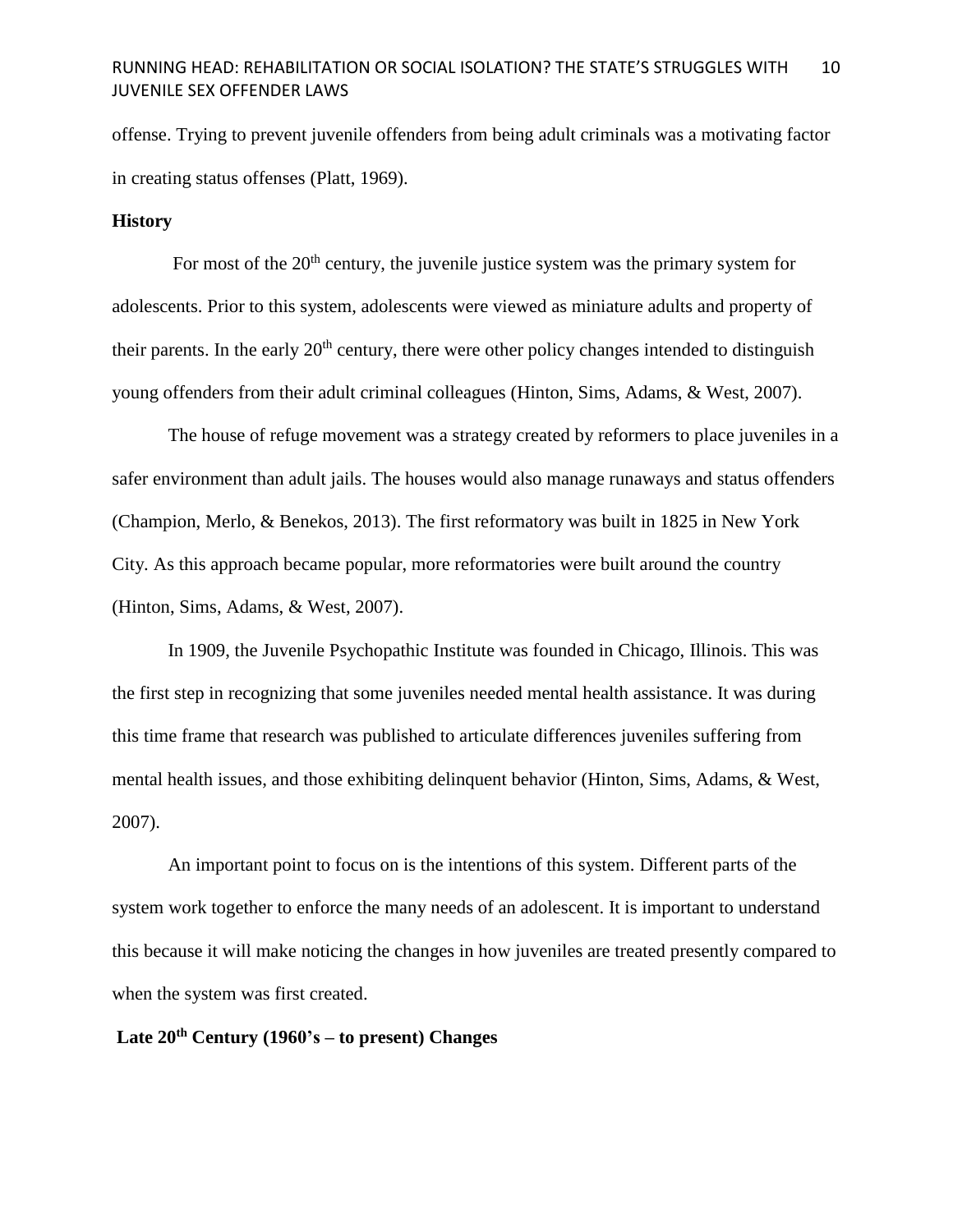offense. Trying to prevent juvenile offenders from being adult criminals was a motivating factor in creating status offenses (Platt, 1969).

**History**

For most of the 20th century, the juvenile justice system was the primary system for adolescents. Prior to this system, adolescents were viewed as miniature adults and property of their parents. In the early 20th century, there were other policy changes intended to distinguish young offenders from their adult criminal colleagues (Hinton, Sims, Adams, & West, 2007).

The house of refuge movement was a strategy created by reformers to place juveniles in a safer environment than adult jails. The houses would also manage runaways and status offenders (Champion, Merlo, & Benekos, 2013). The first reformatory was built in 1825 in New York City. As this approach became popular, more reformatories were built around the country (Hinton, Sims, Adams, & West, 2007).

In 1909, the Juvenile Psychopathic Institute was founded in Chicago, Illinois. This was the first step in recognizing that some juveniles needed mental health assistance. It was during this time frame that research was published to articulate differences juveniles suffering from mental health issues, and those exhibiting delinquent behavior (Hinton, Sims, Adams, & West, 2007).

An important point to focus on is the intentions of this system. Different parts of the system work together to enforce the many needs of an adolescent. It is important to understand this because it will make noticing the changes in how juveniles are treated presently compared to when the system was first created.

**Late 20th Century (1960's – to present) Changes**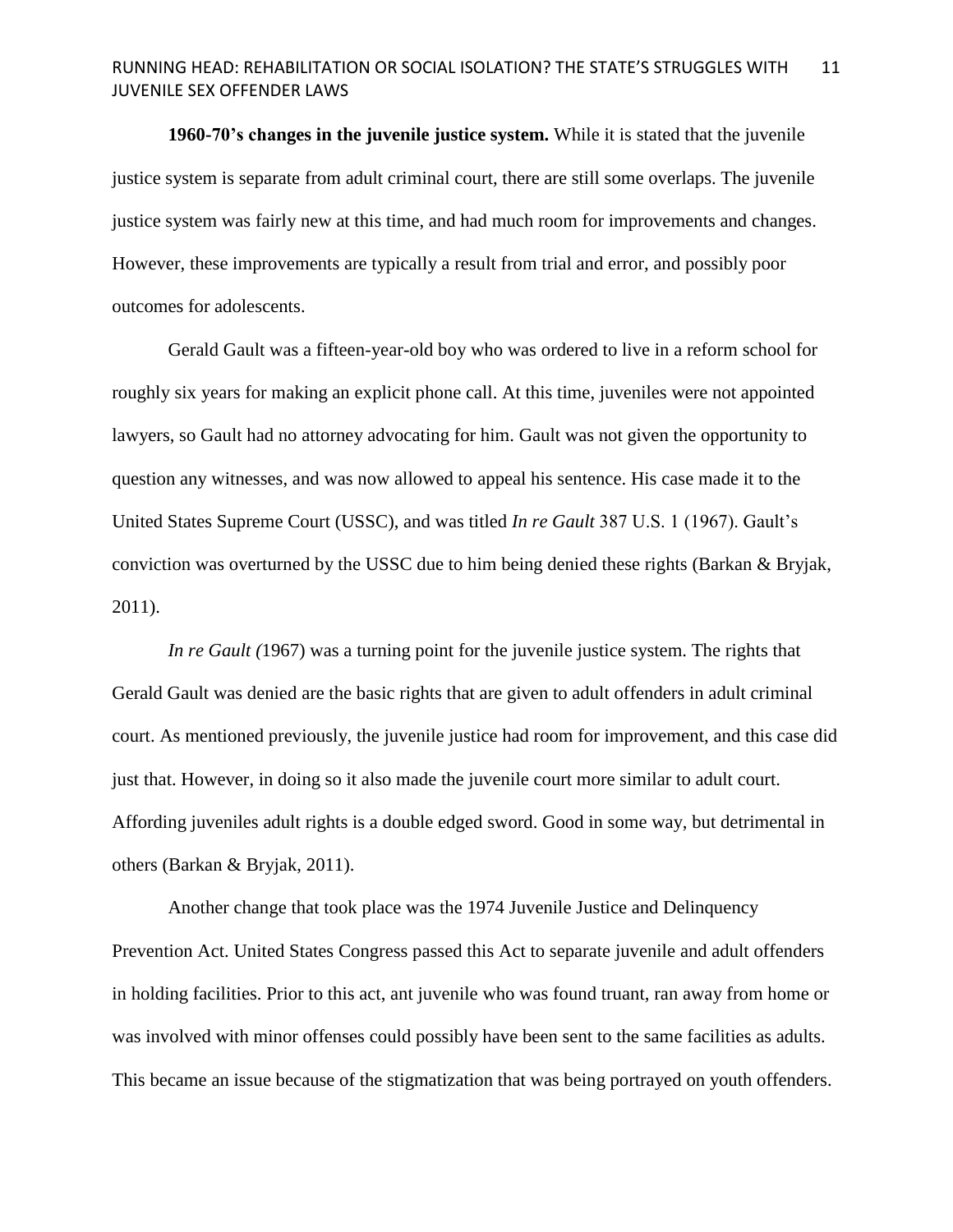**1960-70's changes in the juvenile justice system.** While it is stated that the juvenile justice system is separate from adult criminal court, there are still some overlaps. The juvenile justice system was fairly new at this time, and had much room for improvements and changes. However, these improvements are typically a result from trial and error, and possibly poor outcomes for adolescents.

Gerald Gault was a fifteen-year-old boy who was ordered to live in a reform school for roughly six years for making an explicit phone call. At this time, juveniles were not appointed lawyers, so Gault had no attorney advocating for him. Gault was not given the opportunity to question any witnesses, and was now allowed to appeal his sentence. His case made it to the United States Supreme Court (USSC), and was titled *In re Gault* 387 U.S. 1 (1967). Gault's conviction was overturned by the USSC due to him being denied these rights (Barkan & Bryjak, 2011).

*In re Gault (*1967) was a turning point for the juvenile justice system. The rights that Gerald Gault was denied are the basic rights that are given to adult offenders in adult criminal court. As mentioned previously, the juvenile justice had room for improvement, and this case did just that. However, in doing so it also made the juvenile court more similar to adult court. Affording juveniles adult rights is a double edged sword. Good in some way, but detrimental in others (Barkan & Bryjak, 2011).

Another change that took place was the 1974 Juvenile Justice and Delinquency Prevention Act. United States Congress passed this Act to separate juvenile and adult offenders in holding facilities. Prior to this act, ant juvenile who was found truant, ran away from home or was involved with minor offenses could possibly have been sent to the same facilities as adults. This became an issue because of the stigmatization that was being portrayed on youth offenders.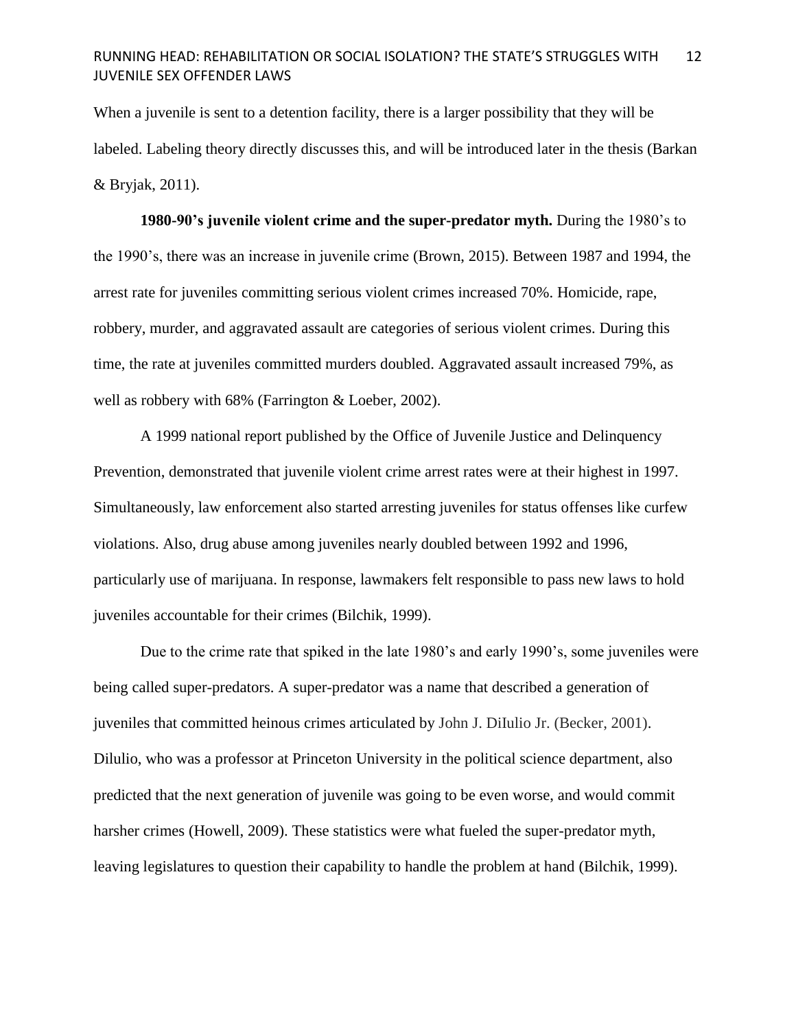When a juvenile is sent to a detention facility, there is a larger possibility that they will be labeled. Labeling theory directly discusses this, and will be introduced later in the thesis (Barkan & Bryjak, 2011).

**1980-90's juvenile violent crime and the super-predator myth.** During the 1980's to the 1990's, there was an increase in juvenile crime (Brown, 2015). Between 1987 and 1994, the arrest rate for juveniles committing serious violent crimes increased 70%. Homicide, rape, robbery, murder, and aggravated assault are categories of serious violent crimes. During this time, the rate at juveniles committed murders doubled. Aggravated assault increased 79%, as well as robbery with 68% (Farrington & Loeber, 2002).

A 1999 national report published by the Office of Juvenile Justice and Delinquency Prevention, demonstrated that juvenile violent crime arrest rates were at their highest in 1997. Simultaneously, law enforcement also started arresting juveniles for status offenses like curfew violations. Also, drug abuse among juveniles nearly doubled between 1992 and 1996, particularly use of marijuana. In response, lawmakers felt responsible to pass new laws to hold juveniles accountable for their crimes (Bilchik, 1999).

Due to the crime rate that spiked in the late 1980's and early 1990's, some juveniles were being called super-predators. A super-predator was a name that described a generation of juveniles that committed heinous crimes articulated by John J. DiIulio Jr. (Becker, 2001). Dilulio, who was a professor at Princeton University in the political science department, also predicted that the next generation of juvenile was going to be even worse, and would commit harsher crimes (Howell, 2009). These statistics were what fueled the super-predator myth, leaving legislatures to question their capability to handle the problem at hand (Bilchik, 1999).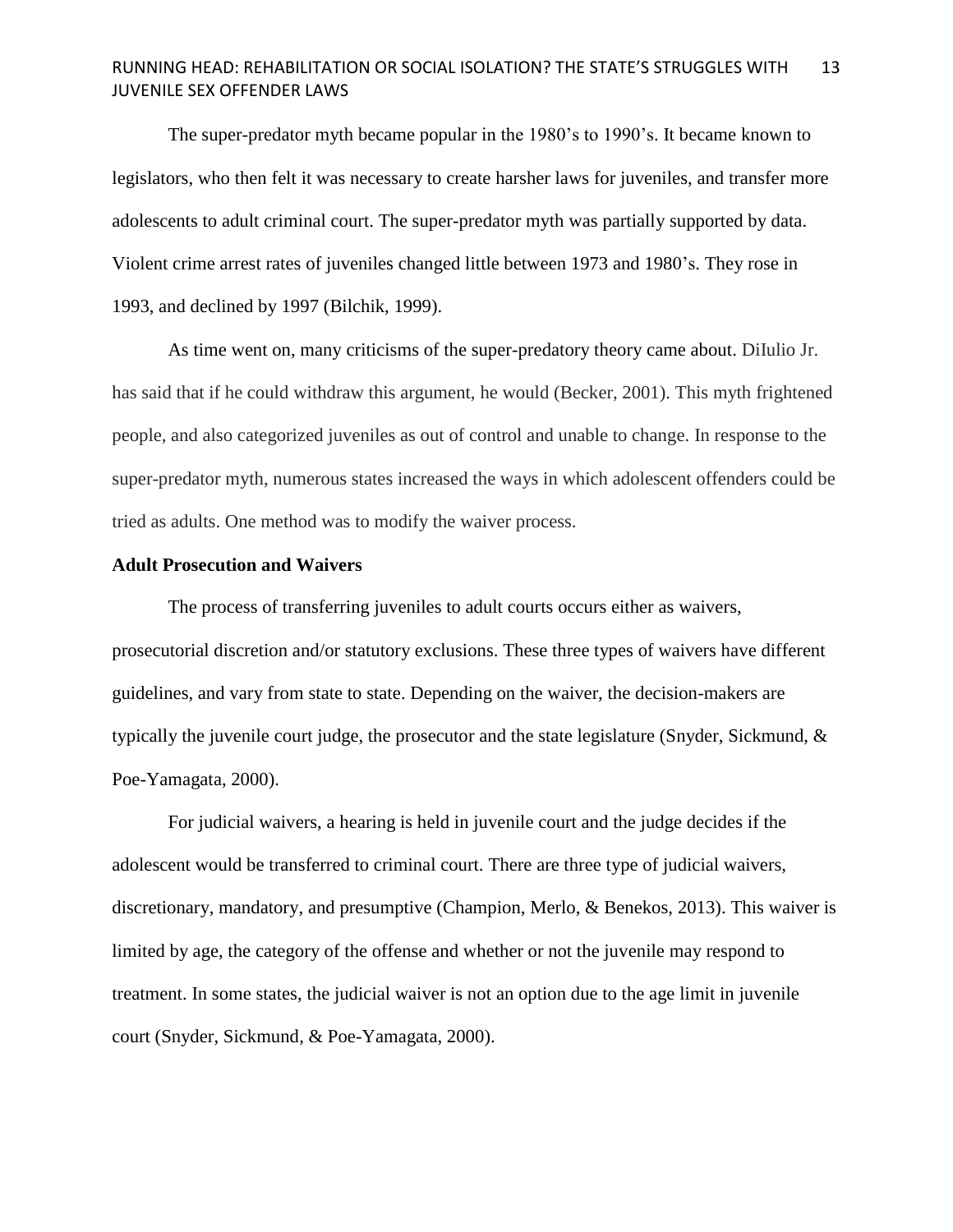The super-predator myth became popular in the 1980's to 1990's. It became known to legislators, who then felt it was necessary to create harsher laws for juveniles, and transfer more adolescents to adult criminal court. The super-predator myth was partially supported by data. Violent crime arrest rates of juveniles changed little between 1973 and 1980's. They rose in 1993, and declined by 1997 (Bilchik, 1999).

As time went on, many criticisms of the super-predatory theory came about. DiIulio Jr. has said that if he could withdraw this argument, he would (Becker, 2001). This myth frightened people, and also categorized juveniles as out of control and unable to change. In response to the super-predator myth, numerous states increased the ways in which adolescent offenders could be tried as adults. One method was to modify the waiver process.

**Adult Prosecution and Waivers**

The process of transferring juveniles to adult courts occurs either as waivers, prosecutorial discretion and/or statutory exclusions. These three types of waivers have different guidelines, and vary from state to state. Depending on the waiver, the decision-makers are typically the juvenile court judge, the prosecutor and the state legislature (Snyder, Sickmund, & Poe-Yamagata, 2000).

For judicial waivers, a hearing is held in juvenile court and the judge decides if the adolescent would be transferred to criminal court. There are three type of judicial waivers, discretionary, mandatory, and presumptive (Champion, Merlo, & Benekos, 2013). This waiver is limited by age, the category of the offense and whether or not the juvenile may respond to treatment. In some states, the judicial waiver is not an option due to the age limit in juvenile court (Snyder, Sickmund, & Poe-Yamagata, 2000).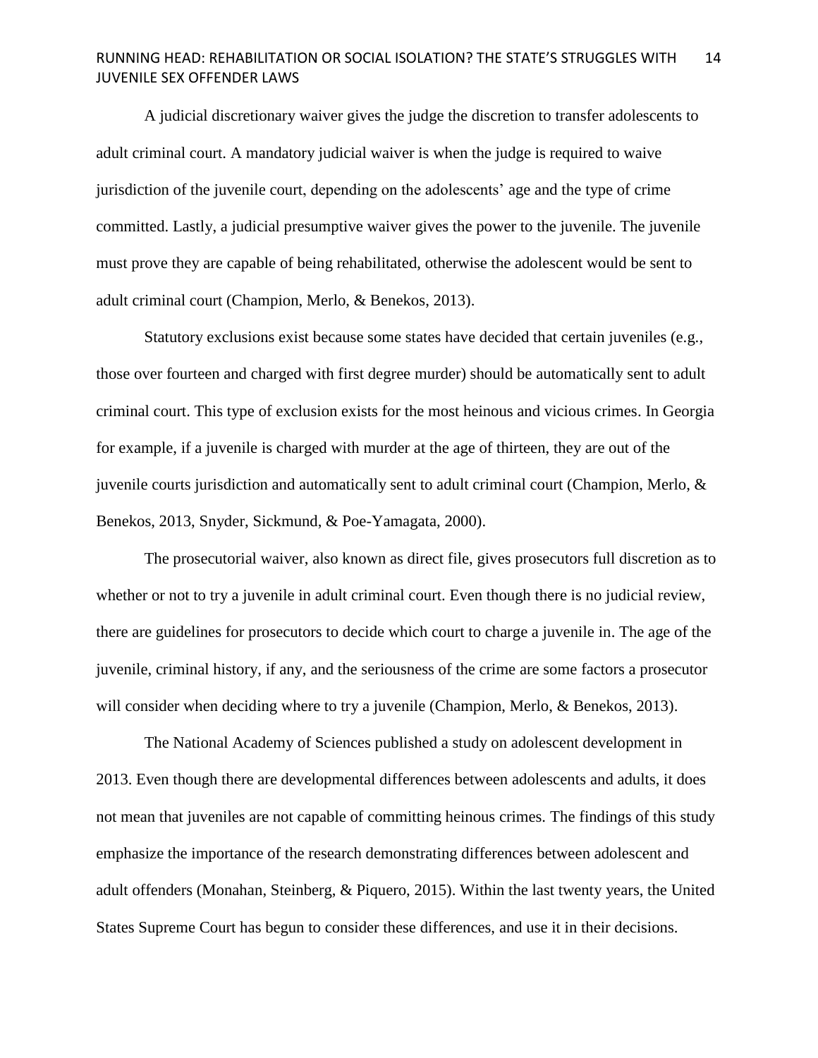A judicial discretionary waiver gives the judge the discretion to transfer adolescents to adult criminal court. A mandatory judicial waiver is when the judge is required to waive jurisdiction of the juvenile court, depending on the adolescents' age and the type of crime committed. Lastly, a judicial presumptive waiver gives the power to the juvenile. The juvenile must prove they are capable of being rehabilitated, otherwise the adolescent would be sent to adult criminal court (Champion, Merlo, & Benekos, 2013).

Statutory exclusions exist because some states have decided that certain juveniles (e.g., those over fourteen and charged with first degree murder) should be automatically sent to adult criminal court. This type of exclusion exists for the most heinous and vicious crimes. In Georgia for example, if a juvenile is charged with murder at the age of thirteen, they are out of the juvenile courts jurisdiction and automatically sent to adult criminal court (Champion, Merlo, & Benekos, 2013, Snyder, Sickmund, & Poe-Yamagata, 2000).

The prosecutorial waiver, also known as direct file, gives prosecutors full discretion as to whether or not to try a juvenile in adult criminal court. Even though there is no judicial review, there are guidelines for prosecutors to decide which court to charge a juvenile in. The age of the juvenile, criminal history, if any, and the seriousness of the crime are some factors a prosecutor will consider when deciding where to try a juvenile (Champion, Merlo, & Benekos, 2013).

The National Academy of Sciences published a study on adolescent development in 2013. Even though there are developmental differences between adolescents and adults, it does not mean that juveniles are not capable of committing heinous crimes. The findings of this study emphasize the importance of the research demonstrating differences between adolescent and adult offenders (Monahan, Steinberg, & Piquero, 2015). Within the last twenty years, the United States Supreme Court has begun to consider these differences, and use it in their decisions.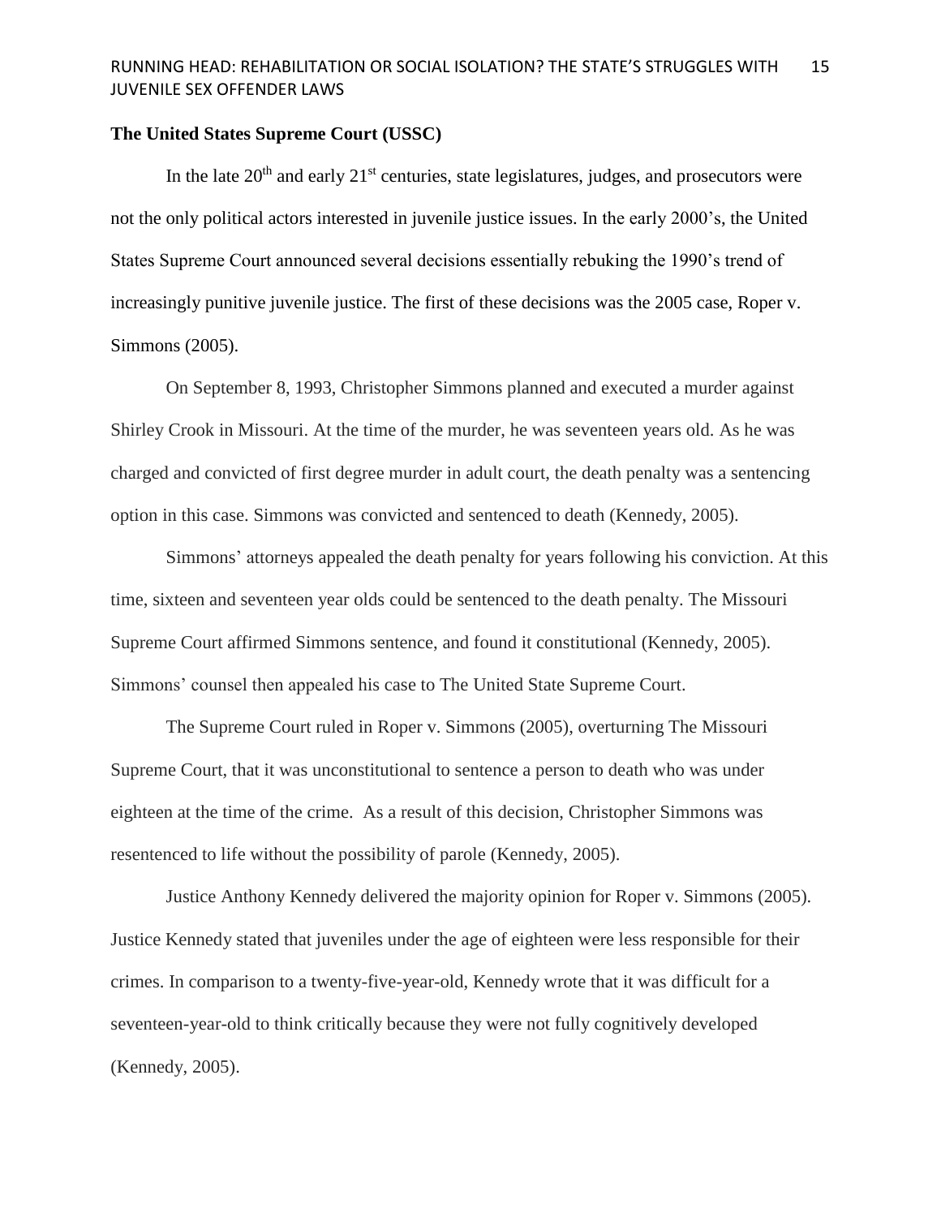**The United States Supreme Court (USSC)**

In the late 20th and early 21st centuries, state legislatures, judges, and prosecutors were not the only political actors interested in juvenile justice issues. In the early 2000's, the United States Supreme Court announced several decisions essentially rebuking the 1990's trend of increasingly punitive juvenile justice. The first of these decisions was the 2005 case, Roper v. Simmons (2005).

On September 8, 1993, Christopher Simmons planned and executed a murder against Shirley Crook in Missouri. At the time of the murder, he was seventeen years old. As he was charged and convicted of first degree murder in adult court, the death penalty was a sentencing option in this case. Simmons was convicted and sentenced to death (Kennedy, 2005).

Simmons' attorneys appealed the death penalty for years following his conviction. At this time, sixteen and seventeen year olds could be sentenced to the death penalty. The Missouri Supreme Court affirmed Simmons sentence, and found it constitutional (Kennedy, 2005). Simmons' counsel then appealed his case to The United State Supreme Court.

The Supreme Court ruled in Roper v. Simmons (2005), overturning The Missouri Supreme Court, that it was unconstitutional to sentence a person to death who was under eighteen at the time of the crime. As a result of this decision, Christopher Simmons was resentenced to life without the possibility of parole (Kennedy, 2005).

Justice Anthony Kennedy delivered the majority opinion for Roper v. Simmons (2005). Justice Kennedy stated that juveniles under the age of eighteen were less responsible for their crimes. In comparison to a twenty-five-year-old, Kennedy wrote that it was difficult for a seventeen-year-old to think critically because they were not fully cognitively developed (Kennedy, 2005).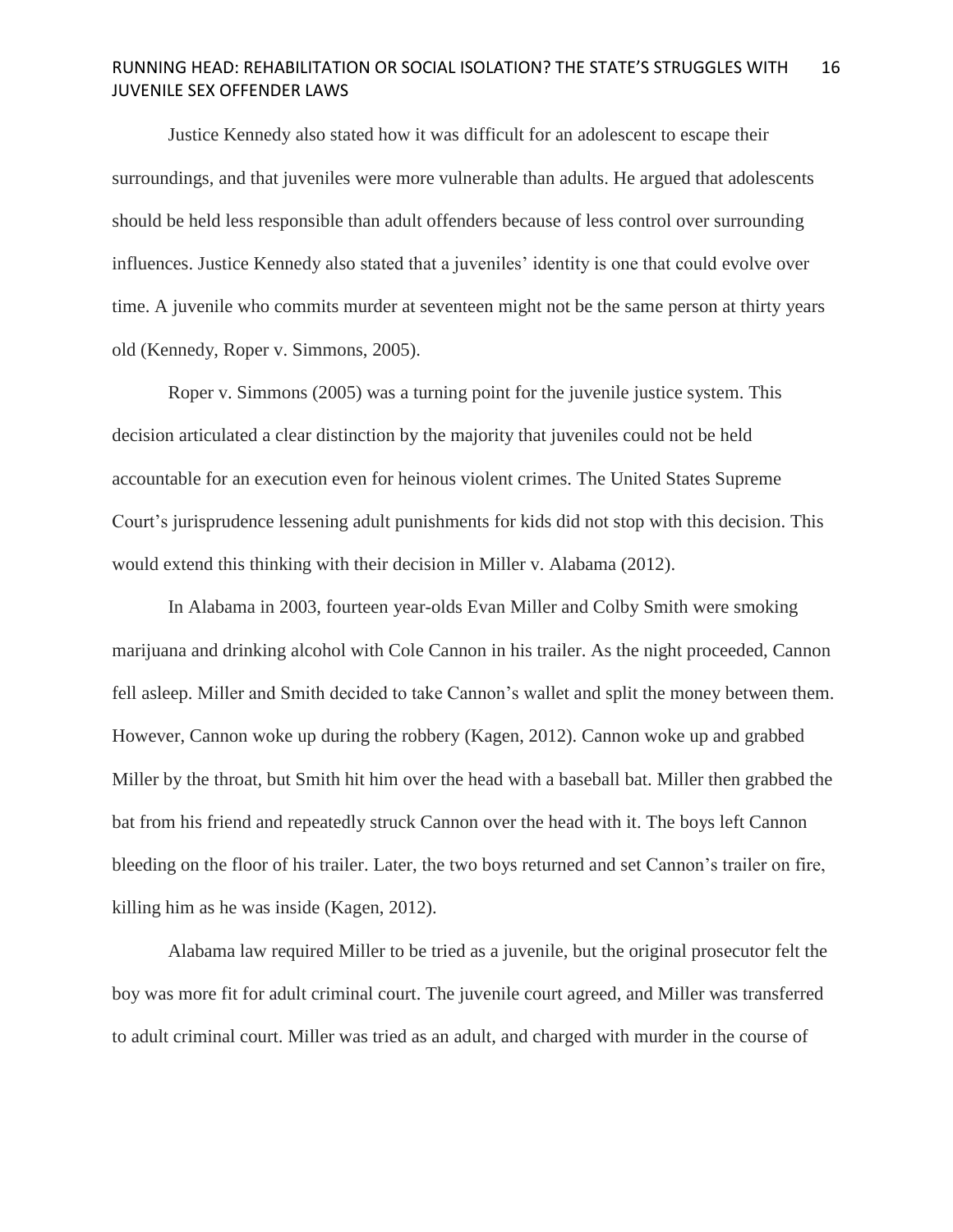Justice Kennedy also stated how it was difficult for an adolescent to escape their surroundings, and that juveniles were more vulnerable than adults. He argued that adolescents should be held less responsible than adult offenders because of less control over surrounding influences. Justice Kennedy also stated that a juveniles' identity is one that could evolve over time. A juvenile who commits murder at seventeen might not be the same person at thirty years old (Kennedy, Roper v. Simmons, 2005).

Roper v. Simmons (2005) was a turning point for the juvenile justice system. This decision articulated a clear distinction by the majority that juveniles could not be held accountable for an execution even for heinous violent crimes. The United States Supreme Court's jurisprudence lessening adult punishments for kids did not stop with this decision. This would extend this thinking with their decision in Miller v. Alabama (2012).

In Alabama in 2003, fourteen year-olds Evan Miller and Colby Smith were smoking marijuana and drinking alcohol with Cole Cannon in his trailer. As the night proceeded, Cannon fell asleep. Miller and Smith decided to take Cannon's wallet and split the money between them. However, Cannon woke up during the robbery (Kagen, 2012). Cannon woke up and grabbed Miller by the throat, but Smith hit him over the head with a baseball bat. Miller then grabbed the bat from his friend and repeatedly struck Cannon over the head with it. The boys left Cannon bleeding on the floor of his trailer. Later, the two boys returned and set Cannon's trailer on fire, killing him as he was inside (Kagen, 2012).

Alabama law required Miller to be tried as a juvenile, but the original prosecutor felt the boy was more fit for adult criminal court. The juvenile court agreed, and Miller was transferred to adult criminal court. Miller was tried as an adult, and charged with murder in the course of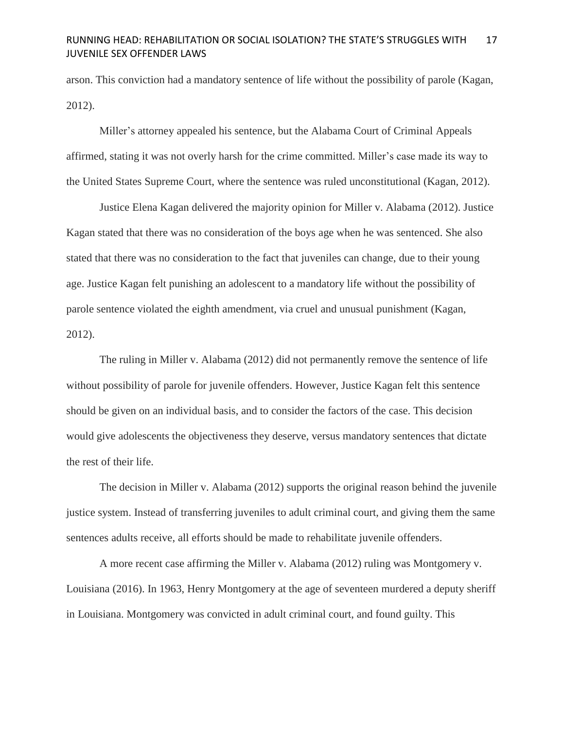arson. This conviction had a mandatory sentence of life without the possibility of parole (Kagan, 2012).

Miller's attorney appealed his sentence, but the Alabama Court of Criminal Appeals affirmed, stating it was not overly harsh for the crime committed. Miller's case made its way to the United States Supreme Court, where the sentence was ruled unconstitutional (Kagan, 2012).

Justice Elena Kagan delivered the majority opinion for Miller v. Alabama (2012). Justice Kagan stated that there was no consideration of the boys age when he was sentenced. She also stated that there was no consideration to the fact that juveniles can change, due to their young age. Justice Kagan felt punishing an adolescent to a mandatory life without the possibility of parole sentence violated the eighth amendment, via cruel and unusual punishment (Kagan, 2012).

The ruling in Miller v. Alabama (2012) did not permanently remove the sentence of life without possibility of parole for juvenile offenders. However, Justice Kagan felt this sentence should be given on an individual basis, and to consider the factors of the case. This decision would give adolescents the objectiveness they deserve, versus mandatory sentences that dictate the rest of their life.

The decision in Miller v. Alabama (2012) supports the original reason behind the juvenile justice system. Instead of transferring juveniles to adult criminal court, and giving them the same sentences adults receive, all efforts should be made to rehabilitate juvenile offenders.

A more recent case affirming the Miller v. Alabama (2012) ruling was Montgomery v. Louisiana (2016). In 1963, Henry Montgomery at the age of seventeen murdered a deputy sheriff in Louisiana. Montgomery was convicted in adult criminal court, and found guilty. This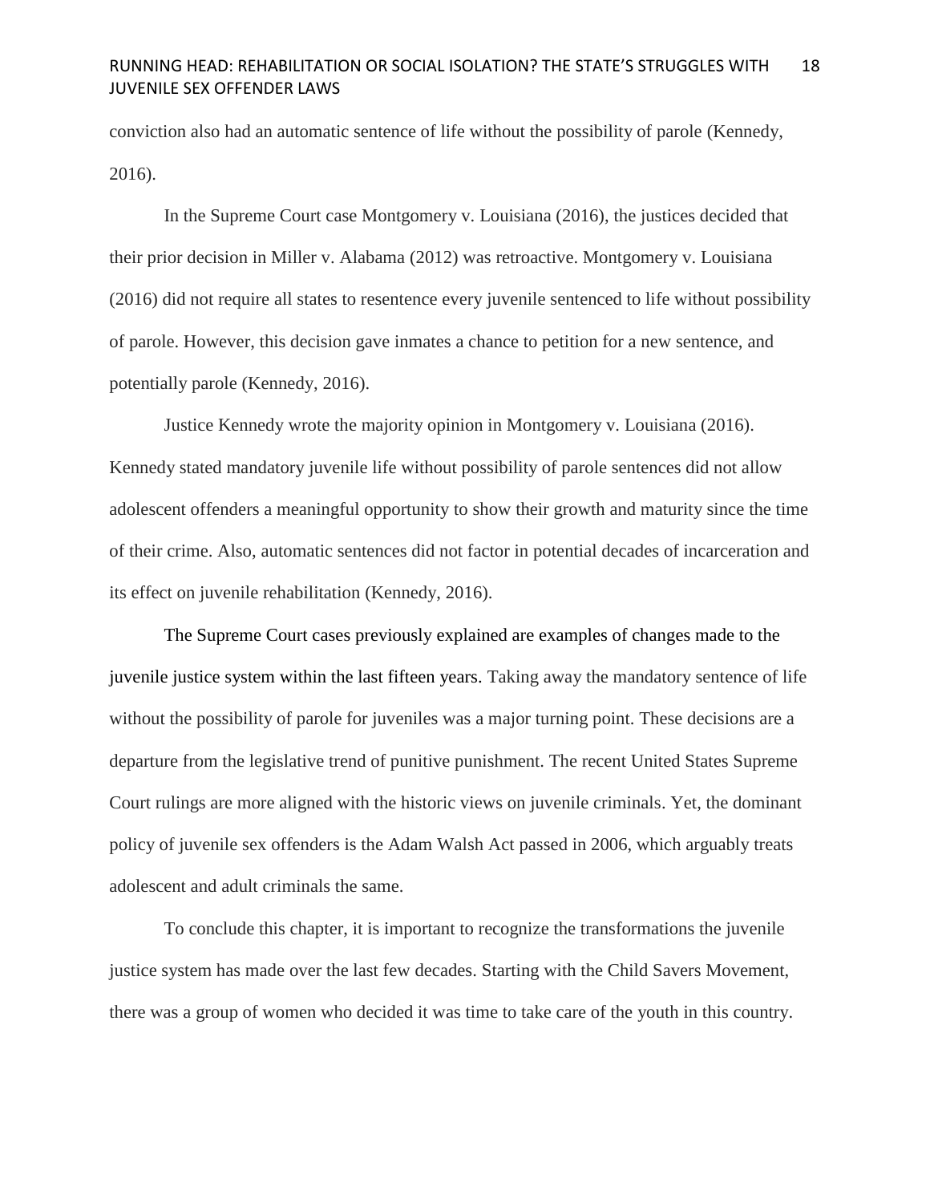conviction also had an automatic sentence of life without the possibility of parole (Kennedy, 2016).

In the Supreme Court case Montgomery v. Louisiana (2016), the justices decided that their prior decision in Miller v. Alabama (2012) was retroactive. Montgomery v. Louisiana (2016) did not require all states to resentence every juvenile sentenced to life without possibility of parole. However, this decision gave inmates a chance to petition for a new sentence, and potentially parole (Kennedy, 2016).

Justice Kennedy wrote the majority opinion in Montgomery v. Louisiana (2016). Kennedy stated mandatory juvenile life without possibility of parole sentences did not allow adolescent offenders a meaningful opportunity to show their growth and maturity since the time of their crime. Also, automatic sentences did not factor in potential decades of incarceration and its effect on juvenile rehabilitation (Kennedy, 2016).

The Supreme Court cases previously explained are examples of changes made to the juvenile justice system within the last fifteen years. Taking away the mandatory sentence of life without the possibility of parole for juveniles was a major turning point. These decisions are a departure from the legislative trend of punitive punishment. The recent United States Supreme Court rulings are more aligned with the historic views on juvenile criminals. Yet, the dominant policy of juvenile sex offenders is the Adam Walsh Act passed in 2006, which arguably treats adolescent and adult criminals the same.

To conclude this chapter, it is important to recognize the transformations the juvenile justice system has made over the last few decades. Starting with the Child Savers Movement, there was a group of women who decided it was time to take care of the youth in this country.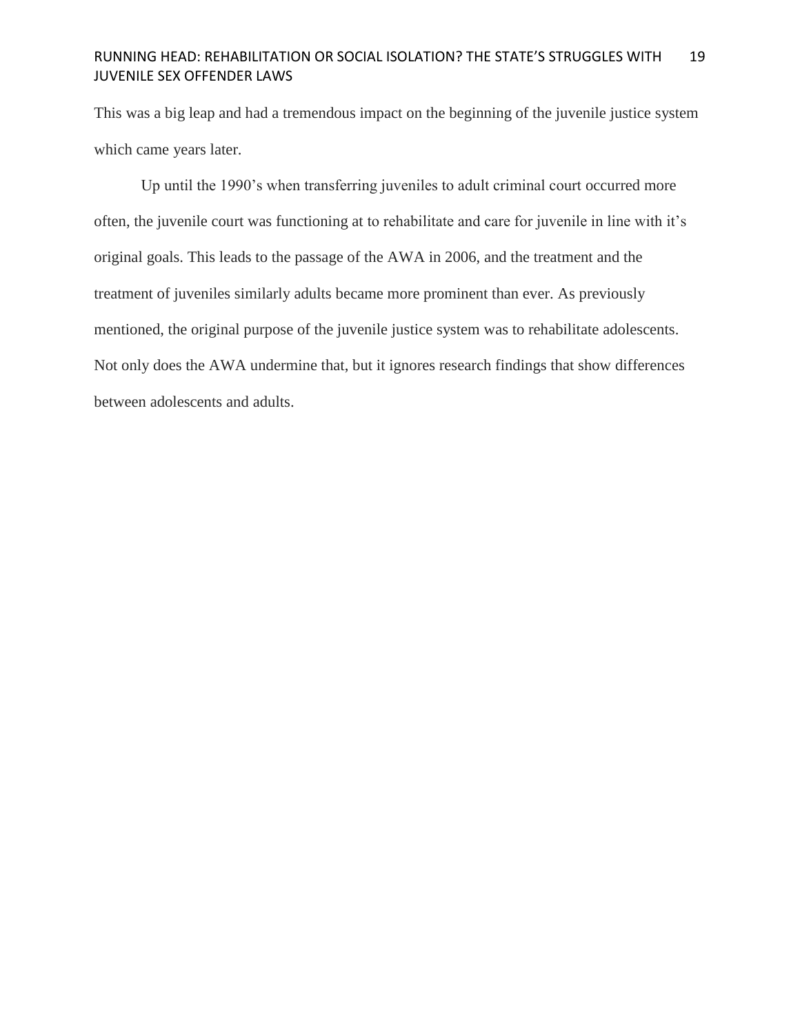This was a big leap and had a tremendous impact on the beginning of the juvenile justice system which came years later.

Up until the 1990's when transferring juveniles to adult criminal court occurred more often, the juvenile court was functioning at to rehabilitate and care for juvenile in line with it's original goals. This leads to the passage of the AWA in 2006, and the treatment and the treatment of juveniles similarly adults became more prominent than ever. As previously mentioned, the original purpose of the juvenile justice system was to rehabilitate adolescents. Not only does the AWA undermine that, but it ignores research findings that show differences between adolescents and adults.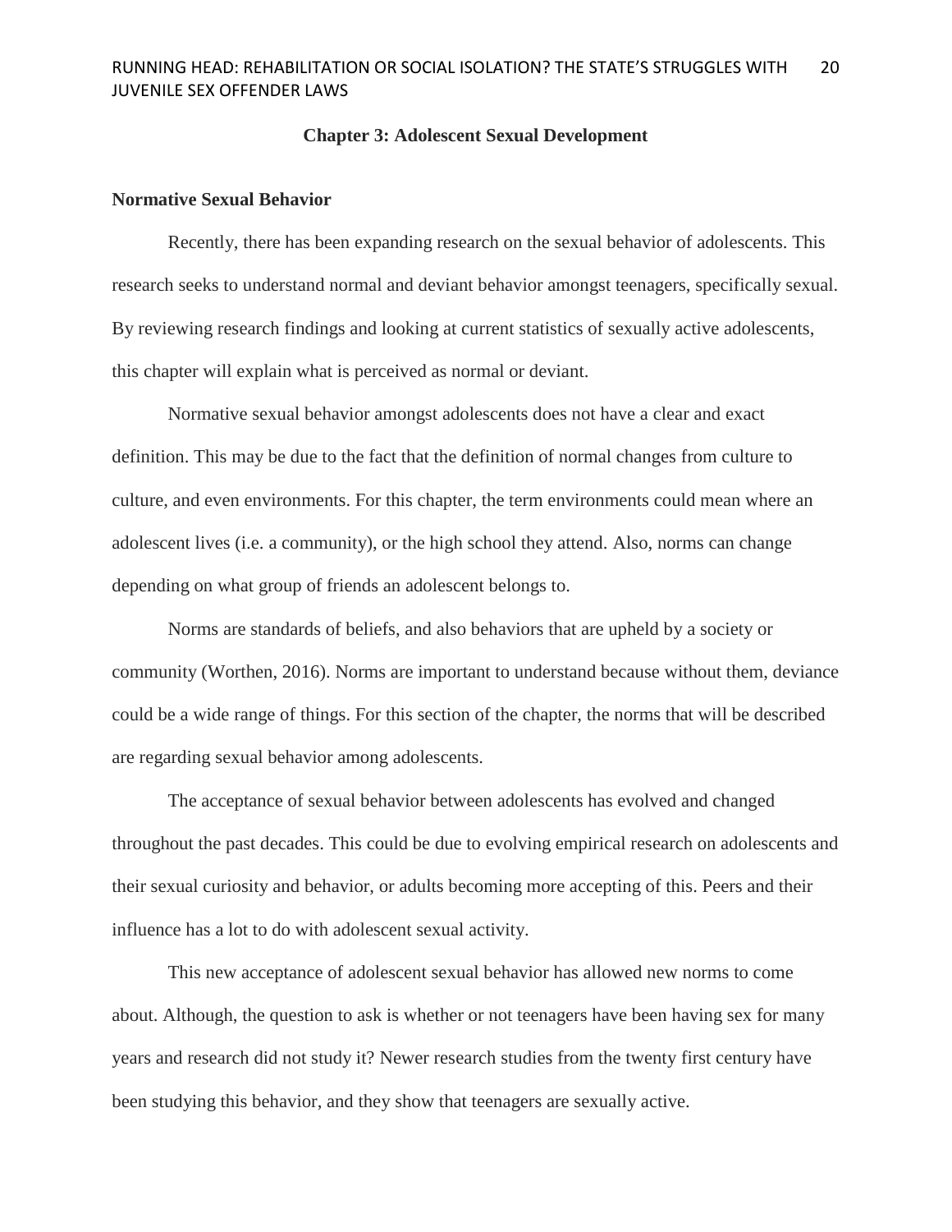## Chapter 3: Adolescent Sexual Development

### Normative Sexual Behavior

Recently, there has been expanding research on the sexual behavior of adolescents. This research seeks to understand normal and deviant behavior amongst teenagers, specifically sexual. By reviewing research findings and looking at current statistics of sexually active adolescents, this chapter will explain what is perceived as normal or deviant.

Normative sexual behavior amongst adolescents does not have a clear and exact definition. This may be due to the fact that the definition of normal changes from culture to culture, and even environments. For this chapter, the term environments could mean where an adolescent lives (i.e. a community), or the high school they attend. Also, norms can change depending on what group of friends an adolescent belongs to.

Norms are standards of beliefs, and also behaviors that are upheld by a society or community (Worthen, 2016). Norms are important to understand because without them, deviance could be a wide range of things. For this section of the chapter, the norms that will be described are regarding sexual behavior among adolescents.

The acceptance of sexual behavior between adolescents has evolved and changed throughout the past decades. This could be due to evolving empirical research on adolescents and their sexual curiosity and behavior, or adults becoming more accepting of this. Peers and their influence has a lot to do with adolescent sexual activity.

This new acceptance of adolescent sexual behavior has allowed new norms to come about. Although, the question to ask is whether or not teenagers have been having sex for many years and research did not study it? Newer research studies from the twenty first century have been studying this behavior, and they show that teenagers are sexually active.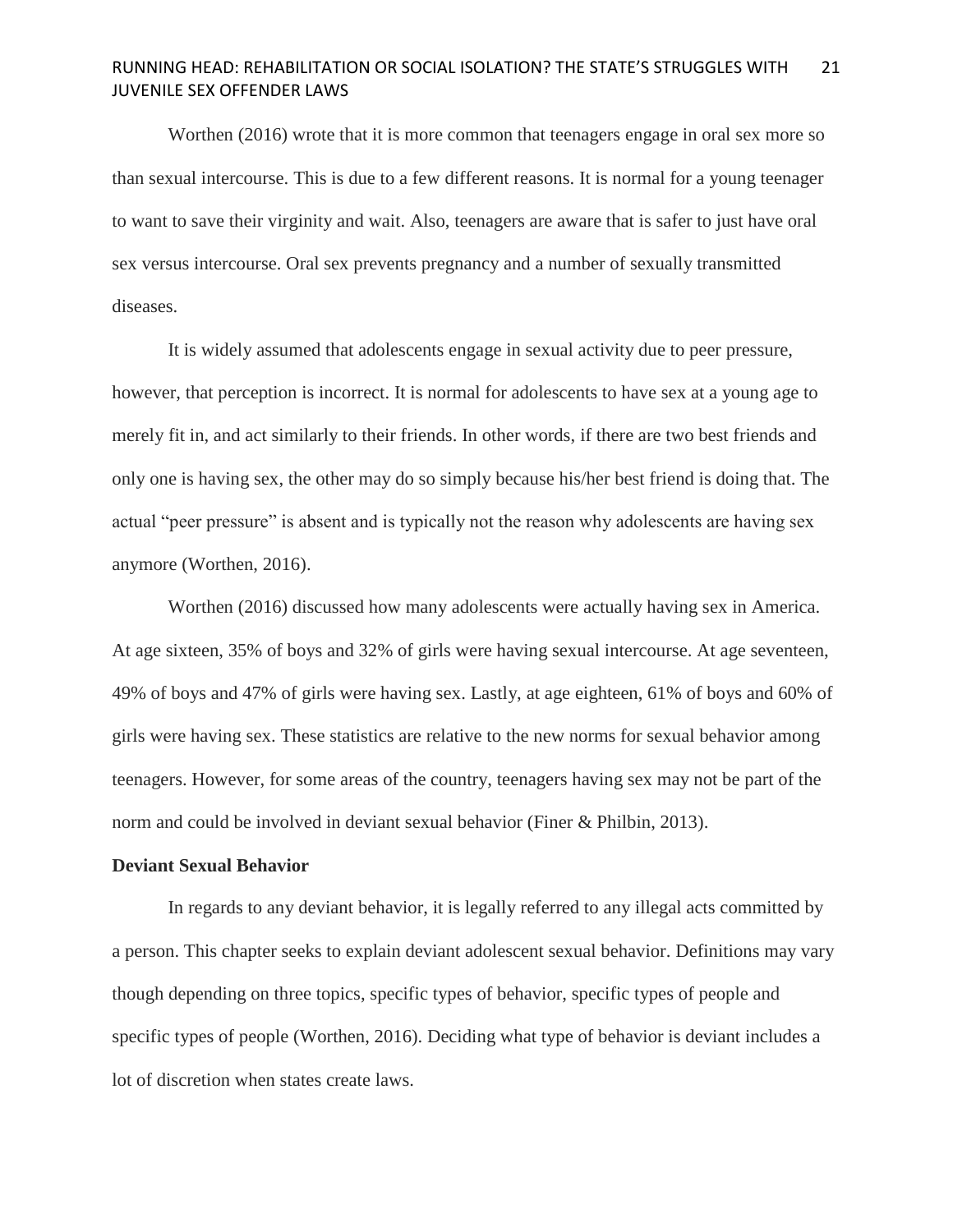Worthen (2016) wrote that it is more common that teenagers engage in oral sex more so than sexual intercourse. This is due to a few different reasons. It is normal for a young teenager to want to save their virginity and wait. Also, teenagers are aware that is safer to just have oral sex versus intercourse. Oral sex prevents pregnancy and a number of sexually transmitted diseases.

It is widely assumed that adolescents engage in sexual activity due to peer pressure, however, that perception is incorrect. It is normal for adolescents to have sex at a young age to merely fit in, and act similarly to their friends. In other words, if there are two best friends and only one is having sex, the other may do so simply because his/her best friend is doing that. The actual "peer pressure" is absent and is typically not the reason why adolescents are having sex anymore (Worthen, 2016).

Worthen (2016) discussed how many adolescents were actually having sex in America. At age sixteen, 35% of boys and 32% of girls were having sexual intercourse. At age seventeen, 49% of boys and 47% of girls were having sex. Lastly, at age eighteen, 61% of boys and 60% of girls were having sex. These statistics are relative to the new norms for sexual behavior among teenagers. However, for some areas of the country, teenagers having sex may not be part of the norm and could be involved in deviant sexual behavior (Finer & Philbin, 2013).

**Deviant Sexual Behavior**

In regards to any deviant behavior, it is legally referred to any illegal acts committed by a person. This chapter seeks to explain deviant adolescent sexual behavior. Definitions may vary though depending on three topics, specific types of behavior, specific types of people and specific types of people (Worthen, 2016). Deciding what type of behavior is deviant includes a lot of discretion when states create laws.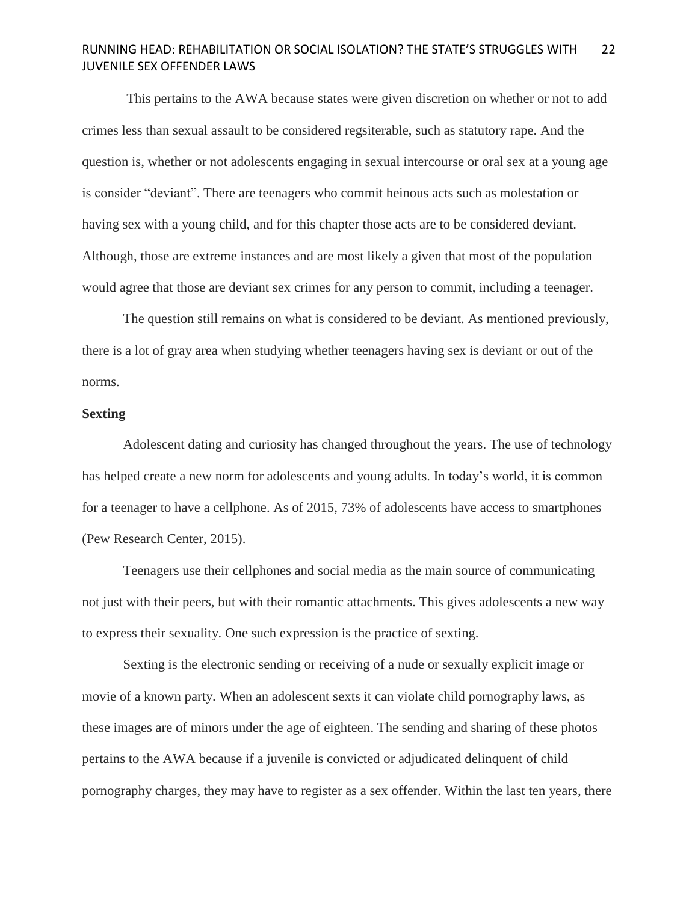This pertains to the AWA because states were given discretion on whether or not to add crimes less than sexual assault to be considered regsiterable, such as statutory rape. And the question is, whether or not adolescents engaging in sexual intercourse or oral sex at a young age is consider "deviant". There are teenagers who commit heinous acts such as molestation or having sex with a young child, and for this chapter those acts are to be considered deviant. Although, those are extreme instances and are most likely a given that most of the population would agree that those are deviant sex crimes for any person to commit, including a teenager.

The question still remains on what is considered to be deviant. As mentioned previously, there is a lot of gray area when studying whether teenagers having sex is deviant or out of the norms.

**Sexting**

Adolescent dating and curiosity has changed throughout the years. The use of technology has helped create a new norm for adolescents and young adults. In today's world, it is common for a teenager to have a cellphone. As of 2015, 73% of adolescents have access to smartphones (Pew Research Center, 2015).

Teenagers use their cellphones and social media as the main source of communicating not just with their peers, but with their romantic attachments. This gives adolescents a new way to express their sexuality. One such expression is the practice of sexting.

Sexting is the electronic sending or receiving of a nude or sexually explicit image or movie of a known party. When an adolescent sexts it can violate child pornography laws, as these images are of minors under the age of eighteen. The sending and sharing of these photos pertains to the AWA because if a juvenile is convicted or adjudicated delinquent of child pornography charges, they may have to register as a sex offender. Within the last ten years, there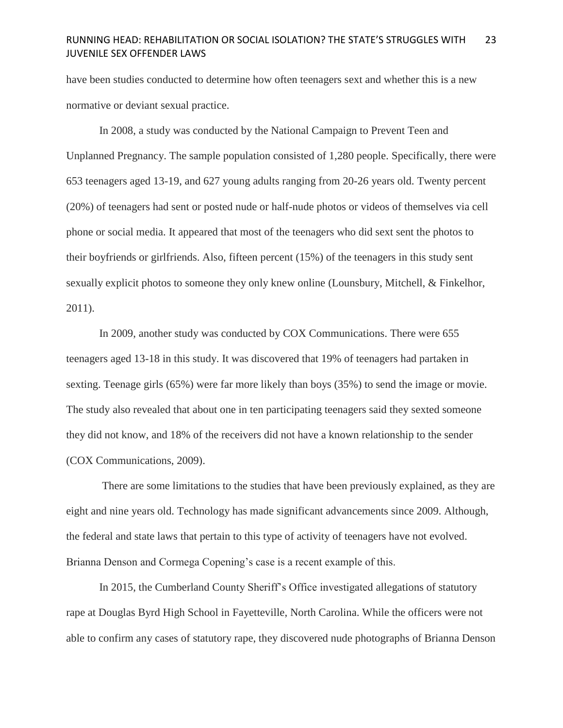have been studies conducted to determine how often teenagers sext and whether this is a new normative or deviant sexual practice.

In 2008, a study was conducted by the National Campaign to Prevent Teen and Unplanned Pregnancy. The sample population consisted of 1,280 people. Specifically, there were 653 teenagers aged 13-19, and 627 young adults ranging from 20-26 years old. Twenty percent (20%) of teenagers had sent or posted nude or half-nude photos or videos of themselves via cell phone or social media. It appeared that most of the teenagers who did sext sent the photos to their boyfriends or girlfriends. Also, fifteen percent (15%) of the teenagers in this study sent sexually explicit photos to someone they only knew online (Lounsbury, Mitchell, & Finkelhor, 2011).

In 2009, another study was conducted by COX Communications. There were 655 teenagers aged 13-18 in this study. It was discovered that 19% of teenagers had partaken in sexting. Teenage girls (65%) were far more likely than boys (35%) to send the image or movie. The study also revealed that about one in ten participating teenagers said they sexted someone they did not know, and 18% of the receivers did not have a known relationship to the sender (COX Communications, 2009).

There are some limitations to the studies that have been previously explained, as they are eight and nine years old. Technology has made significant advancements since 2009. Although, the federal and state laws that pertain to this type of activity of teenagers have not evolved. Brianna Denson and Cormega Copening's case is a recent example of this.

In 2015, the Cumberland County Sheriff's Office investigated allegations of statutory rape at Douglas Byrd High School in Fayetteville, North Carolina. While the officers were not able to confirm any cases of statutory rape, they discovered nude photographs of Brianna Denson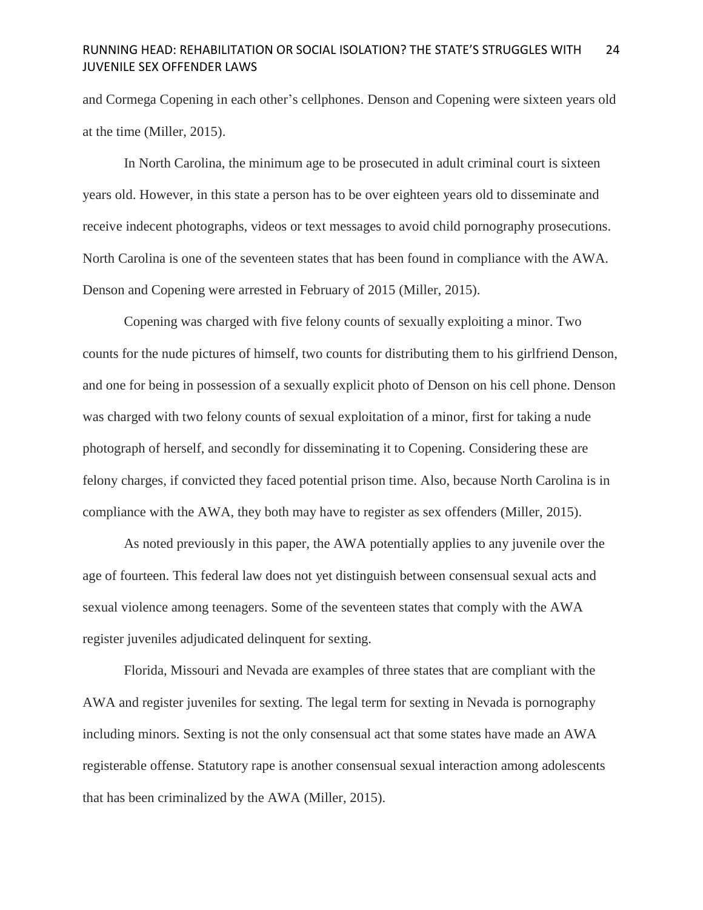and Cormega Copening in each other's cellphones. Denson and Copening were sixteen years old at the time (Miller, 2015).

In North Carolina, the minimum age to be prosecuted in adult criminal court is sixteen years old. However, in this state a person has to be over eighteen years old to disseminate and receive indecent photographs, videos or text messages to avoid child pornography prosecutions. North Carolina is one of the seventeen states that has been found in compliance with the AWA. Denson and Copening were arrested in February of 2015 (Miller, 2015).

Copening was charged with five felony counts of sexually exploiting a minor. Two counts for the nude pictures of himself, two counts for distributing them to his girlfriend Denson, and one for being in possession of a sexually explicit photo of Denson on his cell phone. Denson was charged with two felony counts of sexual exploitation of a minor, first for taking a nude photograph of herself, and secondly for disseminating it to Copening. Considering these are felony charges, if convicted they faced potential prison time. Also, because North Carolina is in compliance with the AWA, they both may have to register as sex offenders (Miller, 2015).

As noted previously in this paper, the AWA potentially applies to any juvenile over the age of fourteen. This federal law does not yet distinguish between consensual sexual acts and sexual violence among teenagers. Some of the seventeen states that comply with the AWA register juveniles adjudicated delinquent for sexting.

Florida, Missouri and Nevada are examples of three states that are compliant with the AWA and register juveniles for sexting. The legal term for sexting in Nevada is pornography including minors. Sexting is not the only consensual act that some states have made an AWA registerable offense. Statutory rape is another consensual sexual interaction among adolescents that has been criminalized by the AWA (Miller, 2015).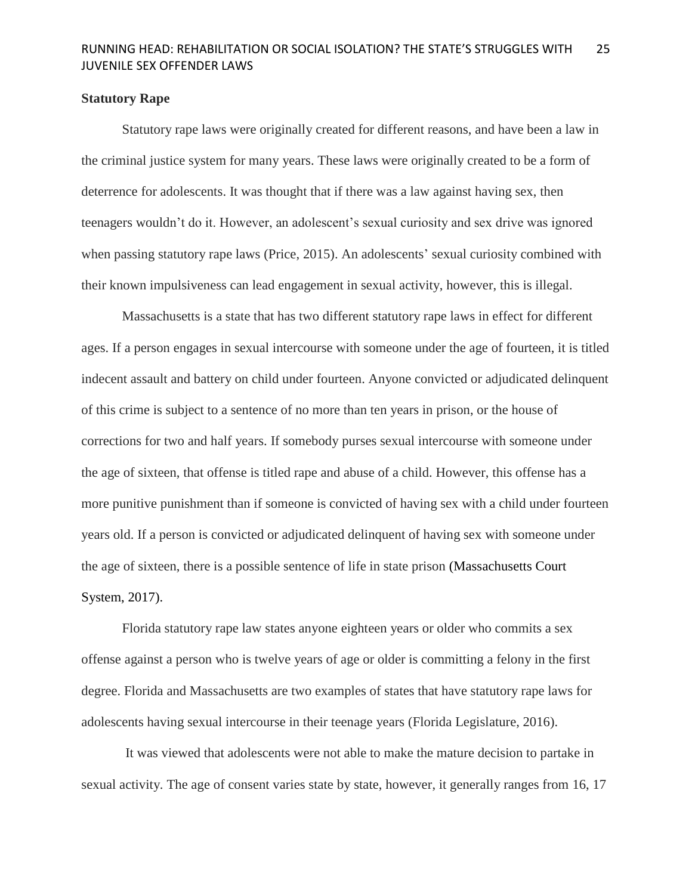**Statutory Rape**

Statutory rape laws were originally created for different reasons, and have been a law in the criminal justice system for many years. These laws were originally created to be a form of deterrence for adolescents. It was thought that if there was a law against having sex, then teenagers wouldn't do it. However, an adolescent's sexual curiosity and sex drive was ignored when passing statutory rape laws (Price, 2015). An adolescents' sexual curiosity combined with their known impulsiveness can lead engagement in sexual activity, however, this is illegal.

Massachusetts is a state that has two different statutory rape laws in effect for different ages. If a person engages in sexual intercourse with someone under the age of fourteen, it is titled indecent assault and battery on child under fourteen. Anyone convicted or adjudicated delinquent of this crime is subject to a sentence of no more than ten years in prison, or the house of corrections for two and half years. If somebody purses sexual intercourse with someone under the age of sixteen, that offense is titled rape and abuse of a child. However, this offense has a more punitive punishment than if someone is convicted of having sex with a child under fourteen years old. If a person is convicted or adjudicated delinquent of having sex with someone under the age of sixteen, there is a possible sentence of life in state prison (Massachusetts Court System, 2017).

Florida statutory rape law states anyone eighteen years or older who commits a sex offense against a person who is twelve years of age or older is committing a felony in the first degree. Florida and Massachusetts are two examples of states that have statutory rape laws for adolescents having sexual intercourse in their teenage years (Florida Legislature, 2016).

It was viewed that adolescents were not able to make the mature decision to partake in sexual activity. The age of consent varies state by state, however, it generally ranges from 16, 17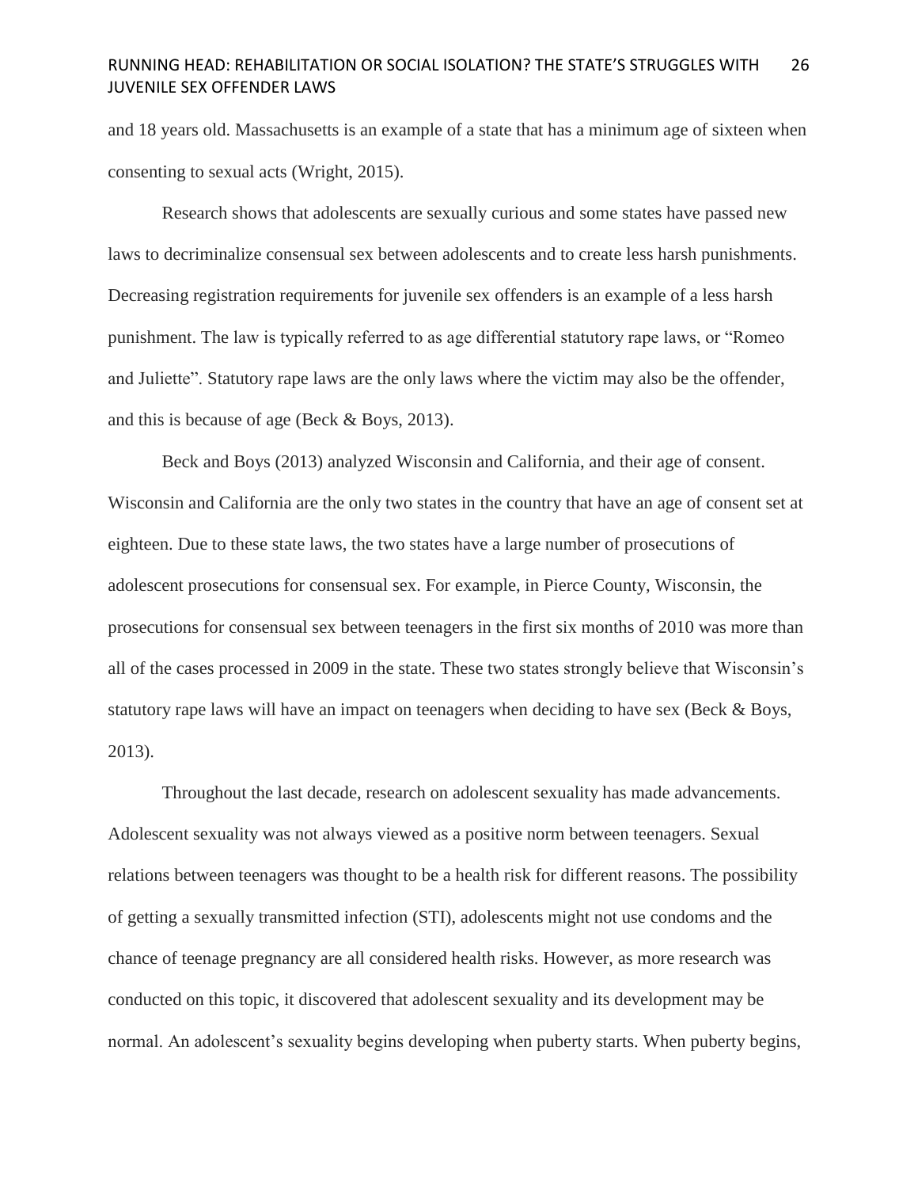and 18 years old. Massachusetts is an example of a state that has a minimum age of sixteen when consenting to sexual acts (Wright, 2015).

Research shows that adolescents are sexually curious and some states have passed new laws to decriminalize consensual sex between adolescents and to create less harsh punishments. Decreasing registration requirements for juvenile sex offenders is an example of a less harsh punishment. The law is typically referred to as age differential statutory rape laws, or "Romeo and Juliette". Statutory rape laws are the only laws where the victim may also be the offender, and this is because of age (Beck & Boys, 2013).

Beck and Boys (2013) analyzed Wisconsin and California, and their age of consent. Wisconsin and California are the only two states in the country that have an age of consent set at eighteen. Due to these state laws, the two states have a large number of prosecutions of adolescent prosecutions for consensual sex. For example, in Pierce County, Wisconsin, the prosecutions for consensual sex between teenagers in the first six months of 2010 was more than all of the cases processed in 2009 in the state. These two states strongly believe that Wisconsin's statutory rape laws will have an impact on teenagers when deciding to have sex (Beck & Boys, 2013).

Throughout the last decade, research on adolescent sexuality has made advancements. Adolescent sexuality was not always viewed as a positive norm between teenagers. Sexual relations between teenagers was thought to be a health risk for different reasons. The possibility of getting a sexually transmitted infection (STI), adolescents might not use condoms and the chance of teenage pregnancy are all considered health risks. However, as more research was conducted on this topic, it discovered that adolescent sexuality and its development may be normal. An adolescent's sexuality begins developing when puberty starts. When puberty begins,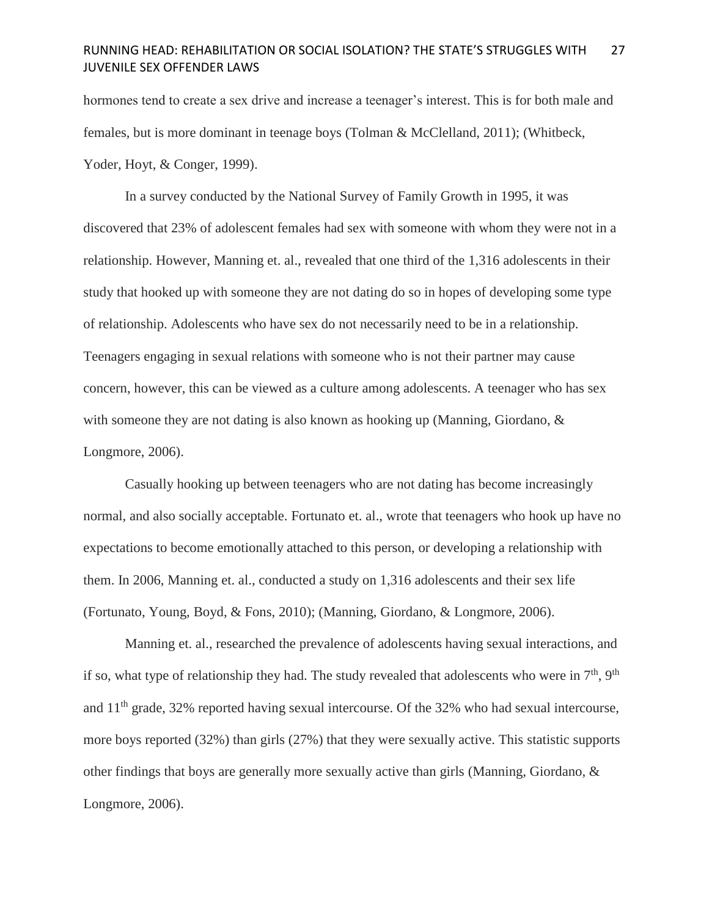hormones tend to create a sex drive and increase a teenager's interest. This is for both male and females, but is more dominant in teenage boys (Tolman & McClelland, 2011); (Whitbeck, Yoder, Hoyt, & Conger, 1999).

In a survey conducted by the National Survey of Family Growth in 1995, it was discovered that 23% of adolescent females had sex with someone with whom they were not in a relationship. However, Manning et. al., revealed that one third of the 1,316 adolescents in their study that hooked up with someone they are not dating do so in hopes of developing some type of relationship. Adolescents who have sex do not necessarily need to be in a relationship. Teenagers engaging in sexual relations with someone who is not their partner may cause concern, however, this can be viewed as a culture among adolescents. A teenager who has sex with someone they are not dating is also known as hooking up (Manning, Giordano, & Longmore, 2006).

Casually hooking up between teenagers who are not dating has become increasingly normal, and also socially acceptable. Fortunato et. al., wrote that teenagers who hook up have no expectations to become emotionally attached to this person, or developing a relationship with them. In 2006, Manning et. al., conducted a study on 1,316 adolescents and their sex life (Fortunato, Young, Boyd, & Fons, 2010); (Manning, Giordano, & Longmore, 2006).

Manning et. al., researched the prevalence of adolescents having sexual interactions, and if so, what type of relationship they had. The study revealed that adolescents who were in 7th, 9th and 11th grade, 32% reported having sexual intercourse. Of the 32% who had sexual intercourse, more boys reported (32%) than girls (27%) that they were sexually active. This statistic supports other findings that boys are generally more sexually active than girls (Manning, Giordano, & Longmore, 2006).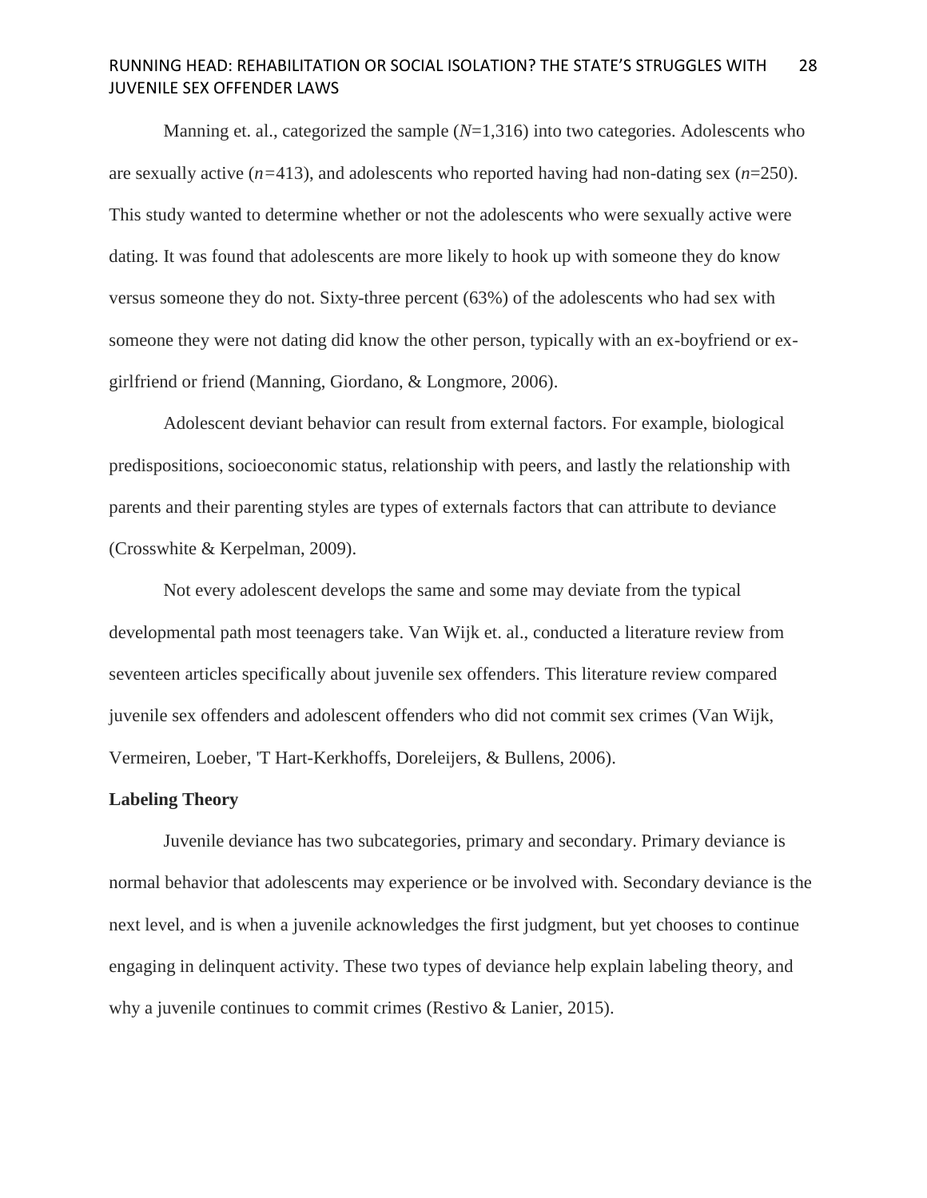Manning et. al., categorized the sample (*N*=1,316) into two categories. Adolescents who are sexually active (*n*=413), and adolescents who reported having had non-dating sex (*n*=250). This study wanted to determine whether or not the adolescents who were sexually active were dating. It was found that adolescents are more likely to hook up with someone they do know versus someone they do not. Sixty-three percent (63%) of the adolescents who had sex with someone they were not dating did know the other person, typically with an ex-boyfriend or ex-girlfriend or friend (Manning, Giordano, & Longmore, 2006).

Adolescent deviant behavior can result from external factors. For example, biological predispositions, socioeconomic status, relationship with peers, and lastly the relationship with parents and their parenting styles are types of externals factors that can attribute to deviance (Crosswhite & Kerpelman, 2009).

Not every adolescent develops the same and some may deviate from the typical developmental path most teenagers take. Van Wijk et. al., conducted a literature review from seventeen articles specifically about juvenile sex offenders. This literature review compared juvenile sex offenders and adolescent offenders who did not commit sex crimes (Van Wijk, Vermeiren, Loeber, 'T Hart-Kerkhoffs, Doreleijers, & Bullens, 2006).

**Labeling Theory**

Juvenile deviance has two subcategories, primary and secondary. Primary deviance is normal behavior that adolescents may experience or be involved with. Secondary deviance is the next level, and is when a juvenile acknowledges the first judgment, but yet chooses to continue engaging in delinquent activity. These two types of deviance help explain labeling theory, and why a juvenile continues to commit crimes (Restivo & Lanier, 2015).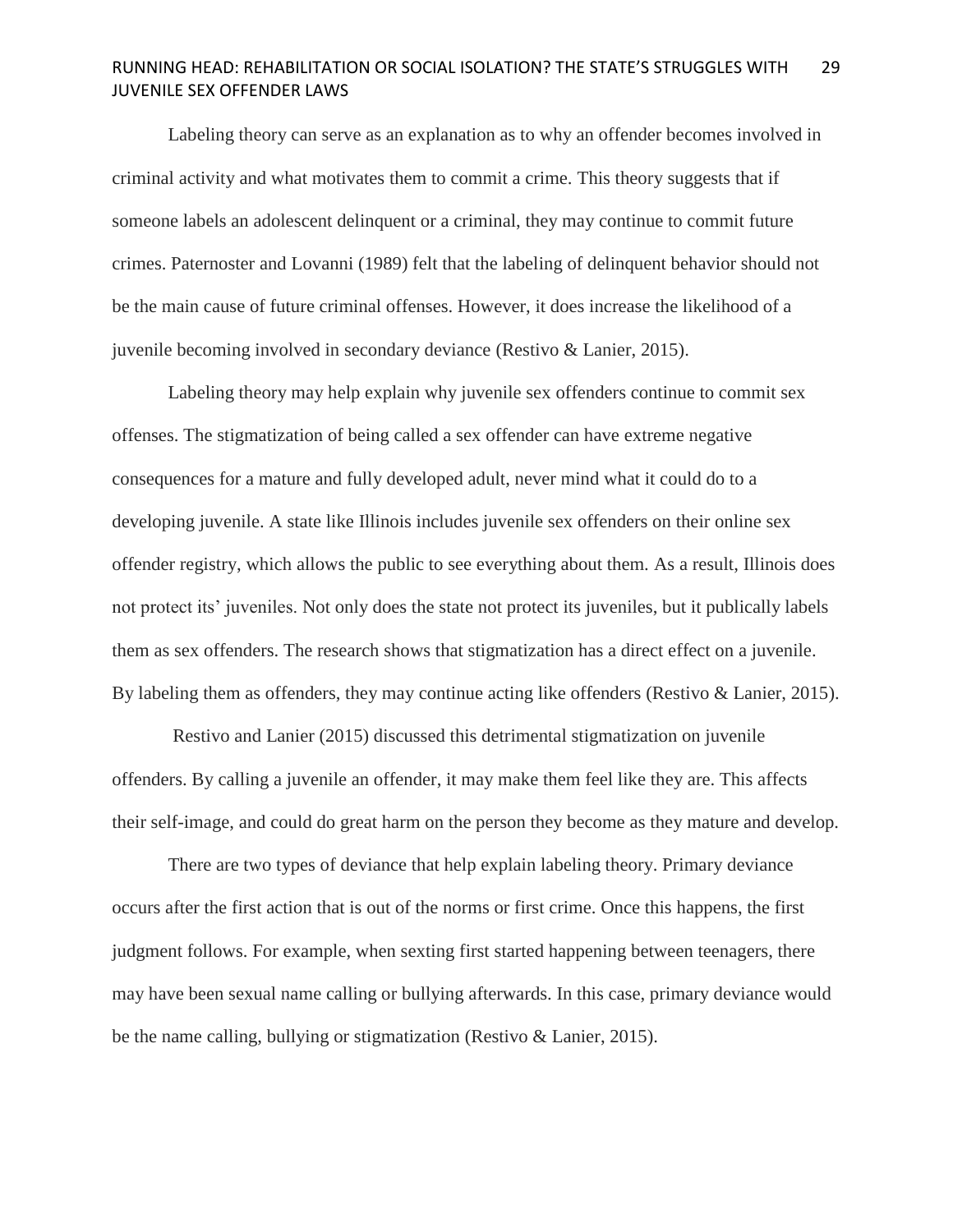Labeling theory can serve as an explanation as to why an offender becomes involved in criminal activity and what motivates them to commit a crime. This theory suggests that if someone labels an adolescent delinquent or a criminal, they may continue to commit future crimes. Paternoster and Lovanni (1989) felt that the labeling of delinquent behavior should not be the main cause of future criminal offenses. However, it does increase the likelihood of a juvenile becoming involved in secondary deviance (Restivo & Lanier, 2015).

Labeling theory may help explain why juvenile sex offenders continue to commit sex offenses. The stigmatization of being called a sex offender can have extreme negative consequences for a mature and fully developed adult, never mind what it could do to a developing juvenile. A state like Illinois includes juvenile sex offenders on their online sex offender registry, which allows the public to see everything about them. As a result, Illinois does not protect its' juveniles. Not only does the state not protect its juveniles, but it publically labels them as sex offenders. The research shows that stigmatization has a direct effect on a juvenile. By labeling them as offenders, they may continue acting like offenders (Restivo & Lanier, 2015).

Restivo and Lanier (2015) discussed this detrimental stigmatization on juvenile offenders. By calling a juvenile an offender, it may make them feel like they are. This affects their self-image, and could do great harm on the person they become as they mature and develop.

There are two types of deviance that help explain labeling theory. Primary deviance occurs after the first action that is out of the norms or first crime. Once this happens, the first judgment follows. For example, when sexting first started happening between teenagers, there may have been sexual name calling or bullying afterwards. In this case, primary deviance would be the name calling, bullying or stigmatization (Restivo & Lanier, 2015).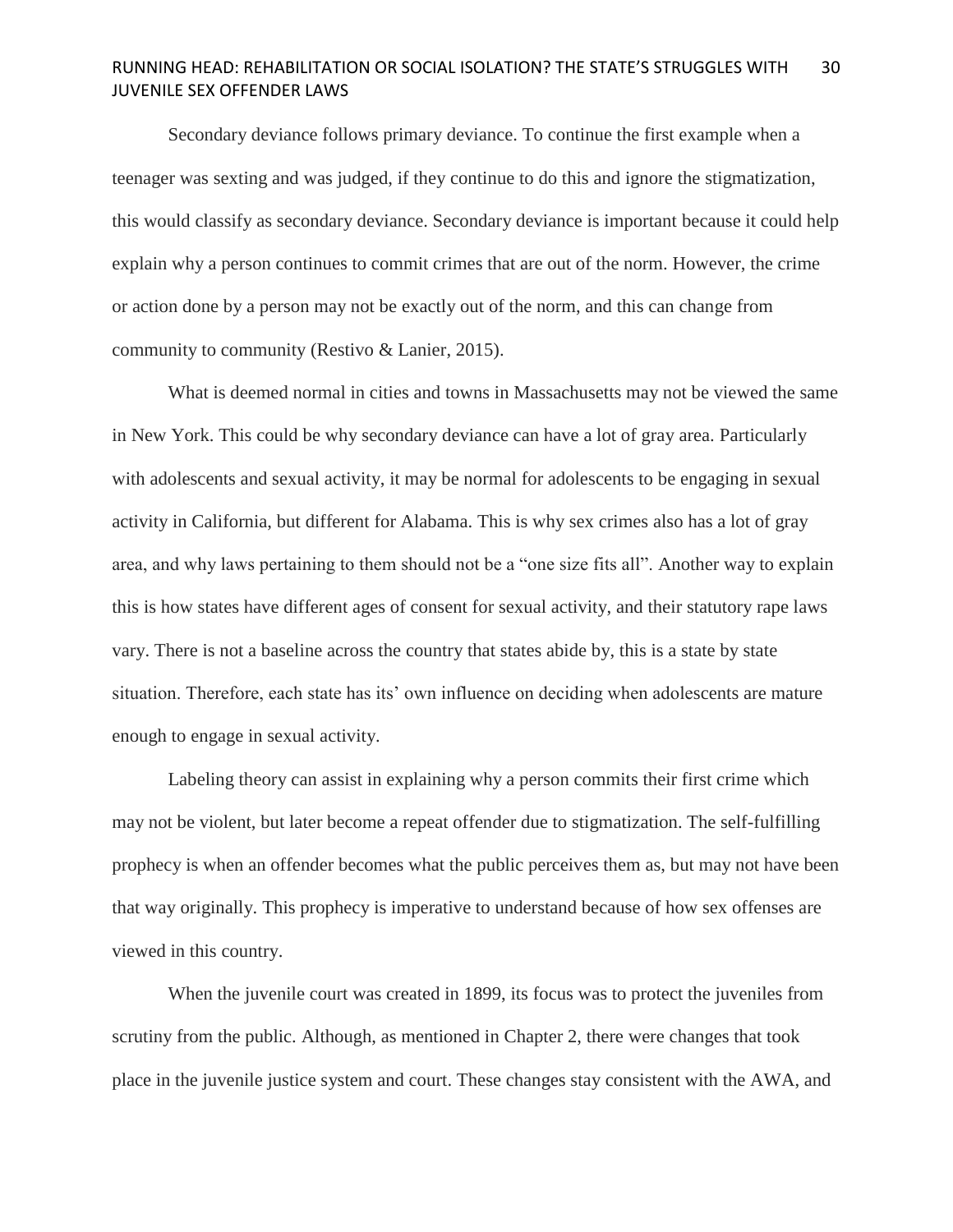Secondary deviance follows primary deviance. To continue the first example when a teenager was sexting and was judged, if they continue to do this and ignore the stigmatization, this would classify as secondary deviance. Secondary deviance is important because it could help explain why a person continues to commit crimes that are out of the norm. However, the crime or action done by a person may not be exactly out of the norm, and this can change from community to community (Restivo & Lanier, 2015).

What is deemed normal in cities and towns in Massachusetts may not be viewed the same in New York. This could be why secondary deviance can have a lot of gray area. Particularly with adolescents and sexual activity, it may be normal for adolescents to be engaging in sexual activity in California, but different for Alabama. This is why sex crimes also has a lot of gray area, and why laws pertaining to them should not be a "one size fits all". Another way to explain this is how states have different ages of consent for sexual activity, and their statutory rape laws vary. There is not a baseline across the country that states abide by, this is a state by state situation. Therefore, each state has its' own influence on deciding when adolescents are mature enough to engage in sexual activity.

Labeling theory can assist in explaining why a person commits their first crime which may not be violent, but later become a repeat offender due to stigmatization. The self-fulfilling prophecy is when an offender becomes what the public perceives them as, but may not have been that way originally. This prophecy is imperative to understand because of how sex offenses are viewed in this country.

When the juvenile court was created in 1899, its focus was to protect the juveniles from scrutiny from the public. Although, as mentioned in Chapter 2, there were changes that took place in the juvenile justice system and court. These changes stay consistent with the AWA, and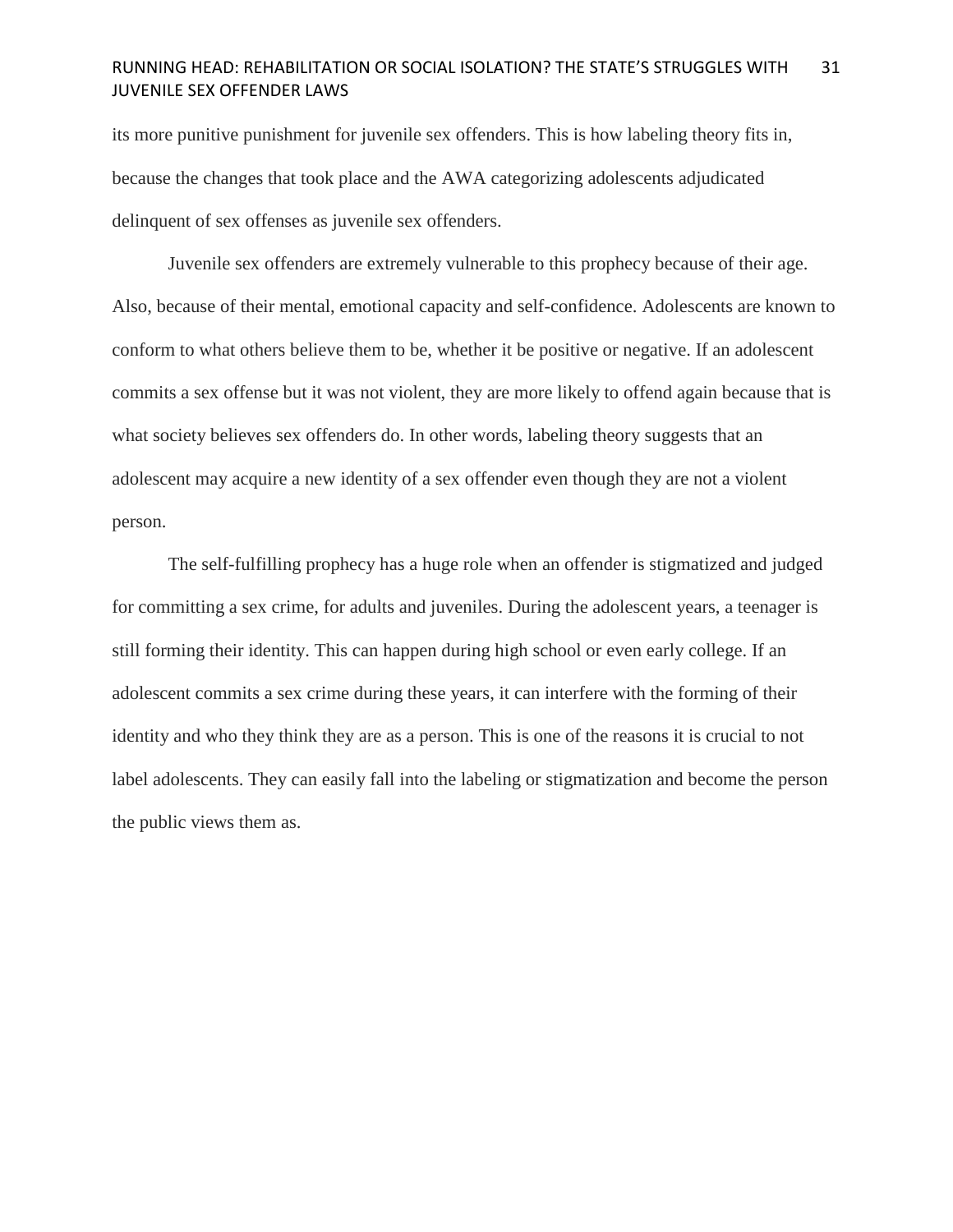its more punitive punishment for juvenile sex offenders. This is how labeling theory fits in, because the changes that took place and the AWA categorizing adolescents adjudicated delinquent of sex offenses as juvenile sex offenders.

Juvenile sex offenders are extremely vulnerable to this prophecy because of their age. Also, because of their mental, emotional capacity and self-confidence. Adolescents are known to conform to what others believe them to be, whether it be positive or negative. If an adolescent commits a sex offense but it was not violent, they are more likely to offend again because that is what society believes sex offenders do. In other words, labeling theory suggests that an adolescent may acquire a new identity of a sex offender even though they are not a violent person.

The self-fulfilling prophecy has a huge role when an offender is stigmatized and judged for committing a sex crime, for adults and juveniles. During the adolescent years, a teenager is still forming their identity. This can happen during high school or even early college. If an adolescent commits a sex crime during these years, it can interfere with the forming of their identity and who they think they are as a person. This is one of the reasons it is crucial to not label adolescents. They can easily fall into the labeling or stigmatization and become the person the public views them as.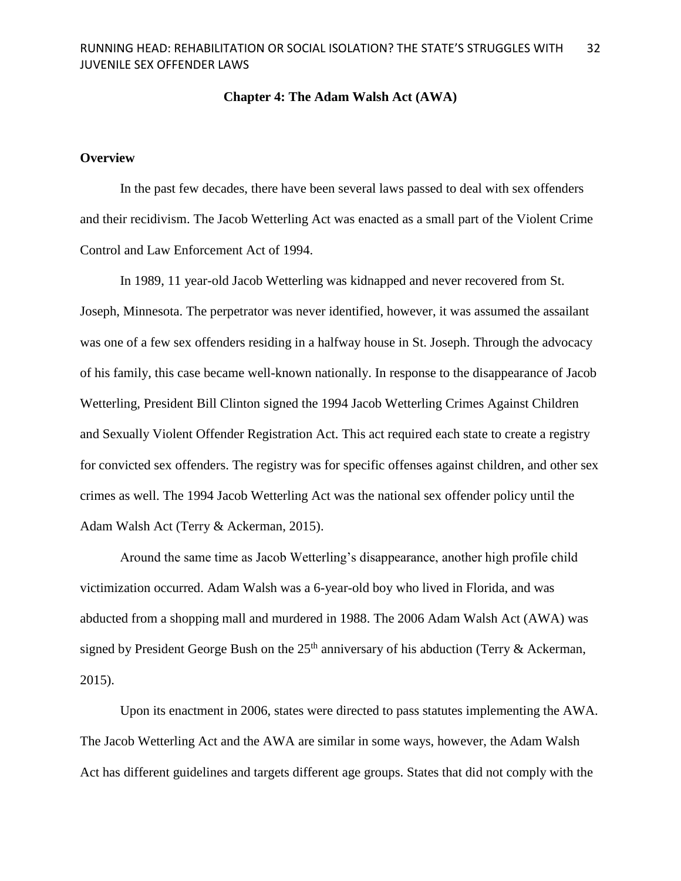# Chapter 4: The Adam Walsh Act (AWA)

## Overview

In the past few decades, there have been several laws passed to deal with sex offenders and their recidivism. The Jacob Wetterling Act was enacted as a small part of the Violent Crime Control and Law Enforcement Act of 1994.

In 1989, 11 year-old Jacob Wetterling was kidnapped and never recovered from St. Joseph, Minnesota. The perpetrator was never identified, however, it was assumed the assailant was one of a few sex offenders residing in a halfway house in St. Joseph. Through the advocacy of his family, this case became well-known nationally. In response to the disappearance of Jacob Wetterling, President Bill Clinton signed the 1994 Jacob Wetterling Crimes Against Children and Sexually Violent Offender Registration Act. This act required each state to create a registry for convicted sex offenders. The registry was for specific offenses against children, and other sex crimes as well. The 1994 Jacob Wetterling Act was the national sex offender policy until the Adam Walsh Act (Terry & Ackerman, 2015).

Around the same time as Jacob Wetterling's disappearance, another high profile child victimization occurred. Adam Walsh was a 6-year-old boy who lived in Florida, and was abducted from a shopping mall and murdered in 1988. The 2006 Adam Walsh Act (AWA) was signed by President George Bush on the 25th anniversary of his abduction (Terry & Ackerman, 2015).

Upon its enactment in 2006, states were directed to pass statutes implementing the AWA. The Jacob Wetterling Act and the AWA are similar in some ways, however, the Adam Walsh Act has different guidelines and targets different age groups. States that did not comply with the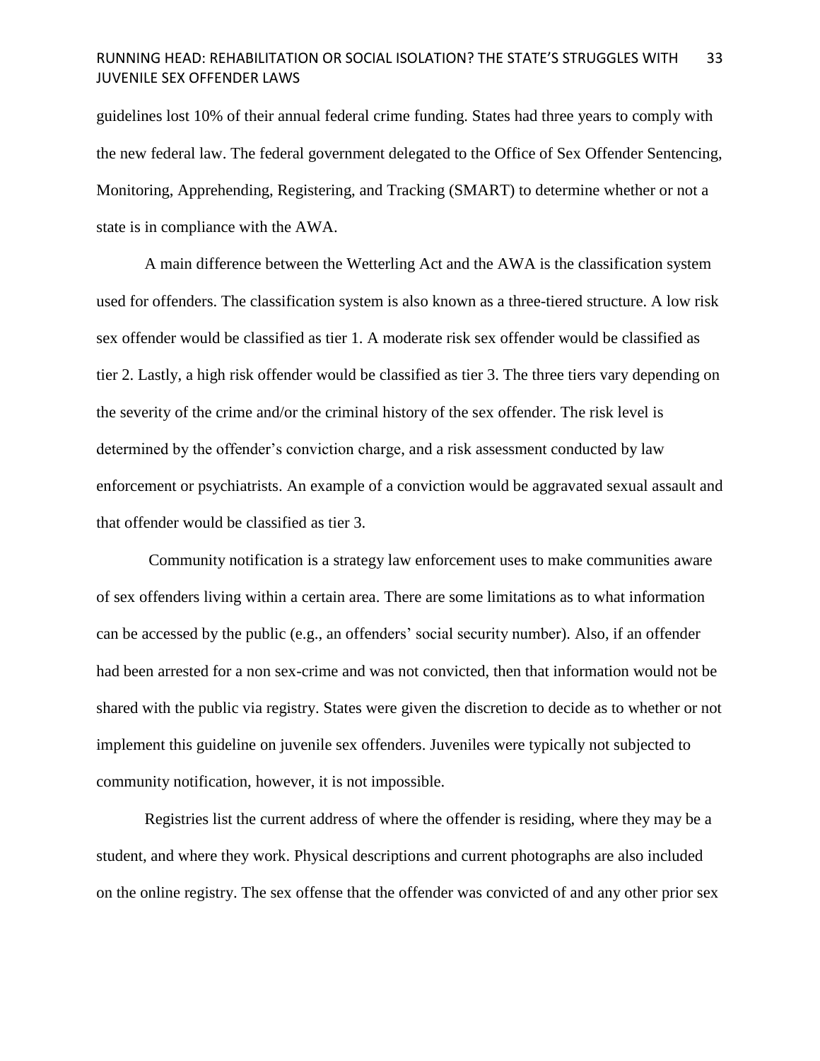guidelines lost 10% of their annual federal crime funding. States had three years to comply with the new federal law. The federal government delegated to the Office of Sex Offender Sentencing, Monitoring, Apprehending, Registering, and Tracking (SMART) to determine whether or not a state is in compliance with the AWA.

A main difference between the Wetterling Act and the AWA is the classification system used for offenders. The classification system is also known as a three-tiered structure. A low risk sex offender would be classified as tier 1. A moderate risk sex offender would be classified as tier 2. Lastly, a high risk offender would be classified as tier 3. The three tiers vary depending on the severity of the crime and/or the criminal history of the sex offender. The risk level is determined by the offender's conviction charge, and a risk assessment conducted by law enforcement or psychiatrists. An example of a conviction would be aggravated sexual assault and that offender would be classified as tier 3.

Community notification is a strategy law enforcement uses to make communities aware of sex offenders living within a certain area. There are some limitations as to what information can be accessed by the public (e.g., an offenders' social security number). Also, if an offender had been arrested for a non sex-crime and was not convicted, then that information would not be shared with the public via registry. States were given the discretion to decide as to whether or not implement this guideline on juvenile sex offenders. Juveniles were typically not subjected to community notification, however, it is not impossible.

Registries list the current address of where the offender is residing, where they may be a student, and where they work. Physical descriptions and current photographs are also included on the online registry. The sex offense that the offender was convicted of and any other prior sex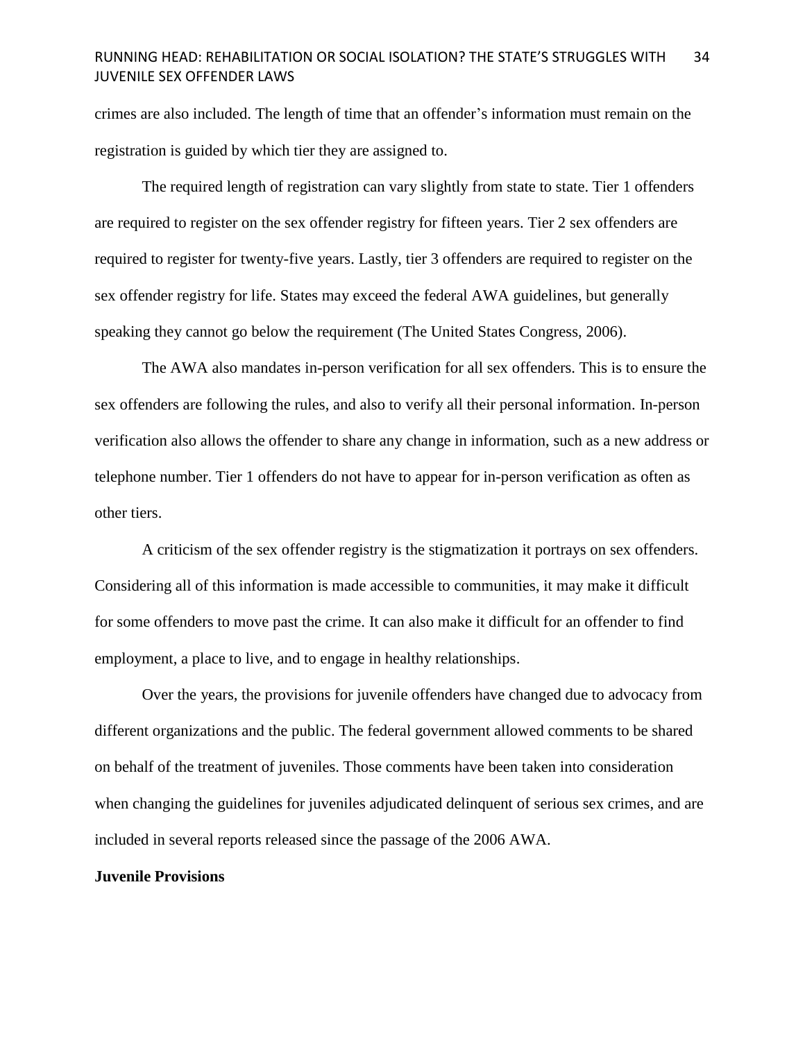crimes are also included. The length of time that an offender's information must remain on the registration is guided by which tier they are assigned to.

The required length of registration can vary slightly from state to state. Tier 1 offenders are required to register on the sex offender registry for fifteen years. Tier 2 sex offenders are required to register for twenty-five years. Lastly, tier 3 offenders are required to register on the sex offender registry for life. States may exceed the federal AWA guidelines, but generally speaking they cannot go below the requirement (The United States Congress, 2006).

The AWA also mandates in-person verification for all sex offenders. This is to ensure the sex offenders are following the rules, and also to verify all their personal information. In-person verification also allows the offender to share any change in information, such as a new address or telephone number. Tier 1 offenders do not have to appear for in-person verification as often as other tiers.

A criticism of the sex offender registry is the stigmatization it portrays on sex offenders. Considering all of this information is made accessible to communities, it may make it difficult for some offenders to move past the crime. It can also make it difficult for an offender to find employment, a place to live, and to engage in healthy relationships.

Over the years, the provisions for juvenile offenders have changed due to advocacy from different organizations and the public. The federal government allowed comments to be shared on behalf of the treatment of juveniles. Those comments have been taken into consideration when changing the guidelines for juveniles adjudicated delinquent of serious sex crimes, and are included in several reports released since the passage of the 2006 AWA.

**Juvenile Provisions**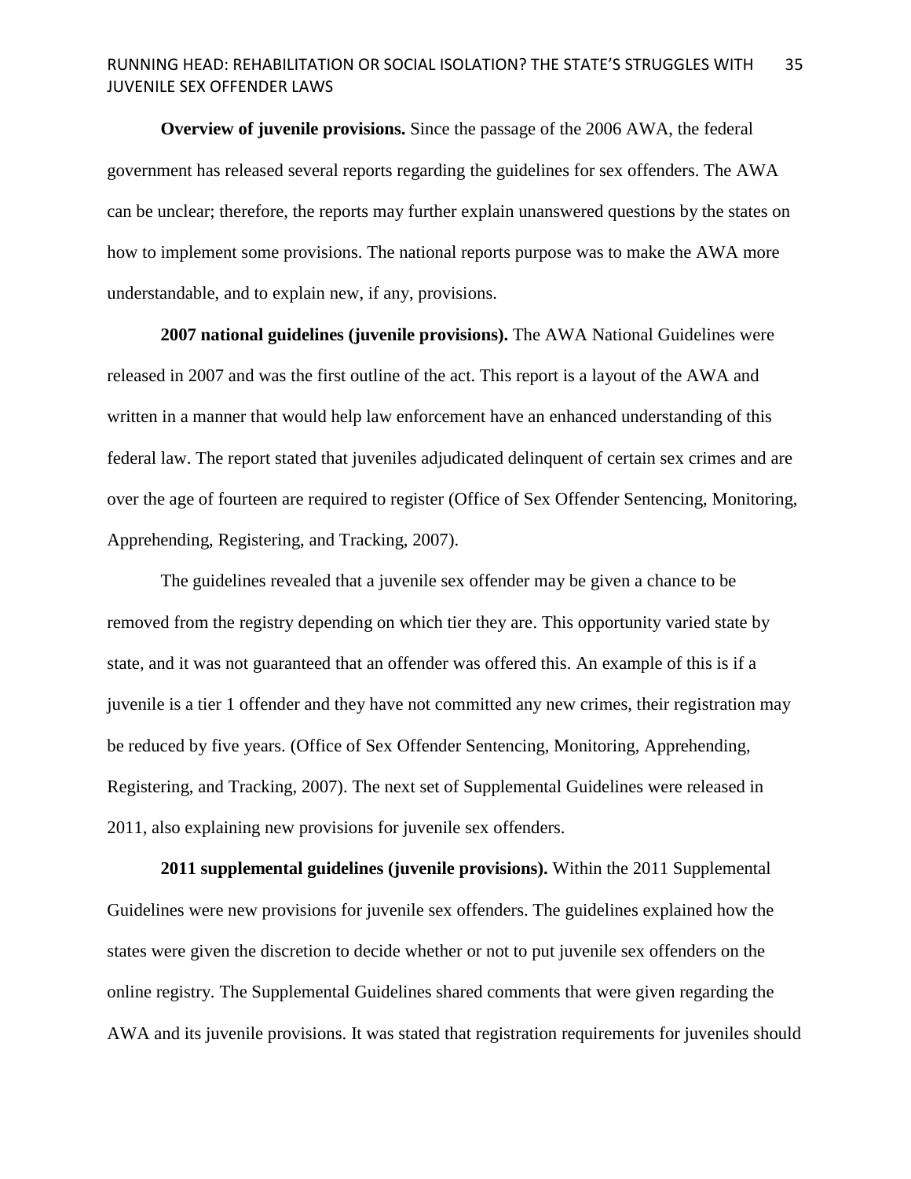**Overview of juvenile provisions.** Since the passage of the 2006 AWA, the federal government has released several reports regarding the guidelines for sex offenders. The AWA can be unclear; therefore, the reports may further explain unanswered questions by the states on how to implement some provisions. The national reports purpose was to make the AWA more understandable, and to explain new, if any, provisions.

**2007 national guidelines (juvenile provisions).** The AWA National Guidelines were released in 2007 and was the first outline of the act. This report is a layout of the AWA and written in a manner that would help law enforcement have an enhanced understanding of this federal law. The report stated that juveniles adjudicated delinquent of certain sex crimes and are over the age of fourteen are required to register (Office of Sex Offender Sentencing, Monitoring, Apprehending, Registering, and Tracking, 2007).

The guidelines revealed that a juvenile sex offender may be given a chance to be removed from the registry depending on which tier they are. This opportunity varied state by state, and it was not guaranteed that an offender was offered this. An example of this is if a juvenile is a tier 1 offender and they have not committed any new crimes, their registration may be reduced by five years. (Office of Sex Offender Sentencing, Monitoring, Apprehending, Registering, and Tracking, 2007). The next set of Supplemental Guidelines were released in 2011, also explaining new provisions for juvenile sex offenders.

**2011 supplemental guidelines (juvenile provisions).** Within the 2011 Supplemental Guidelines were new provisions for juvenile sex offenders. The guidelines explained how the states were given the discretion to decide whether or not to put juvenile sex offenders on the online registry. The Supplemental Guidelines shared comments that were given regarding the AWA and its juvenile provisions. It was stated that registration requirements for juveniles should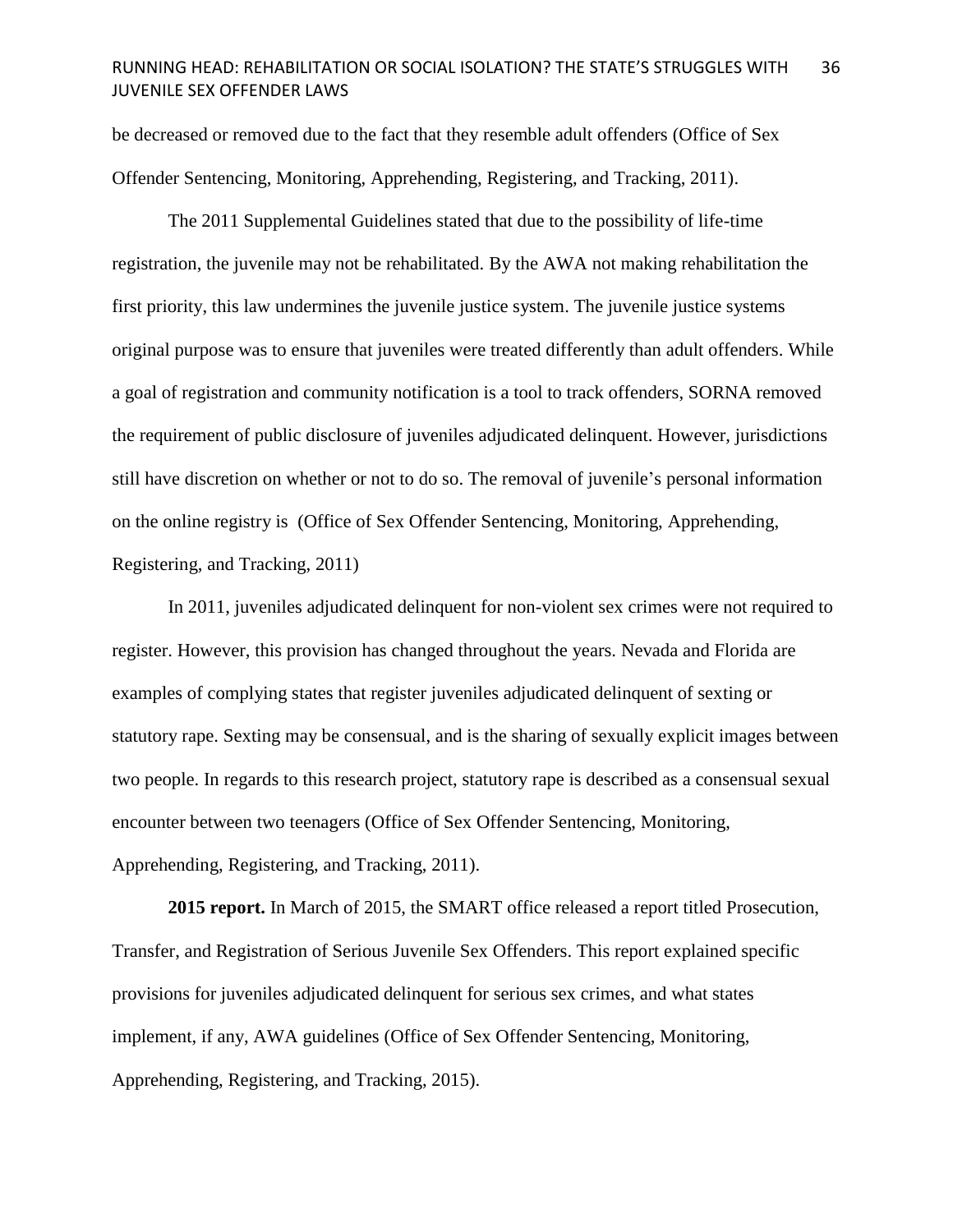be decreased or removed due to the fact that they resemble adult offenders (Office of Sex Offender Sentencing, Monitoring, Apprehending, Registering, and Tracking, 2011).

The 2011 Supplemental Guidelines stated that due to the possibility of life-time registration, the juvenile may not be rehabilitated. By the AWA not making rehabilitation the first priority, this law undermines the juvenile justice system. The juvenile justice systems original purpose was to ensure that juveniles were treated differently than adult offenders. While a goal of registration and community notification is a tool to track offenders, SORNA removed the requirement of public disclosure of juveniles adjudicated delinquent. However, jurisdictions still have discretion on whether or not to do so. The removal of juvenile's personal information on the online registry is (Office of Sex Offender Sentencing, Monitoring, Apprehending, Registering, and Tracking, 2011)

In 2011, juveniles adjudicated delinquent for non-violent sex crimes were not required to register. However, this provision has changed throughout the years. Nevada and Florida are examples of complying states that register juveniles adjudicated delinquent of sexting or statutory rape. Sexting may be consensual, and is the sharing of sexually explicit images between two people. In regards to this research project, statutory rape is described as a consensual sexual encounter between two teenagers (Office of Sex Offender Sentencing, Monitoring, Apprehending, Registering, and Tracking, 2011).

**2015 report.** In March of 2015, the SMART office released a report titled Prosecution, Transfer, and Registration of Serious Juvenile Sex Offenders. This report explained specific provisions for juveniles adjudicated delinquent for serious sex crimes, and what states implement, if any, AWA guidelines (Office of Sex Offender Sentencing, Monitoring, Apprehending, Registering, and Tracking, 2015).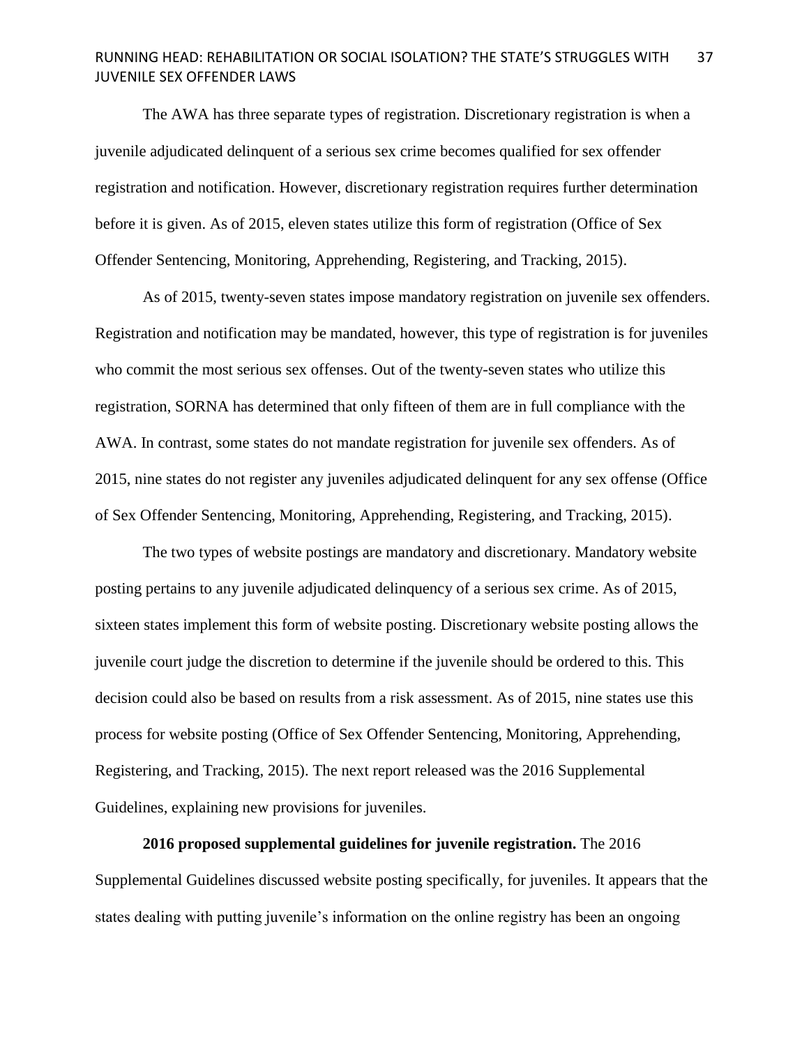The AWA has three separate types of registration. Discretionary registration is when a juvenile adjudicated delinquent of a serious sex crime becomes qualified for sex offender registration and notification. However, discretionary registration requires further determination before it is given. As of 2015, eleven states utilize this form of registration (Office of Sex Offender Sentencing, Monitoring, Apprehending, Registering, and Tracking, 2015).

As of 2015, twenty-seven states impose mandatory registration on juvenile sex offenders. Registration and notification may be mandated, however, this type of registration is for juveniles who commit the most serious sex offenses. Out of the twenty-seven states who utilize this registration, SORNA has determined that only fifteen of them are in full compliance with the AWA. In contrast, some states do not mandate registration for juvenile sex offenders. As of 2015, nine states do not register any juveniles adjudicated delinquent for any sex offense (Office of Sex Offender Sentencing, Monitoring, Apprehending, Registering, and Tracking, 2015).

The two types of website postings are mandatory and discretionary. Mandatory website posting pertains to any juvenile adjudicated delinquency of a serious sex crime. As of 2015, sixteen states implement this form of website posting. Discretionary website posting allows the juvenile court judge the discretion to determine if the juvenile should be ordered to this. This decision could also be based on results from a risk assessment. As of 2015, nine states use this process for website posting (Office of Sex Offender Sentencing, Monitoring, Apprehending, Registering, and Tracking, 2015). The next report released was the 2016 Supplemental Guidelines, explaining new provisions for juveniles.

**2016 proposed supplemental guidelines for juvenile registration.** The 2016 Supplemental Guidelines discussed website posting specifically, for juveniles. It appears that the states dealing with putting juvenile's information on the online registry has been an ongoing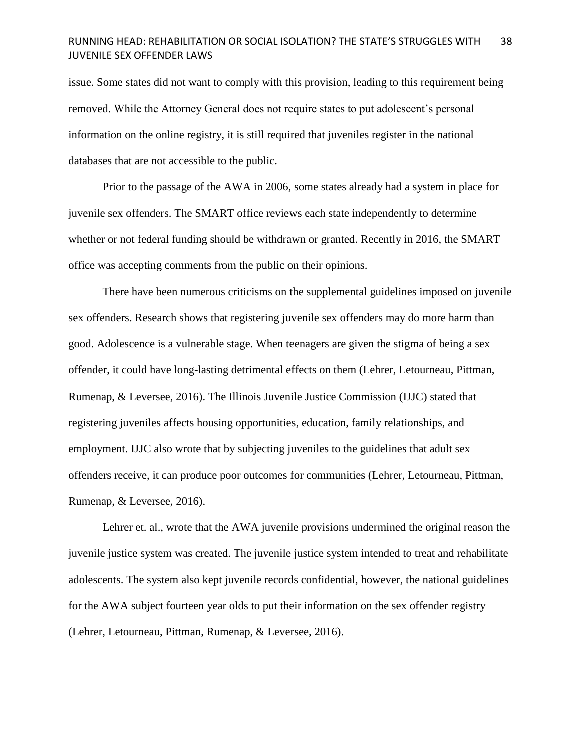issue. Some states did not want to comply with this provision, leading to this requirement being removed. While the Attorney General does not require states to put adolescent's personal information on the online registry, it is still required that juveniles register in the national databases that are not accessible to the public.

Prior to the passage of the AWA in 2006, some states already had a system in place for juvenile sex offenders. The SMART office reviews each state independently to determine whether or not federal funding should be withdrawn or granted. Recently in 2016, the SMART office was accepting comments from the public on their opinions.

There have been numerous criticisms on the supplemental guidelines imposed on juvenile sex offenders. Research shows that registering juvenile sex offenders may do more harm than good. Adolescence is a vulnerable stage. When teenagers are given the stigma of being a sex offender, it could have long-lasting detrimental effects on them (Lehrer, Letourneau, Pittman, Rumenap, & Leversee, 2016). The Illinois Juvenile Justice Commission (IJJC) stated that registering juveniles affects housing opportunities, education, family relationships, and employment. IJJC also wrote that by subjecting juveniles to the guidelines that adult sex offenders receive, it can produce poor outcomes for communities (Lehrer, Letourneau, Pittman, Rumenap, & Leversee, 2016).

Lehrer et. al., wrote that the AWA juvenile provisions undermined the original reason the juvenile justice system was created. The juvenile justice system intended to treat and rehabilitate adolescents. The system also kept juvenile records confidential, however, the national guidelines for the AWA subject fourteen year olds to put their information on the sex offender registry (Lehrer, Letourneau, Pittman, Rumenap, & Leversee, 2016).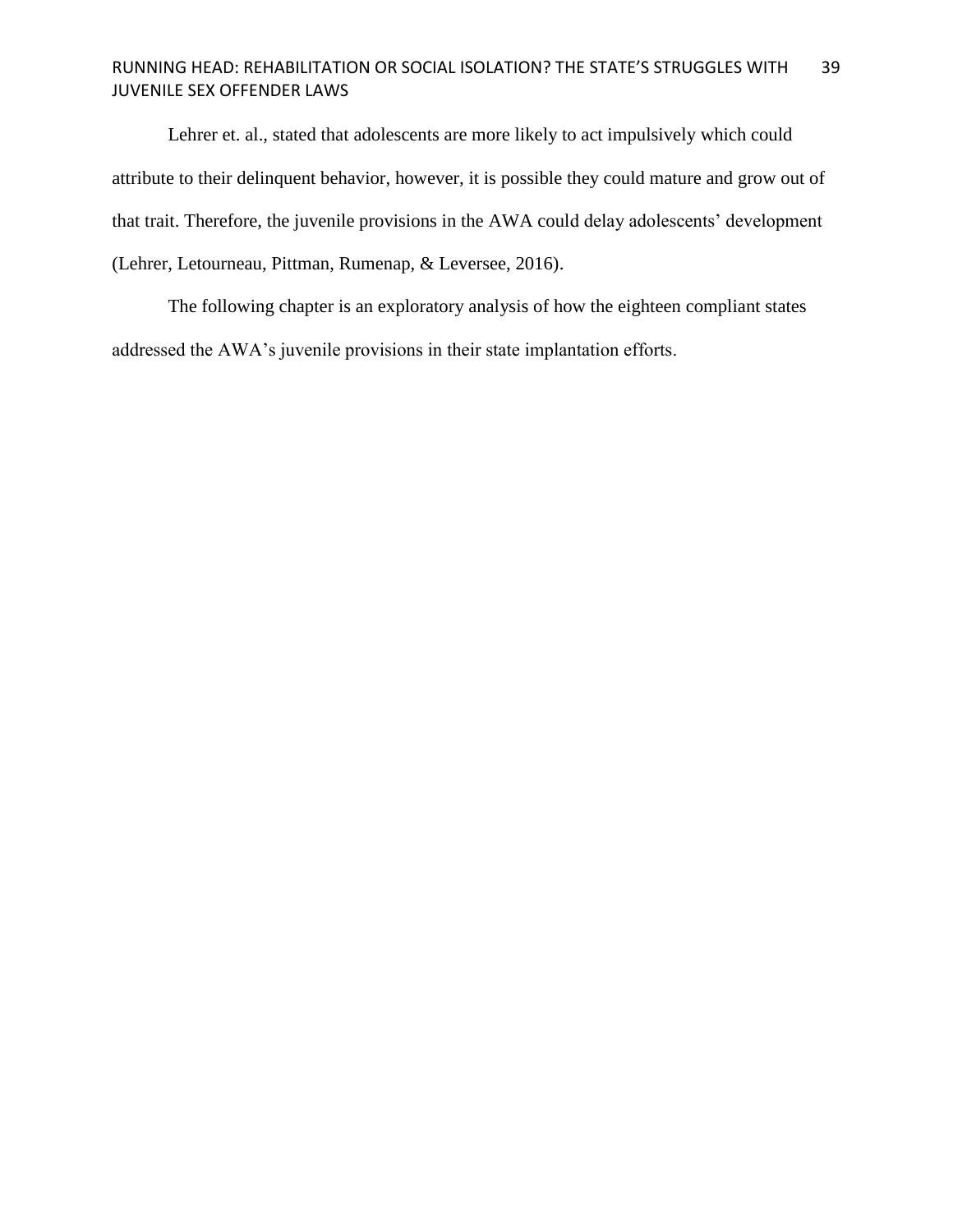Lehrer et. al., stated that adolescents are more likely to act impulsively which could attribute to their delinquent behavior, however, it is possible they could mature and grow out of that trait. Therefore, the juvenile provisions in the AWA could delay adolescents' development (Lehrer, Letourneau, Pittman, Rumenap, & Leversee, 2016).

The following chapter is an exploratory analysis of how the eighteen compliant states addressed the AWA's juvenile provisions in their state implantation efforts.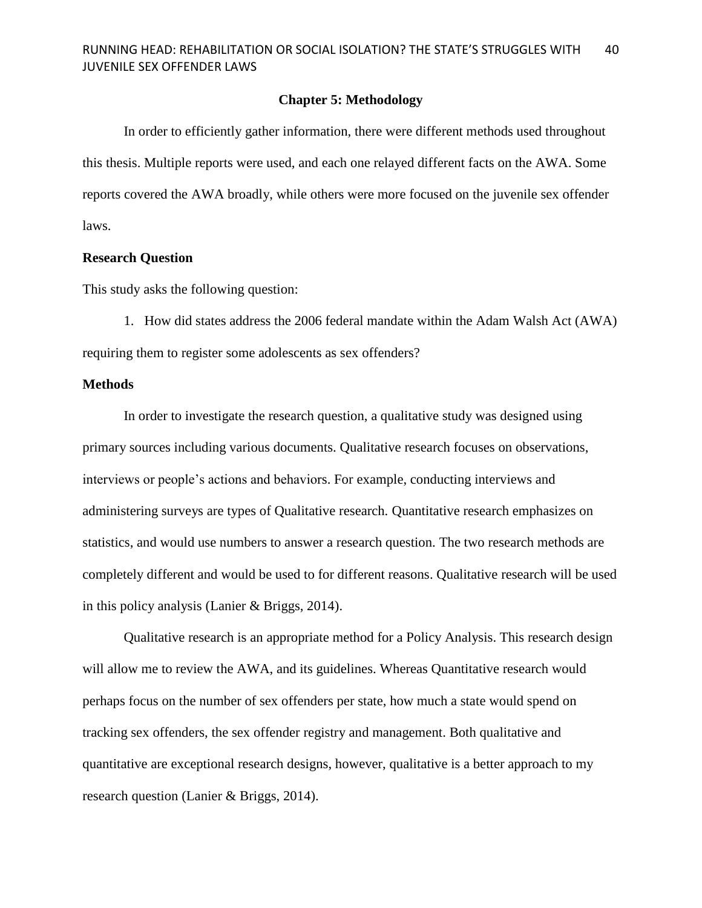## Chapter 5: Methodology

In order to efficiently gather information, there were different methods used throughout this thesis. Multiple reports were used, and each one relayed different facts on the AWA. Some reports covered the AWA broadly, while others were more focused on the juvenile sex offender laws.

### Research Question

This study asks the following question:

1. How did states address the 2006 federal mandate within the Adam Walsh Act (AWA) requiring them to register some adolescents as sex offenders?

### Methods

In order to investigate the research question, a qualitative study was designed using primary sources including various documents. Qualitative research focuses on observations, interviews or people's actions and behaviors. For example, conducting interviews and administering surveys are types of Qualitative research. Quantitative research emphasizes on statistics, and would use numbers to answer a research question. The two research methods are completely different and would be used to for different reasons. Qualitative research will be used in this policy analysis (Lanier & Briggs, 2014).

Qualitative research is an appropriate method for a Policy Analysis. This research design will allow me to review the AWA, and its guidelines. Whereas Quantitative research would perhaps focus on the number of sex offenders per state, how much a state would spend on tracking sex offenders, the sex offender registry and management. Both qualitative and quantitative are exceptional research designs, however, qualitative is a better approach to my research question (Lanier & Briggs, 2014).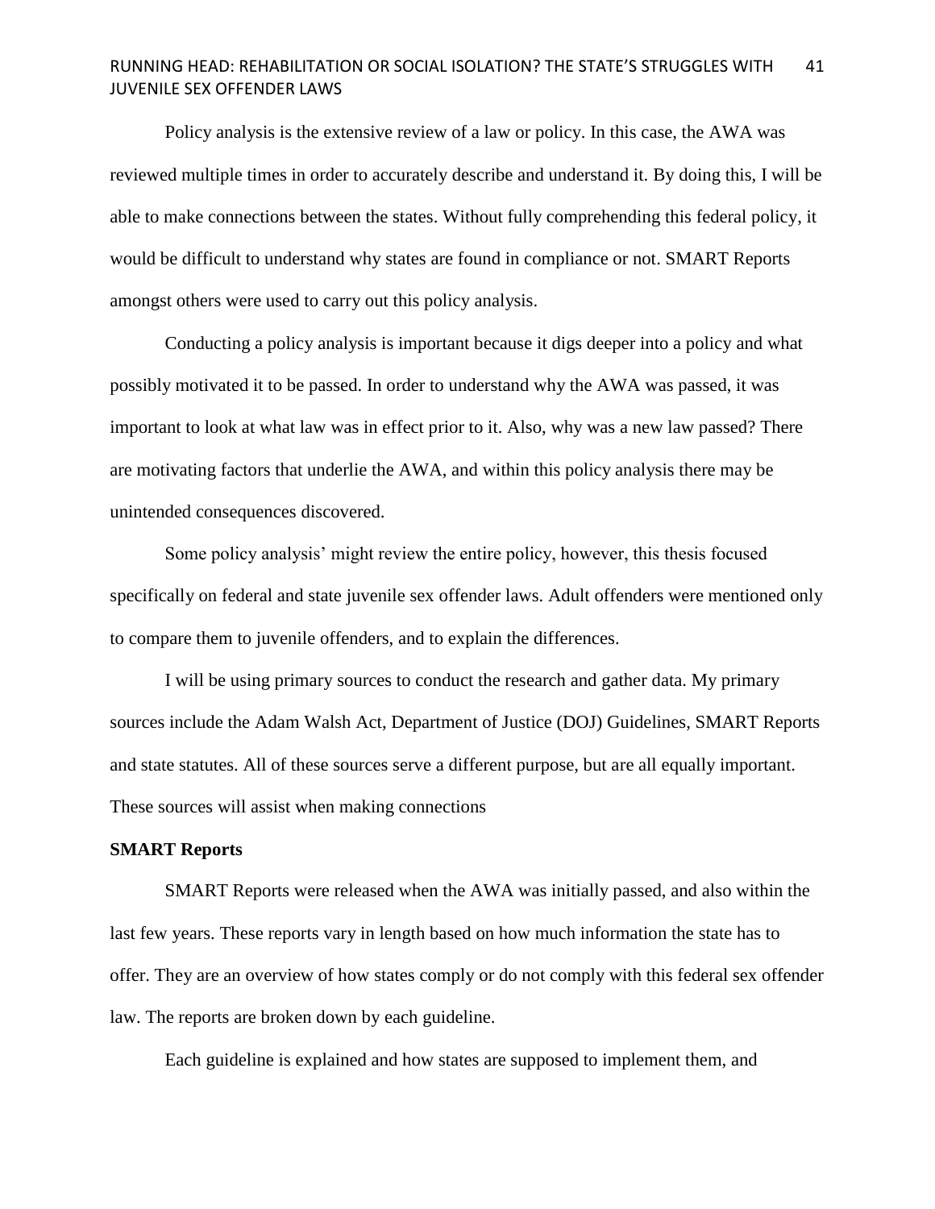Policy analysis is the extensive review of a law or policy. In this case, the AWA was reviewed multiple times in order to accurately describe and understand it. By doing this, I will be able to make connections between the states. Without fully comprehending this federal policy, it would be difficult to understand why states are found in compliance or not. SMART Reports amongst others were used to carry out this policy analysis.

Conducting a policy analysis is important because it digs deeper into a policy and what possibly motivated it to be passed. In order to understand why the AWA was passed, it was important to look at what law was in effect prior to it. Also, why was a new law passed? There are motivating factors that underlie the AWA, and within this policy analysis there may be unintended consequences discovered.

Some policy analysis' might review the entire policy, however, this thesis focused specifically on federal and state juvenile sex offender laws. Adult offenders were mentioned only to compare them to juvenile offenders, and to explain the differences.

I will be using primary sources to conduct the research and gather data. My primary sources include the Adam Walsh Act, Department of Justice (DOJ) Guidelines, SMART Reports and state statutes. All of these sources serve a different purpose, but are all equally important. These sources will assist when making connections

**SMART Reports**

SMART Reports were released when the AWA was initially passed, and also within the last few years. These reports vary in length based on how much information the state has to offer. They are an overview of how states comply or do not comply with this federal sex offender law. The reports are broken down by each guideline.

Each guideline is explained and how states are supposed to implement them, and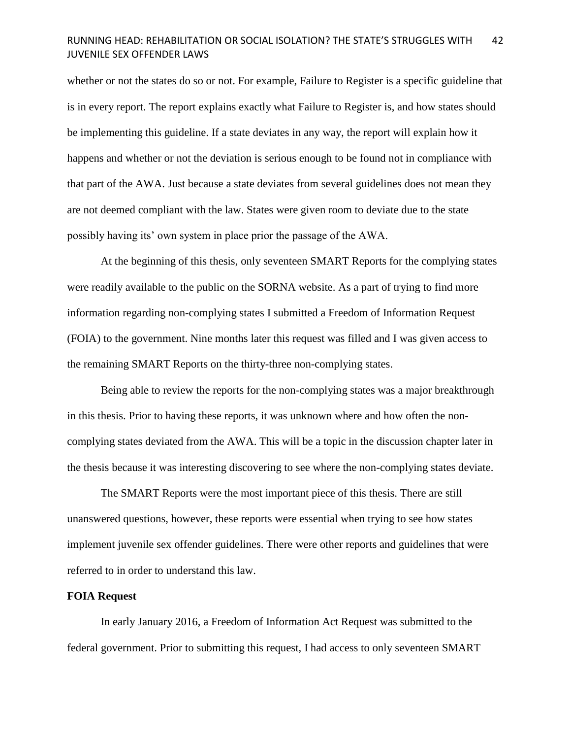whether or not the states do so or not. For example, Failure to Register is a specific guideline that is in every report. The report explains exactly what Failure to Register is, and how states should be implementing this guideline. If a state deviates in any way, the report will explain how it happens and whether or not the deviation is serious enough to be found not in compliance with that part of the AWA. Just because a state deviates from several guidelines does not mean they are not deemed compliant with the law. States were given room to deviate due to the state possibly having its' own system in place prior the passage of the AWA.

At the beginning of this thesis, only seventeen SMART Reports for the complying states were readily available to the public on the SORNA website. As a part of trying to find more information regarding non-complying states I submitted a Freedom of Information Request (FOIA) to the government. Nine months later this request was filled and I was given access to the remaining SMART Reports on the thirty-three non-complying states.

Being able to review the reports for the non-complying states was a major breakthrough in this thesis. Prior to having these reports, it was unknown where and how often the non-complying states deviated from the AWA. This will be a topic in the discussion chapter later in the thesis because it was interesting discovering to see where the non-complying states deviate.

The SMART Reports were the most important piece of this thesis. There are still unanswered questions, however, these reports were essential when trying to see how states implement juvenile sex offender guidelines. There were other reports and guidelines that were referred to in order to understand this law.

**FOIA Request**

In early January 2016, a Freedom of Information Act Request was submitted to the federal government. Prior to submitting this request, I had access to only seventeen SMART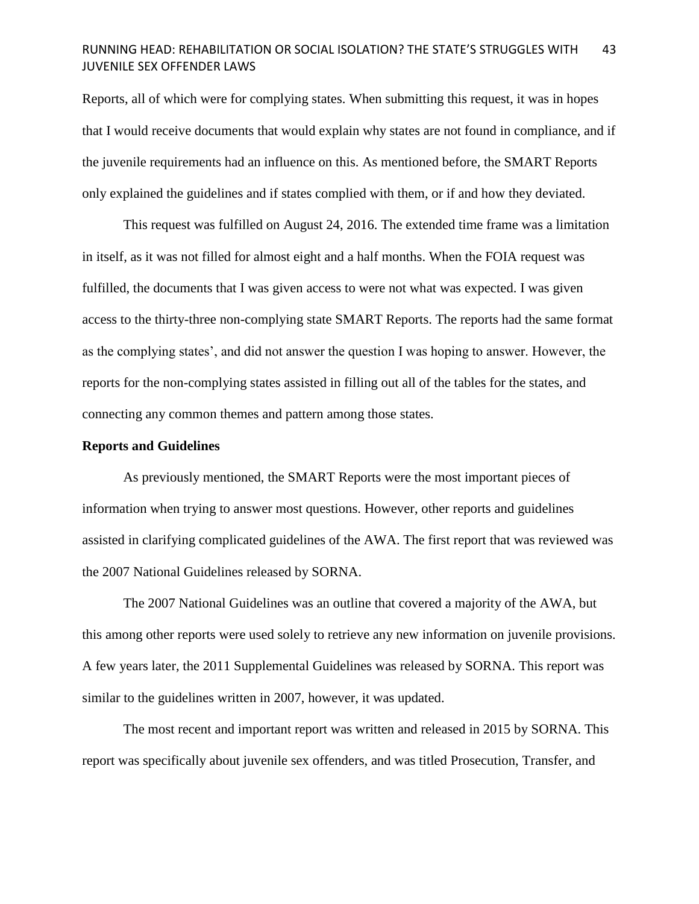Reports, all of which were for complying states. When submitting this request, it was in hopes that I would receive documents that would explain why states are not found in compliance, and if the juvenile requirements had an influence on this. As mentioned before, the SMART Reports only explained the guidelines and if states complied with them, or if and how they deviated.

This request was fulfilled on August 24, 2016. The extended time frame was a limitation in itself, as it was not filled for almost eight and a half months. When the FOIA request was fulfilled, the documents that I was given access to were not what was expected. I was given access to the thirty-three non-complying state SMART Reports. The reports had the same format as the complying states', and did not answer the question I was hoping to answer. However, the reports for the non-complying states assisted in filling out all of the tables for the states, and connecting any common themes and pattern among those states.

**Reports and Guidelines**

As previously mentioned, the SMART Reports were the most important pieces of information when trying to answer most questions. However, other reports and guidelines assisted in clarifying complicated guidelines of the AWA. The first report that was reviewed was the 2007 National Guidelines released by SORNA.

The 2007 National Guidelines was an outline that covered a majority of the AWA, but this among other reports were used solely to retrieve any new information on juvenile provisions. A few years later, the 2011 Supplemental Guidelines was released by SORNA. This report was similar to the guidelines written in 2007, however, it was updated.

The most recent and important report was written and released in 2015 by SORNA. This report was specifically about juvenile sex offenders, and was titled Prosecution, Transfer, and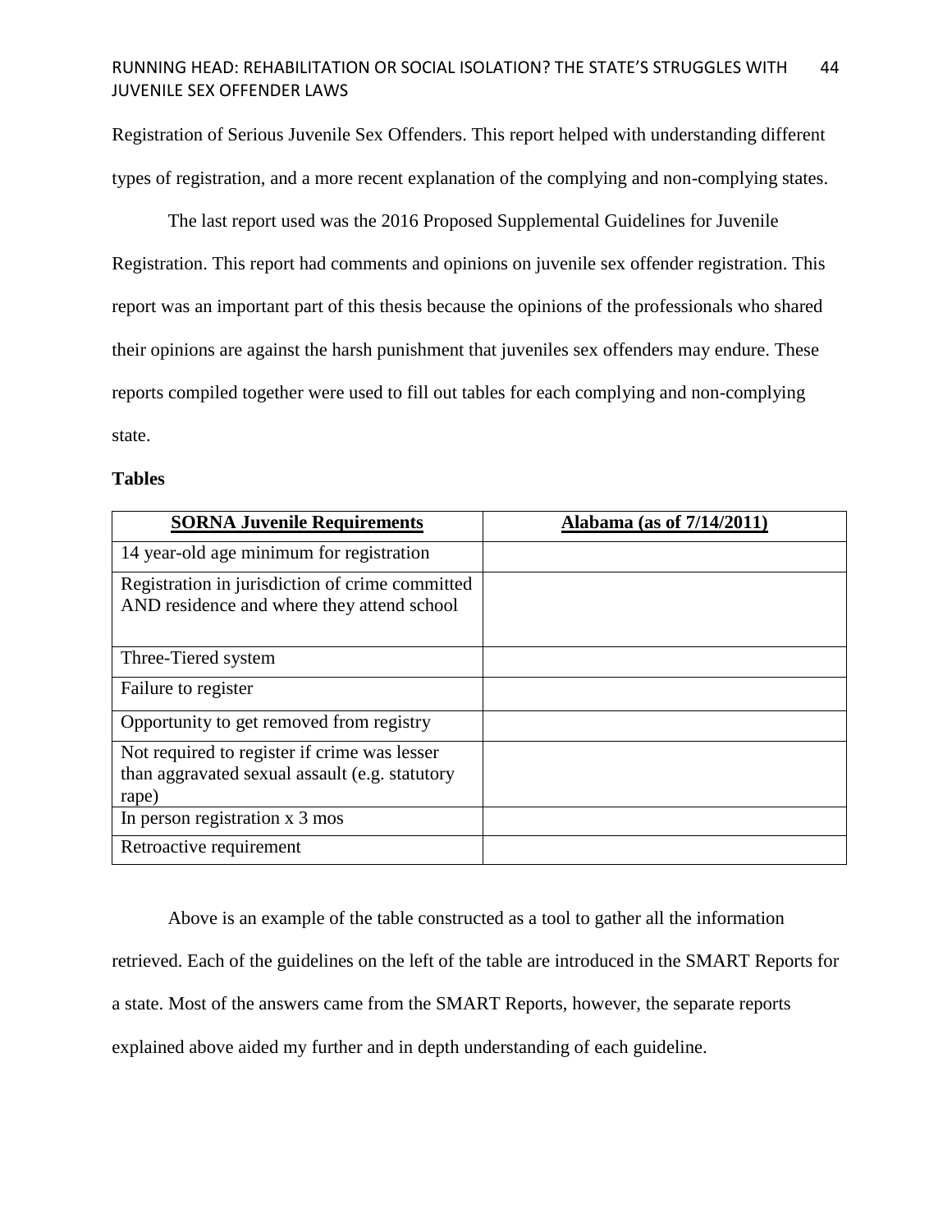Registration of Serious Juvenile Sex Offenders. This report helped with understanding different types of registration, and a more recent explanation of the complying and non-complying states.

The last report used was the 2016 Proposed Supplemental Guidelines for Juvenile Registration. This report had comments and opinions on juvenile sex offender registration. This report was an important part of this thesis because the opinions of the professionals who shared their opinions are against the harsh punishment that juveniles sex offenders may endure. These reports compiled together were used to fill out tables for each complying and non-complying state.

**Tables**

| **SORNA Juvenile Requirements** | **Alabama (as of 7/14/2011)** |
| --- | --- |
| 14 year-old age minimum for registration | |
| Registration in jurisdiction of crime committed AND residence and where they attend school | |
| Three-Tiered system | |
| Failure to register | |
| Opportunity to get removed from registry | |
| Not required to register if crime was lesser than aggravated sexual assault (e.g. statutory rape) | |
| In person registration x 3 mos | |
| Retroactive requirement | |

Above is an example of the table constructed as a tool to gather all the information retrieved. Each of the guidelines on the left of the table are introduced in the SMART Reports for a state. Most of the answers came from the SMART Reports, however, the separate reports explained above aided my further and in depth understanding of each guideline.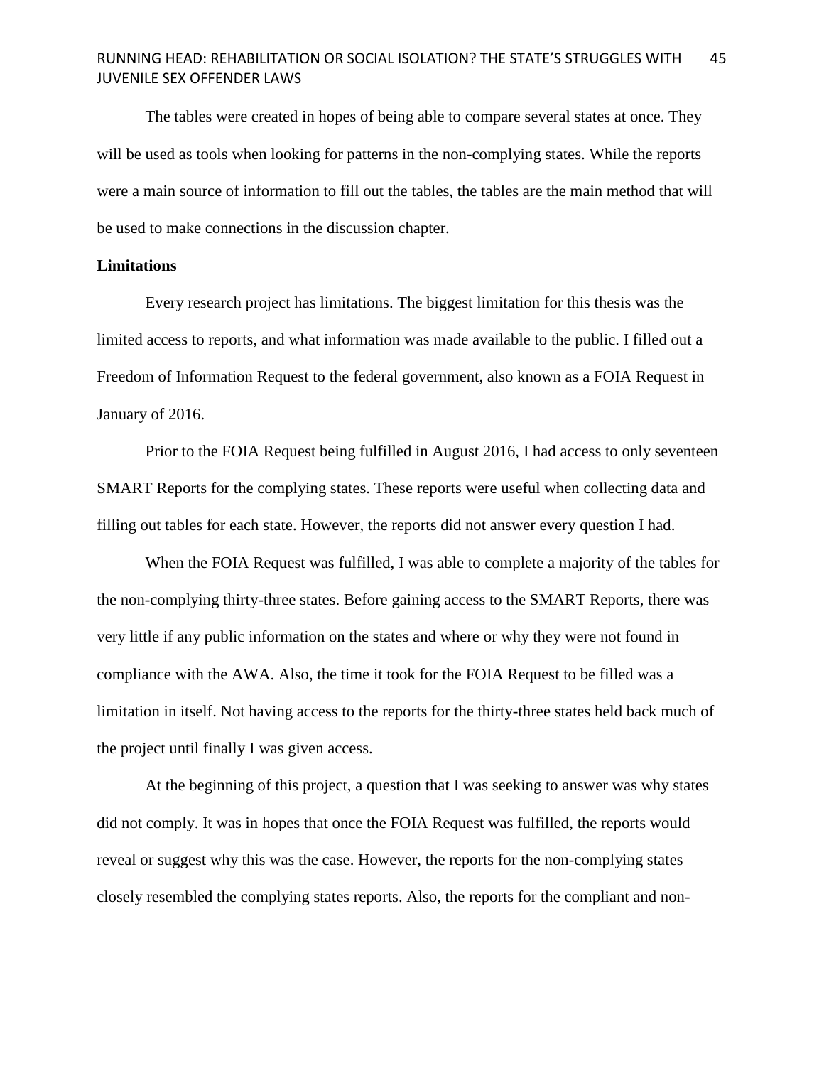The tables were created in hopes of being able to compare several states at once. They will be used as tools when looking for patterns in the non-complying states. While the reports were a main source of information to fill out the tables, the tables are the main method that will be used to make connections in the discussion chapter.

**Limitations**

Every research project has limitations. The biggest limitation for this thesis was the limited access to reports, and what information was made available to the public. I filled out a Freedom of Information Request to the federal government, also known as a FOIA Request in January of 2016.

Prior to the FOIA Request being fulfilled in August 2016, I had access to only seventeen SMART Reports for the complying states. These reports were useful when collecting data and filling out tables for each state. However, the reports did not answer every question I had.

When the FOIA Request was fulfilled, I was able to complete a majority of the tables for the non-complying thirty-three states. Before gaining access to the SMART Reports, there was very little if any public information on the states and where or why they were not found in compliance with the AWA. Also, the time it took for the FOIA Request to be filled was a limitation in itself. Not having access to the reports for the thirty-three states held back much of the project until finally I was given access.

At the beginning of this project, a question that I was seeking to answer was why states did not comply. It was in hopes that once the FOIA Request was fulfilled, the reports would reveal or suggest why this was the case. However, the reports for the non-complying states closely resembled the complying states reports. Also, the reports for the compliant and non-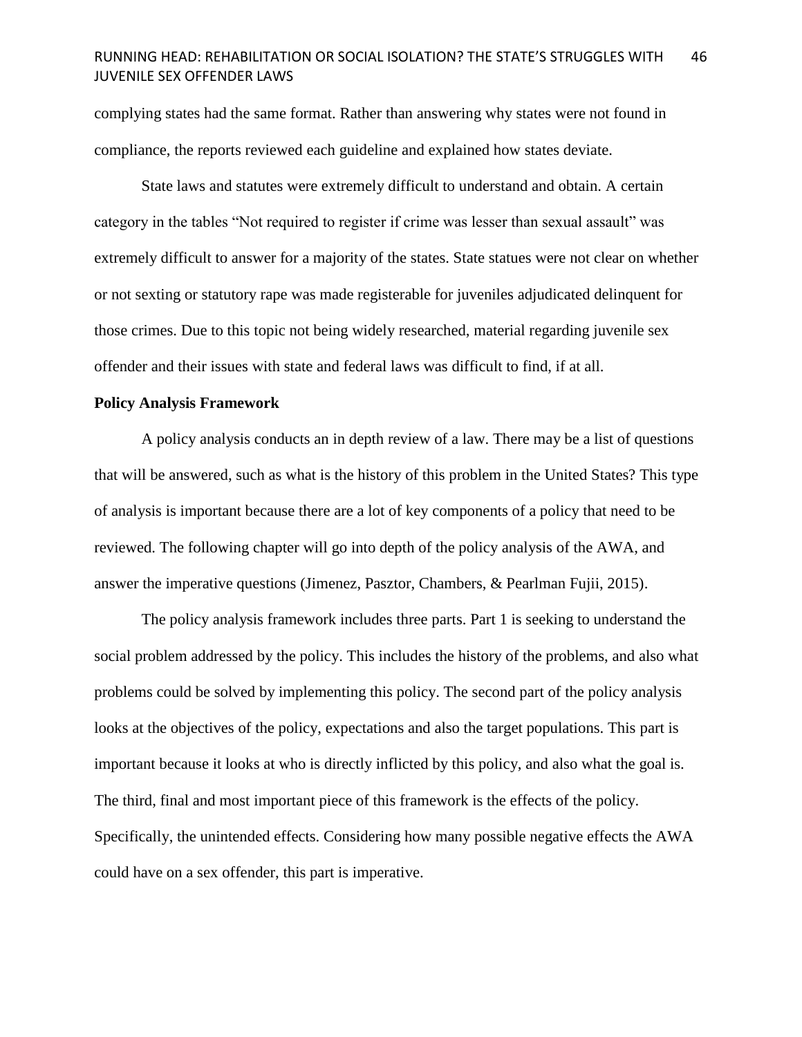complying states had the same format. Rather than answering why states were not found in compliance, the reports reviewed each guideline and explained how states deviate.

State laws and statutes were extremely difficult to understand and obtain. A certain category in the tables “Not required to register if crime was lesser than sexual assault” was extremely difficult to answer for a majority of the states. State statues were not clear on whether or not sexting or statutory rape was made registerable for juveniles adjudicated delinquent for those crimes. Due to this topic not being widely researched, material regarding juvenile sex offender and their issues with state and federal laws was difficult to find, if at all.

**Policy Analysis Framework**

A policy analysis conducts an in depth review of a law. There may be a list of questions that will be answered, such as what is the history of this problem in the United States? This type of analysis is important because there are a lot of key components of a policy that need to be reviewed. The following chapter will go into depth of the policy analysis of the AWA, and answer the imperative questions (Jimenez, Pasztor, Chambers, & Pearlman Fujii, 2015).

The policy analysis framework includes three parts. Part 1 is seeking to understand the social problem addressed by the policy. This includes the history of the problems, and also what problems could be solved by implementing this policy. The second part of the policy analysis looks at the objectives of the policy, expectations and also the target populations. This part is important because it looks at who is directly inflicted by this policy, and also what the goal is. The third, final and most important piece of this framework is the effects of the policy. Specifically, the unintended effects. Considering how many possible negative effects the AWA could have on a sex offender, this part is imperative.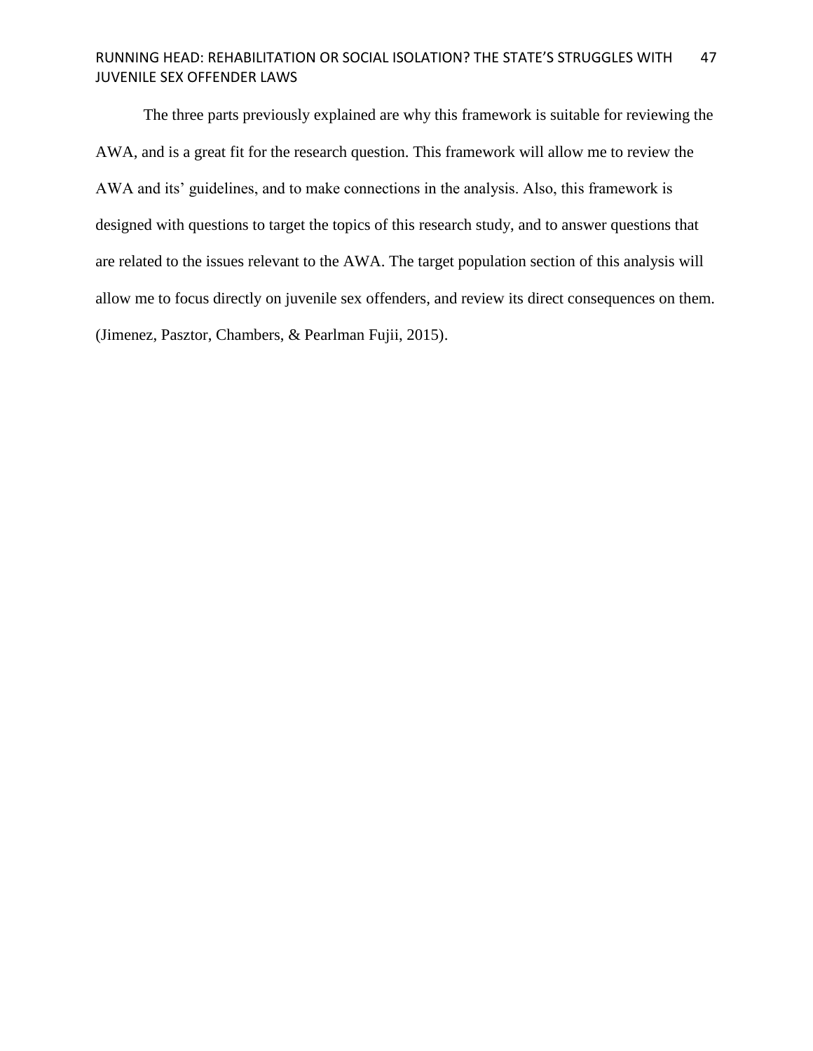The three parts previously explained are why this framework is suitable for reviewing the AWA, and is a great fit for the research question. This framework will allow me to review the AWA and its' guidelines, and to make connections in the analysis. Also, this framework is designed with questions to target the topics of this research study, and to answer questions that are related to the issues relevant to the AWA. The target population section of this analysis will allow me to focus directly on juvenile sex offenders, and review its direct consequences on them. (Jimenez, Pasztor, Chambers, & Pearlman Fujii, 2015).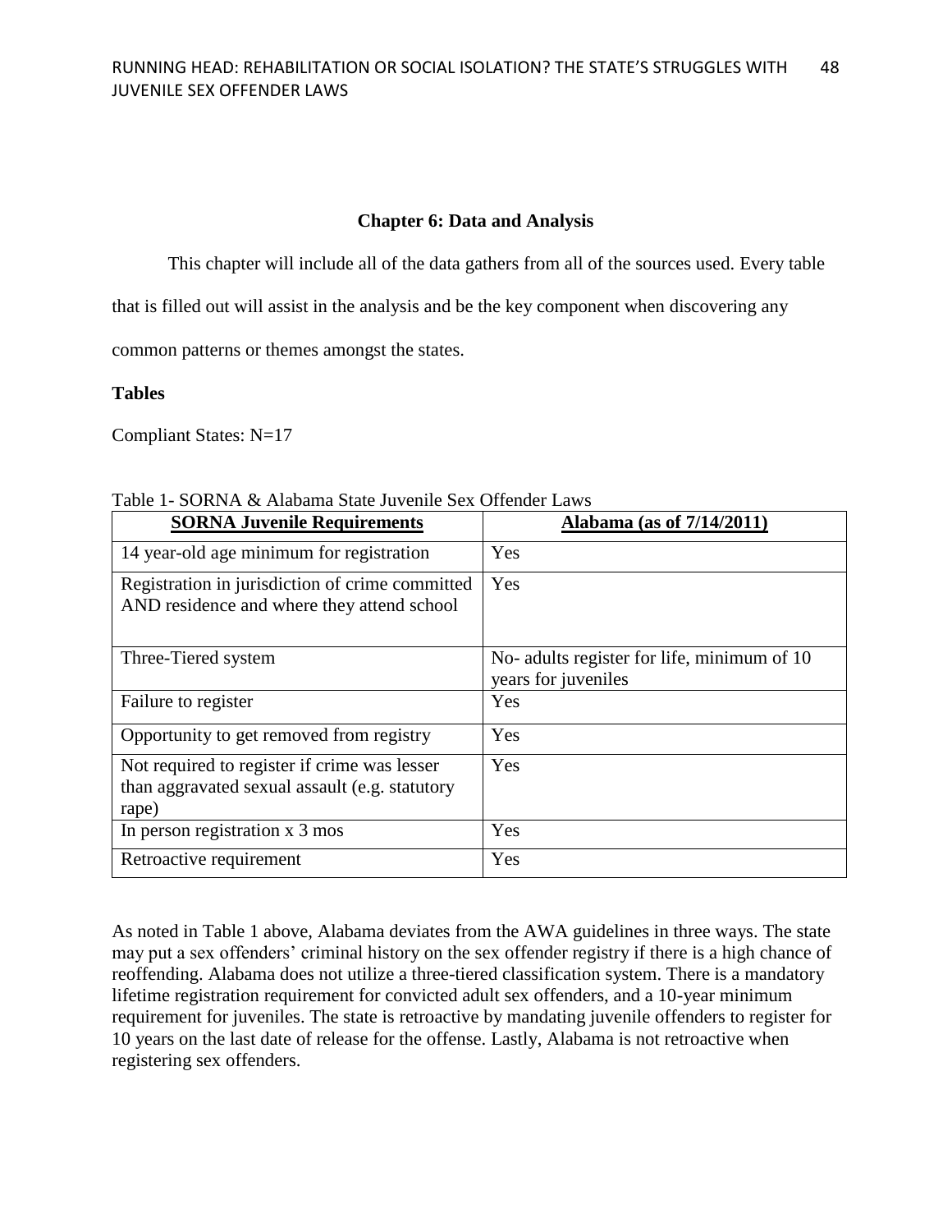## Chapter 6: Data and Analysis

This chapter will include all of the data gathers from all of the sources used. Every table that is filled out will assist in the analysis and be the key component when discovering any common patterns or themes amongst the states.

**Tables**

Compliant States: N=17

Table 1- SORNA & Alabama State Juvenile Sex Offender Laws

| SORNA Juvenile Requirements | Alabama (as of 7/14/2011) |
| --- | --- |
| 14 year-old age minimum for registration | Yes |
| Registration in jurisdiction of crime committed AND residence and where they attend school | Yes |
| Three-Tiered system | No- adults register for life, minimum of 10 years for juveniles |
| Failure to register | Yes |
| Opportunity to get removed from registry | Yes |
| Not required to register if crime was lesser than aggravated sexual assault (e.g. statutory rape) | Yes |
| In person registration x 3 mos | Yes |
| Retroactive requirement | Yes |

As noted in Table 1 above, Alabama deviates from the AWA guidelines in three ways. The state may put a sex offenders' criminal history on the sex offender registry if there is a high chance of reoffending. Alabama does not utilize a three-tiered classification system. There is a mandatory lifetime registration requirement for convicted adult sex offenders, and a 10-year minimum requirement for juveniles. The state is retroactive by mandating juvenile offenders to register for 10 years on the last date of release for the offense. Lastly, Alabama is not retroactive when registering sex offenders.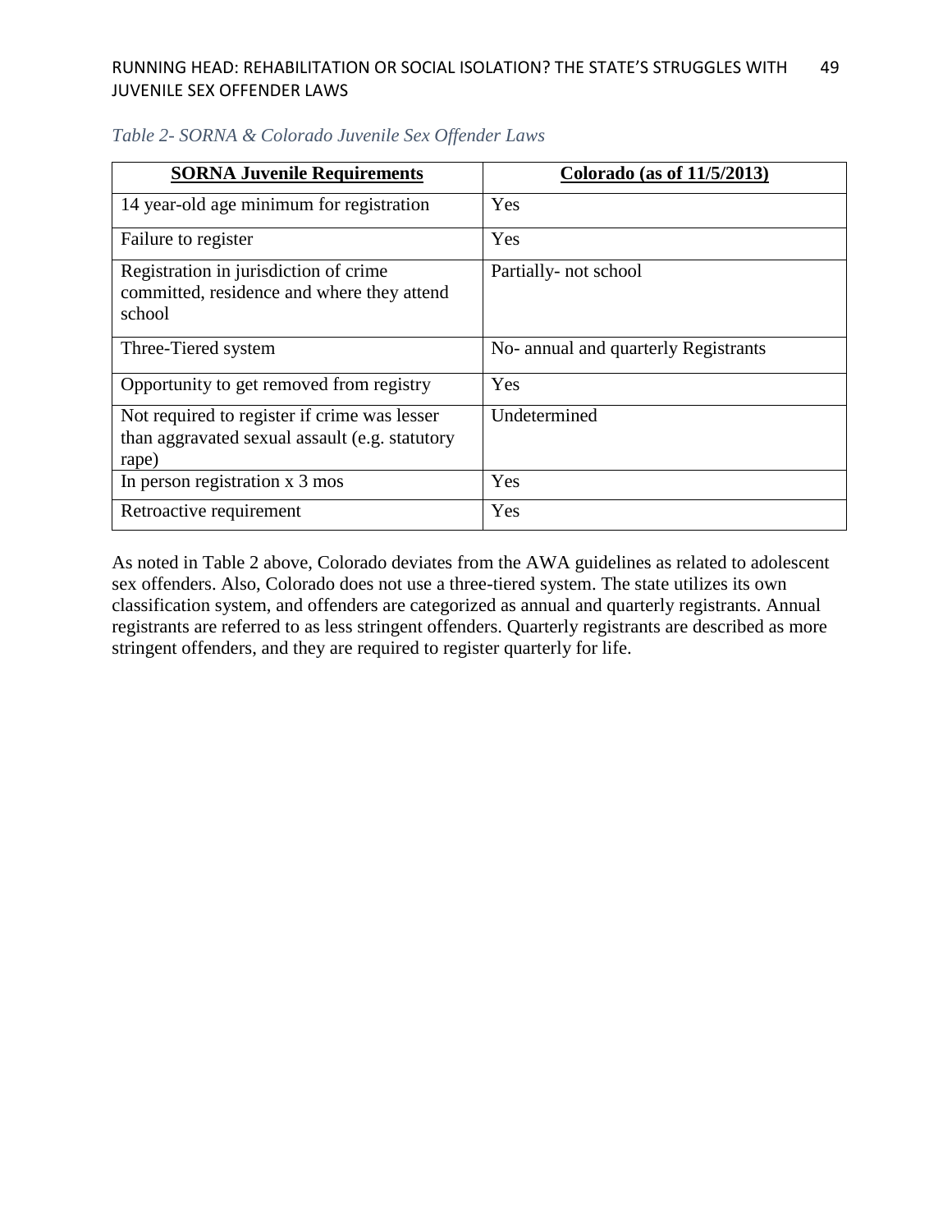*Table 2- SORNA & Colorado Juvenile Sex Offender Laws*

| **SORNA Juvenile Requirements** | **Colorado (as of 11/5/2013)** |
|---|---|
| 14 year-old age minimum for registration | Yes |
| Failure to register | Yes |
| Registration in jurisdiction of crime committed, residence and where they attend school | Partially- not school |
| Three-Tiered system | No- annual and quarterly Registrants |
| Opportunity to get removed from registry | Yes |
| Not required to register if crime was lesser than aggravated sexual assault (e.g. statutory rape) | Undetermined |
| In person registration x 3 mos | Yes |
| Retroactive requirement | Yes |

As noted in Table 2 above, Colorado deviates from the AWA guidelines as related to adolescent sex offenders. Also, Colorado does not use a three-tiered system. The state utilizes its own classification system, and offenders are categorized as annual and quarterly registrants. Annual registrants are referred to as less stringent offenders. Quarterly registrants are described as more stringent offenders, and they are required to register quarterly for life.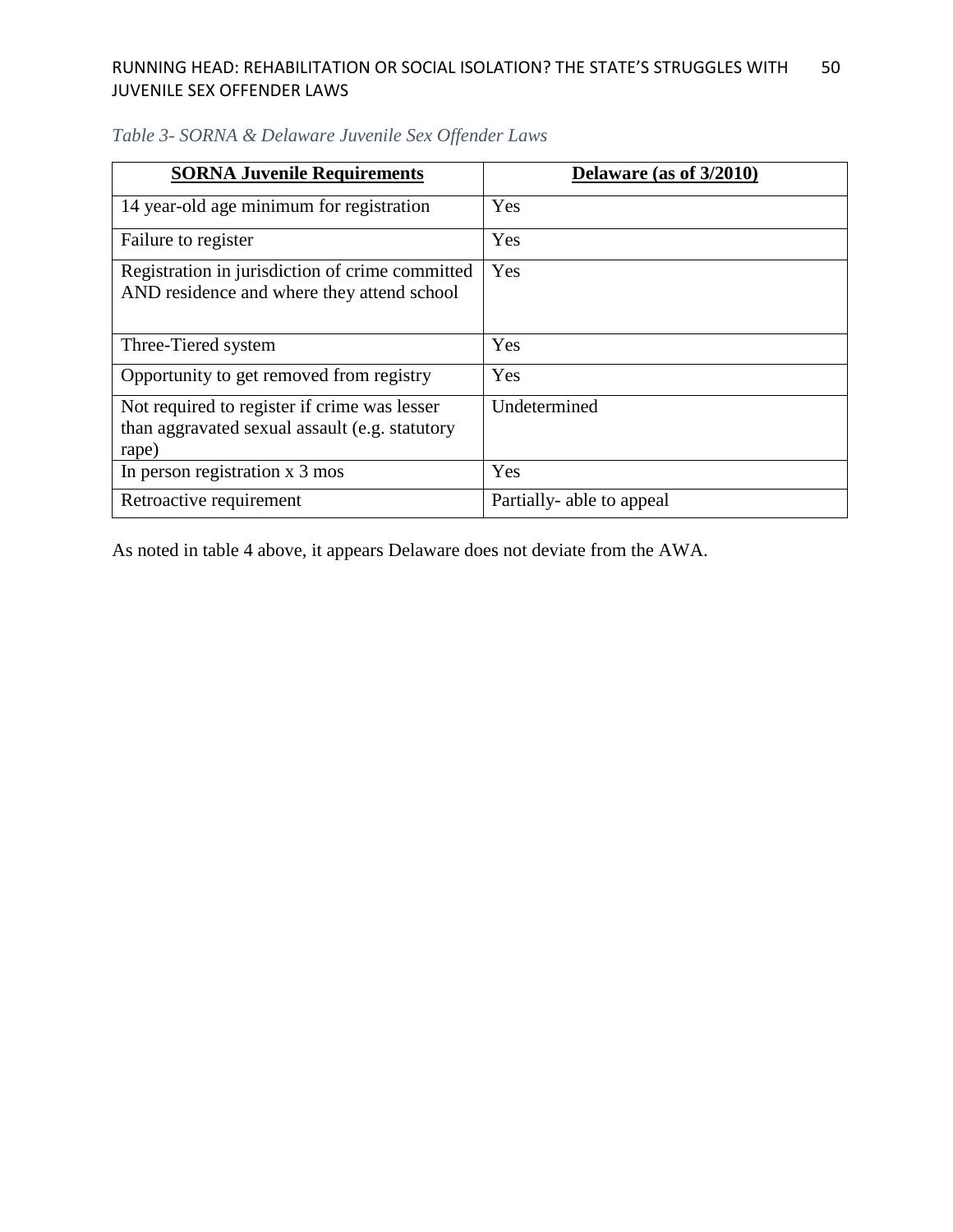*Table 3- SORNA & Delaware Juvenile Sex Offender Laws*

| **SORNA Juvenile Requirements** | **Delaware (as of 3/2010)** |
|---|---|
| 14 year-old age minimum for registration | Yes |
| Failure to register | Yes |
| Registration in jurisdiction of crime committed AND residence and where they attend school | Yes |
| Three-Tiered system | Yes |
| Opportunity to get removed from registry | Yes |
| Not required to register if crime was lesser than aggravated sexual assault (e.g. statutory rape) | Undetermined |
| In person registration x 3 mos | Yes |
| Retroactive requirement | Partially- able to appeal |

As noted in table 4 above, it appears Delaware does not deviate from the AWA.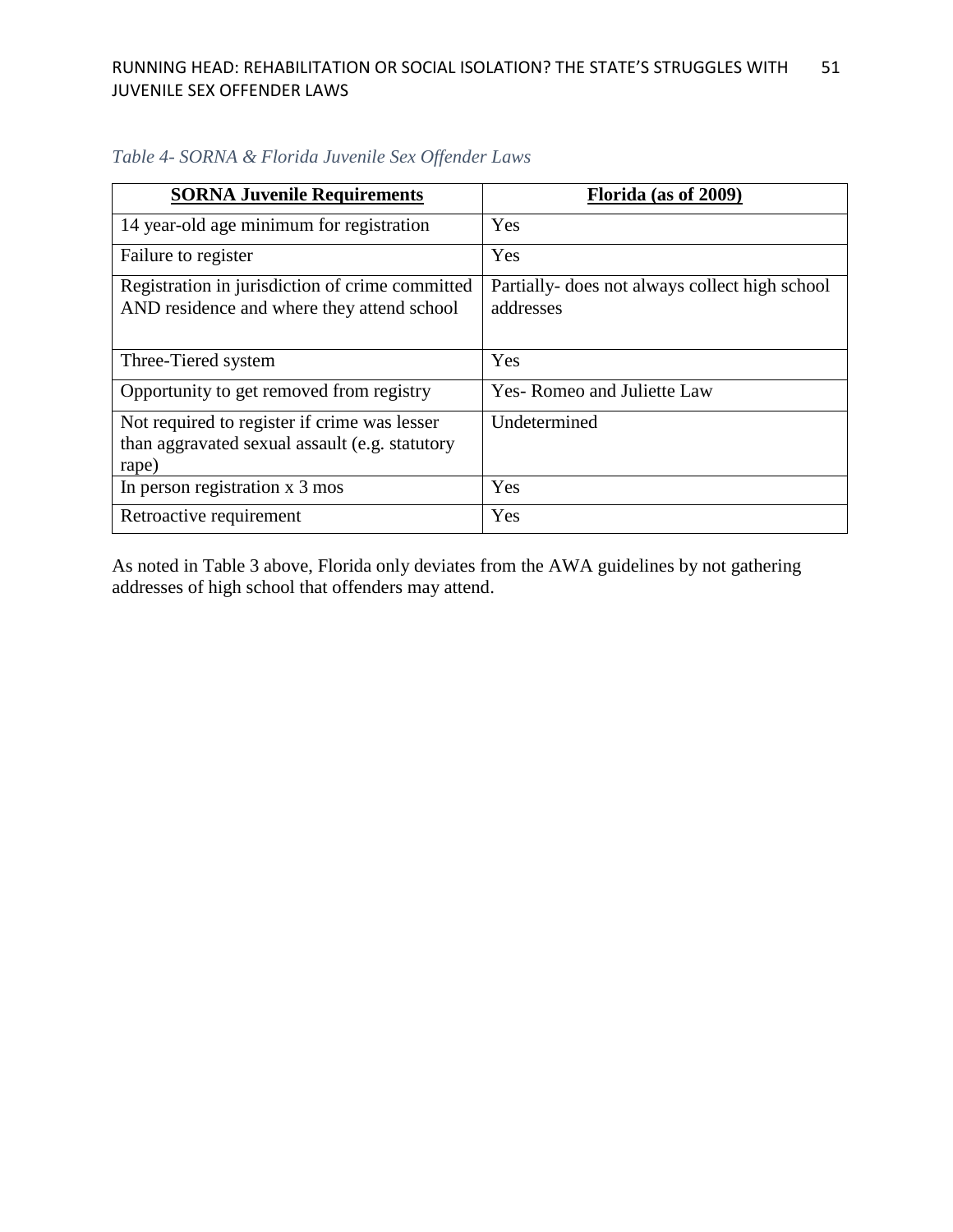*Table 4- SORNA & Florida Juvenile Sex Offender Laws*

| **SORNA Juvenile Requirements** | **Florida (as of 2009)** |
| --- | --- |
| 14 year-old age minimum for registration | Yes |
| Failure to register | Yes |
| Registration in jurisdiction of crime committed AND residence and where they attend school | Partially- does not always collect high school addresses |
| Three-Tiered system | Yes |
| Opportunity to get removed from registry | Yes- Romeo and Juliette Law |
| Not required to register if crime was lesser than aggravated sexual assault (e.g. statutory rape) | Undetermined |
| In person registration x 3 mos | Yes |
| Retroactive requirement | Yes |

As noted in Table 3 above, Florida only deviates from the AWA guidelines by not gathering addresses of high school that offenders may attend.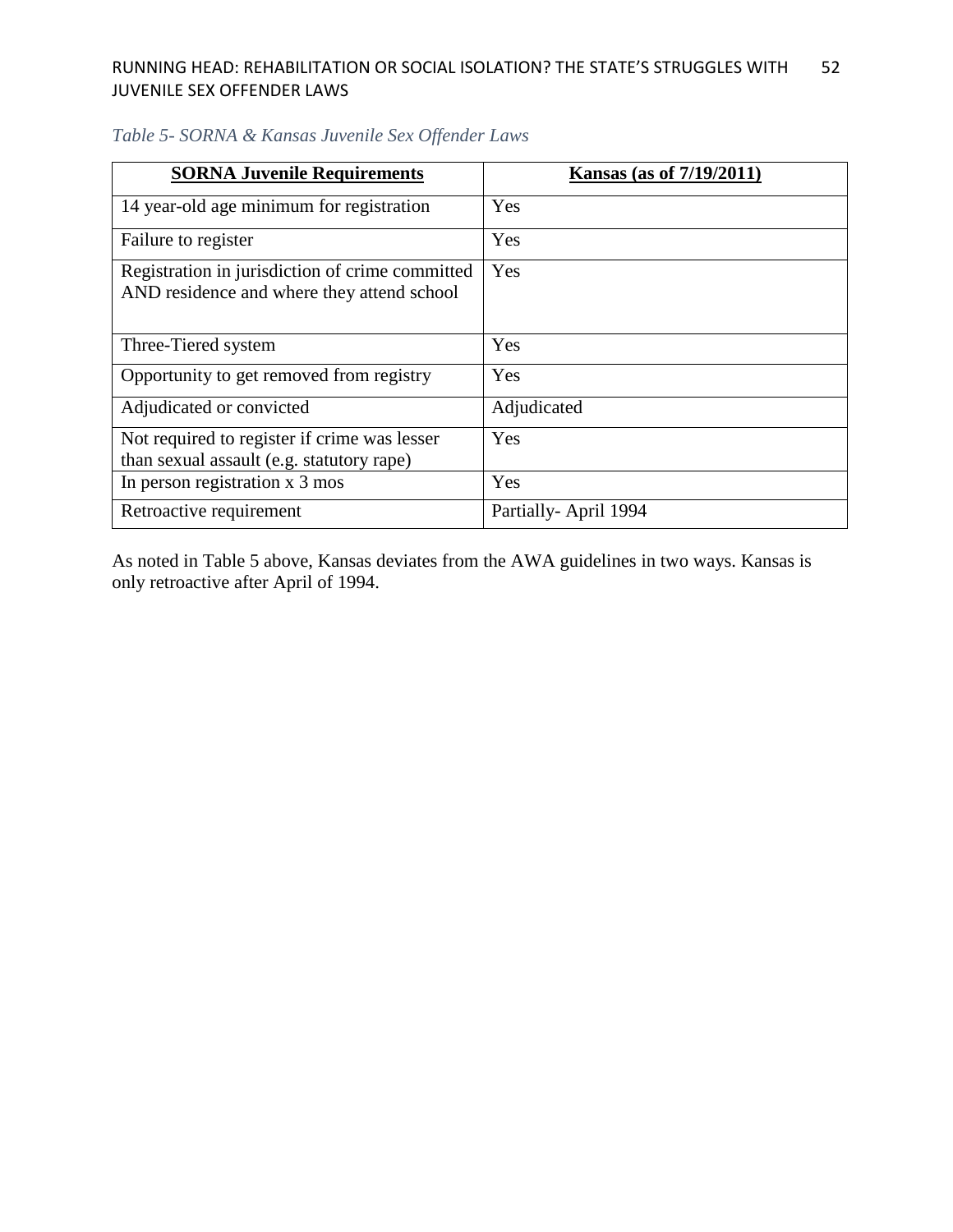*Table 5- SORNA & Kansas Juvenile Sex Offender Laws*

| **SORNA Juvenile Requirements** | **Kansas (as of 7/19/2011)** |
| --- | --- |
| 14 year-old age minimum for registration | Yes |
| Failure to register | Yes |
| Registration in jurisdiction of crime committed AND residence and where they attend school | Yes |
| Three-Tiered system | Yes |
| Opportunity to get removed from registry | Yes |
| Adjudicated or convicted | Adjudicated |
| Not required to register if crime was lesser than sexual assault (e.g. statutory rape) | Yes |
| In person registration x 3 mos | Yes |
| Retroactive requirement | Partially- April 1994 |

As noted in Table 5 above, Kansas deviates from the AWA guidelines in two ways. Kansas is only retroactive after April of 1994.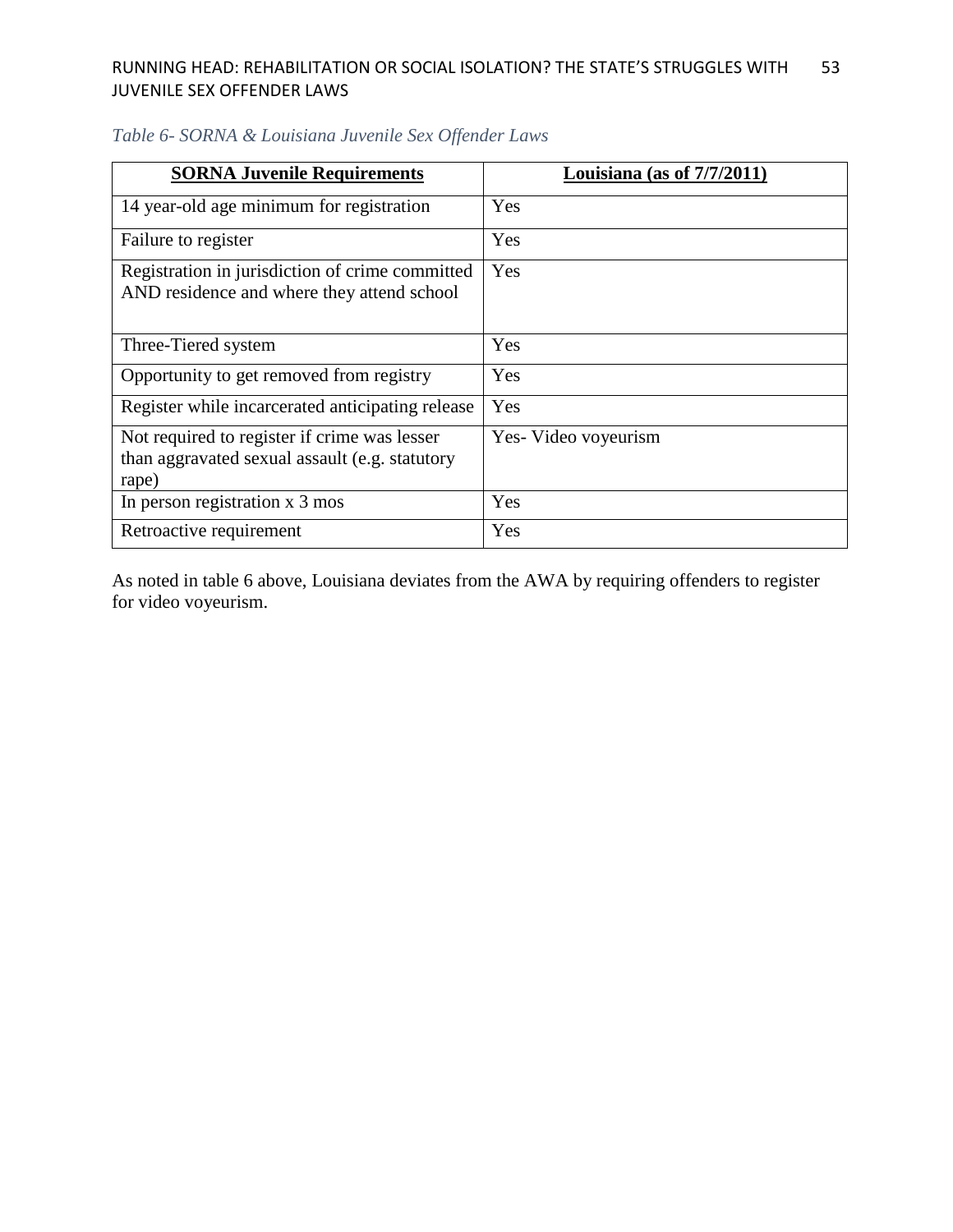*Table 6- SORNA & Louisiana Juvenile Sex Offender Laws*

| **SORNA Juvenile Requirements** | **Louisiana (as of 7/7/2011)** |
|---|---|
| 14 year-old age minimum for registration | Yes |
| Failure to register | Yes |
| Registration in jurisdiction of crime committed AND residence and where they attend school | Yes |
| Three-Tiered system | Yes |
| Opportunity to get removed from registry | Yes |
| Register while incarcerated anticipating release | Yes |
| Not required to register if crime was lesser than aggravated sexual assault (e.g. statutory rape) | Yes- Video voyeurism |
| In person registration x 3 mos | Yes |
| Retroactive requirement | Yes |

As noted in table 6 above, Louisiana deviates from the AWA by requiring offenders to register for video voyeurism.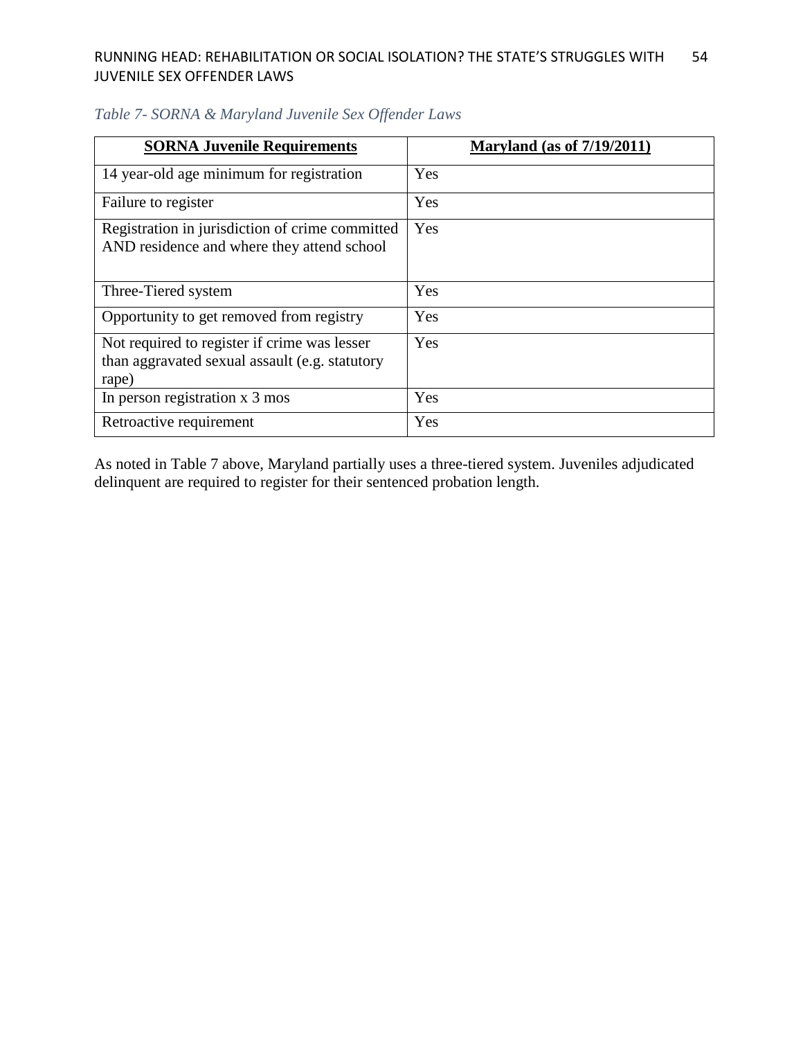*Table 7- SORNA & Maryland Juvenile Sex Offender Laws*

| **SORNA Juvenile Requirements** | **Maryland (as of 7/19/2011)** |
|---|---|
| 14 year-old age minimum for registration | Yes |
| Failure to register | Yes |
| Registration in jurisdiction of crime committed AND residence and where they attend school | Yes |
| Three-Tiered system | Yes |
| Opportunity to get removed from registry | Yes |
| Not required to register if crime was lesser than aggravated sexual assault (e.g. statutory rape) | Yes |
| In person registration x 3 mos | Yes |
| Retroactive requirement | Yes |

As noted in Table 7 above, Maryland partially uses a three-tiered system. Juveniles adjudicated delinquent are required to register for their sentenced probation length.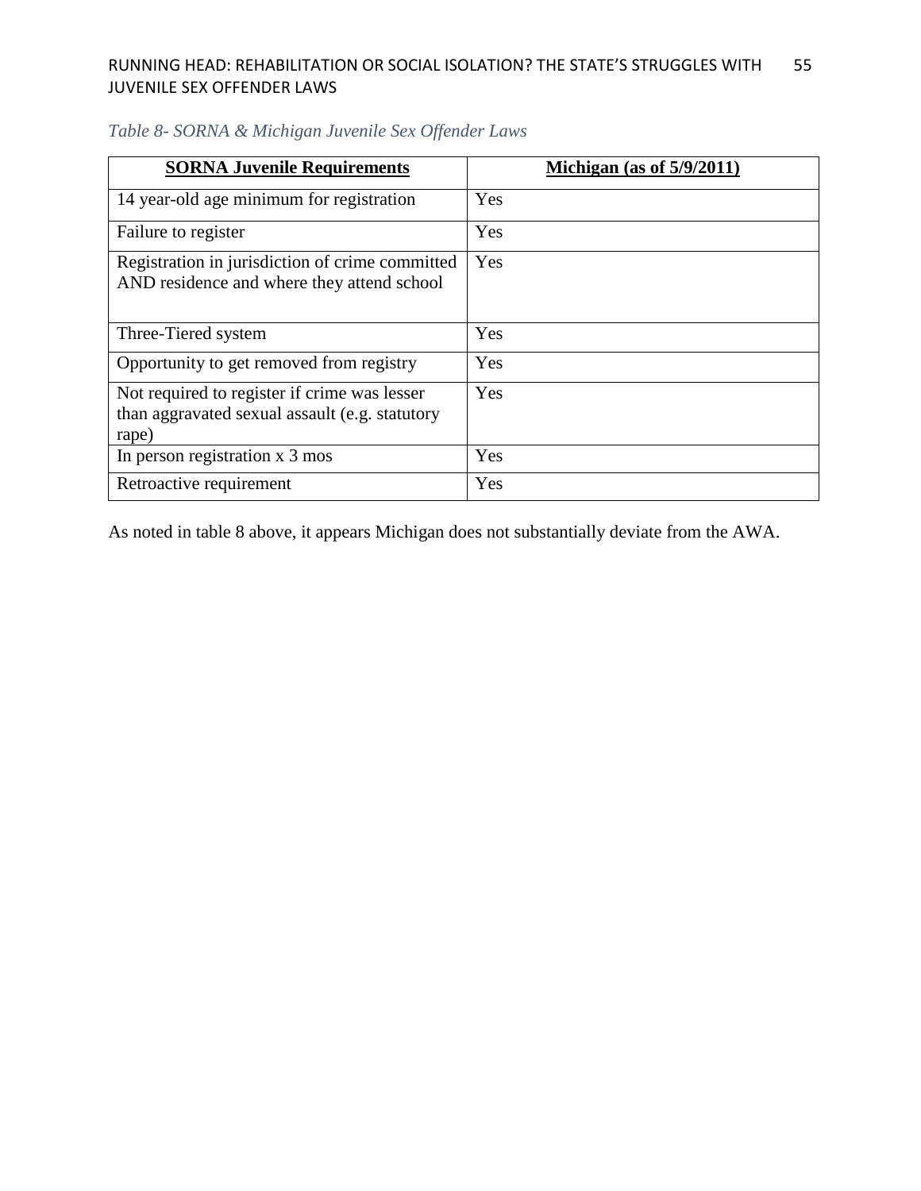*Table 8- SORNA & Michigan Juvenile Sex Offender Laws*

| **SORNA Juvenile Requirements** | **Michigan (as of 5/9/2011)** |
|---|---|
| 14 year-old age minimum for registration | Yes |
| Failure to register | Yes |
| Registration in jurisdiction of crime committed AND residence and where they attend school | Yes |
| Three-Tiered system | Yes |
| Opportunity to get removed from registry | Yes |
| Not required to register if crime was lesser than aggravated sexual assault (e.g. statutory rape) | Yes |
| In person registration x 3 mos | Yes |
| Retroactive requirement | Yes |

As noted in table 8 above, it appears Michigan does not substantially deviate from the AWA.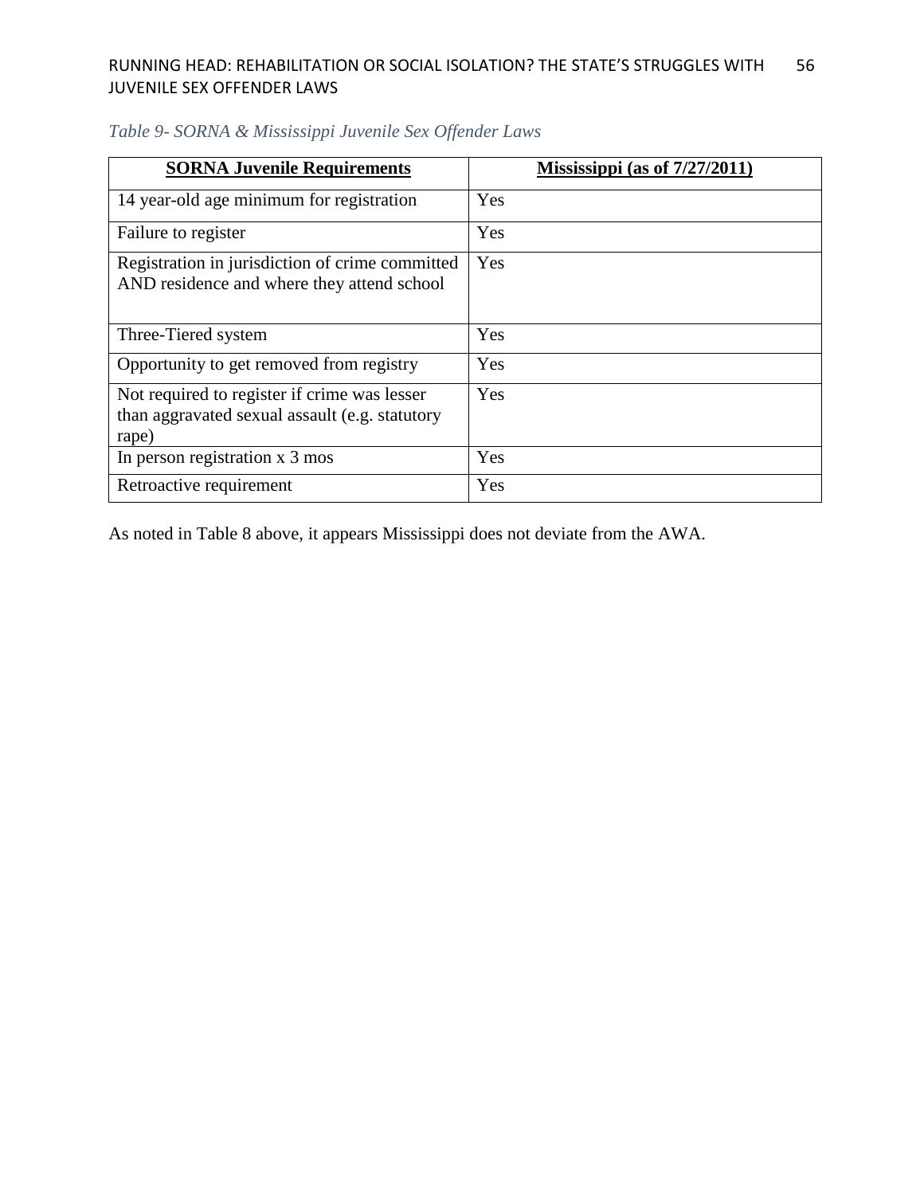*Table 9- SORNA & Mississippi Juvenile Sex Offender Laws*

| **SORNA Juvenile Requirements** | **Mississippi (as of 7/27/2011)** |
|---|---|
| 14 year-old age minimum for registration | Yes |
| Failure to register | Yes |
| Registration in jurisdiction of crime committed AND residence and where they attend school | Yes |
| Three-Tiered system | Yes |
| Opportunity to get removed from registry | Yes |
| Not required to register if crime was lesser than aggravated sexual assault (e.g. statutory rape) | Yes |
| In person registration x 3 mos | Yes |
| Retroactive requirement | Yes |

As noted in Table 8 above, it appears Mississippi does not deviate from the AWA.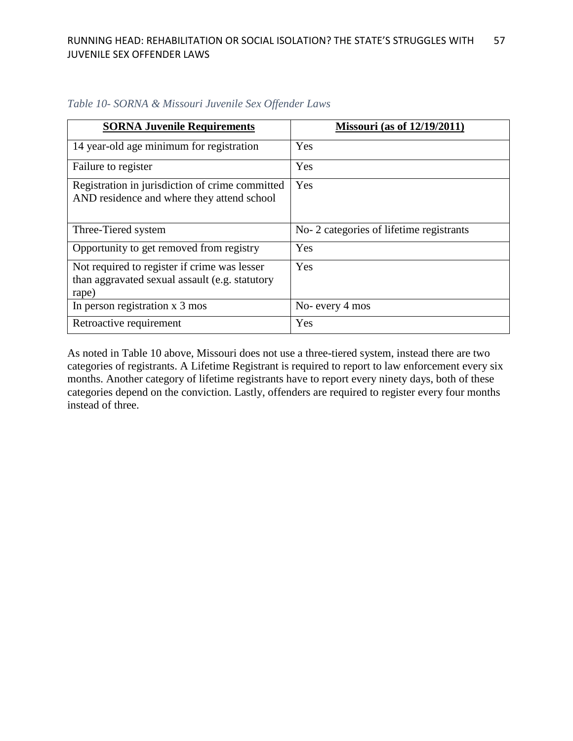*Table 10- SORNA & Missouri Juvenile Sex Offender Laws*

| **SORNA Juvenile Requirements** | **Missouri (as of 12/19/2011)** |
|---|---|
| 14 year-old age minimum for registration | Yes |
| Failure to register | Yes |
| Registration in jurisdiction of crime committed AND residence and where they attend school | Yes |
| Three-Tiered system | No- 2 categories of lifetime registrants |
| Opportunity to get removed from registry | Yes |
| Not required to register if crime was lesser than aggravated sexual assault (e.g. statutory rape) | Yes |
| In person registration x 3 mos | No- every 4 mos |
| Retroactive requirement | Yes |

As noted in Table 10 above, Missouri does not use a three-tiered system, instead there are two categories of registrants. A Lifetime Registrant is required to report to law enforcement every six months. Another category of lifetime registrants have to report every ninety days, both of these categories depend on the conviction. Lastly, offenders are required to register every four months instead of three.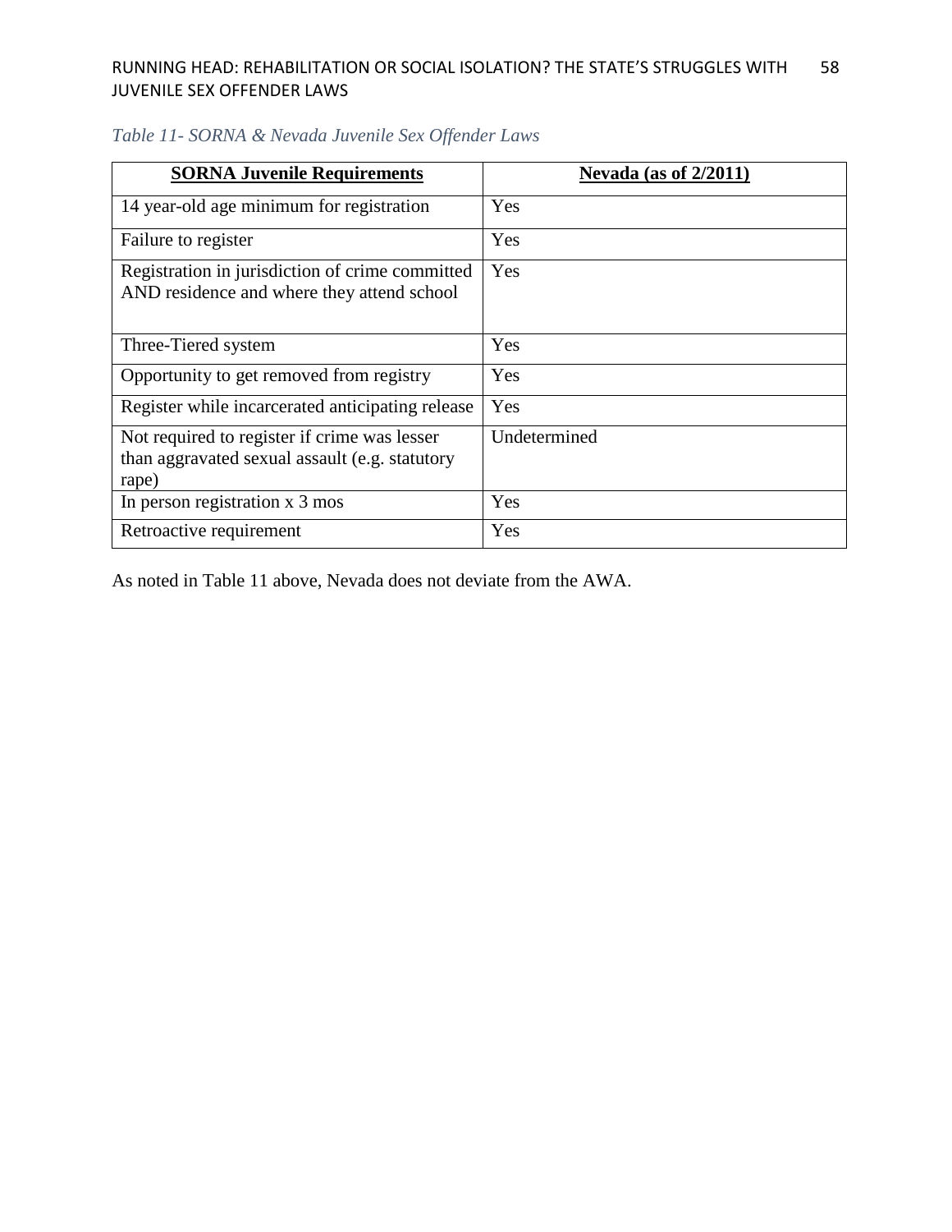*Table 11- SORNA & Nevada Juvenile Sex Offender Laws*

| **SORNA Juvenile Requirements** | **Nevada (as of 2/2011)** |
|---|---|
| 14 year-old age minimum for registration | Yes |
| Failure to register | Yes |
| Registration in jurisdiction of crime committed AND residence and where they attend school | Yes |
| Three-Tiered system | Yes |
| Opportunity to get removed from registry | Yes |
| Register while incarcerated anticipating release | Yes |
| Not required to register if crime was lesser than aggravated sexual assault (e.g. statutory rape) | Undetermined |
| In person registration x 3 mos | Yes |
| Retroactive requirement | Yes |

As noted in Table 11 above, Nevada does not deviate from the AWA.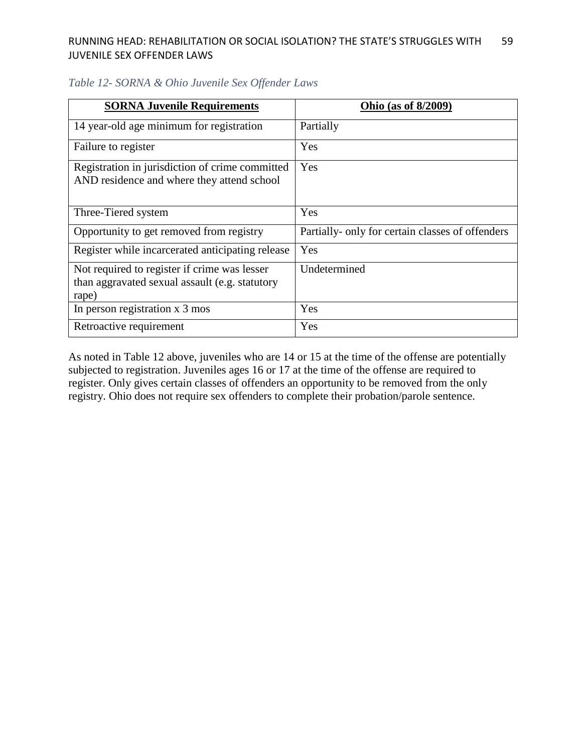*Table 12- SORNA & Ohio Juvenile Sex Offender Laws*

| **SORNA Juvenile Requirements** | **Ohio (as of 8/2009)** |
| --- | --- |
| 14 year-old age minimum for registration | Partially |
| Failure to register | Yes |
| Registration in jurisdiction of crime committed AND residence and where they attend school | Yes |
| Three-Tiered system | Yes |
| Opportunity to get removed from registry | Partially- only for certain classes of offenders |
| Register while incarcerated anticipating release | Yes |
| Not required to register if crime was lesser than aggravated sexual assault (e.g. statutory rape) | Undetermined |
| In person registration x 3 mos | Yes |
| Retroactive requirement | Yes |

As noted in Table 12 above, juveniles who are 14 or 15 at the time of the offense are potentially subjected to registration. Juveniles ages 16 or 17 at the time of the offense are required to register. Only gives certain classes of offenders an opportunity to be removed from the only registry. Ohio does not require sex offenders to complete their probation/parole sentence.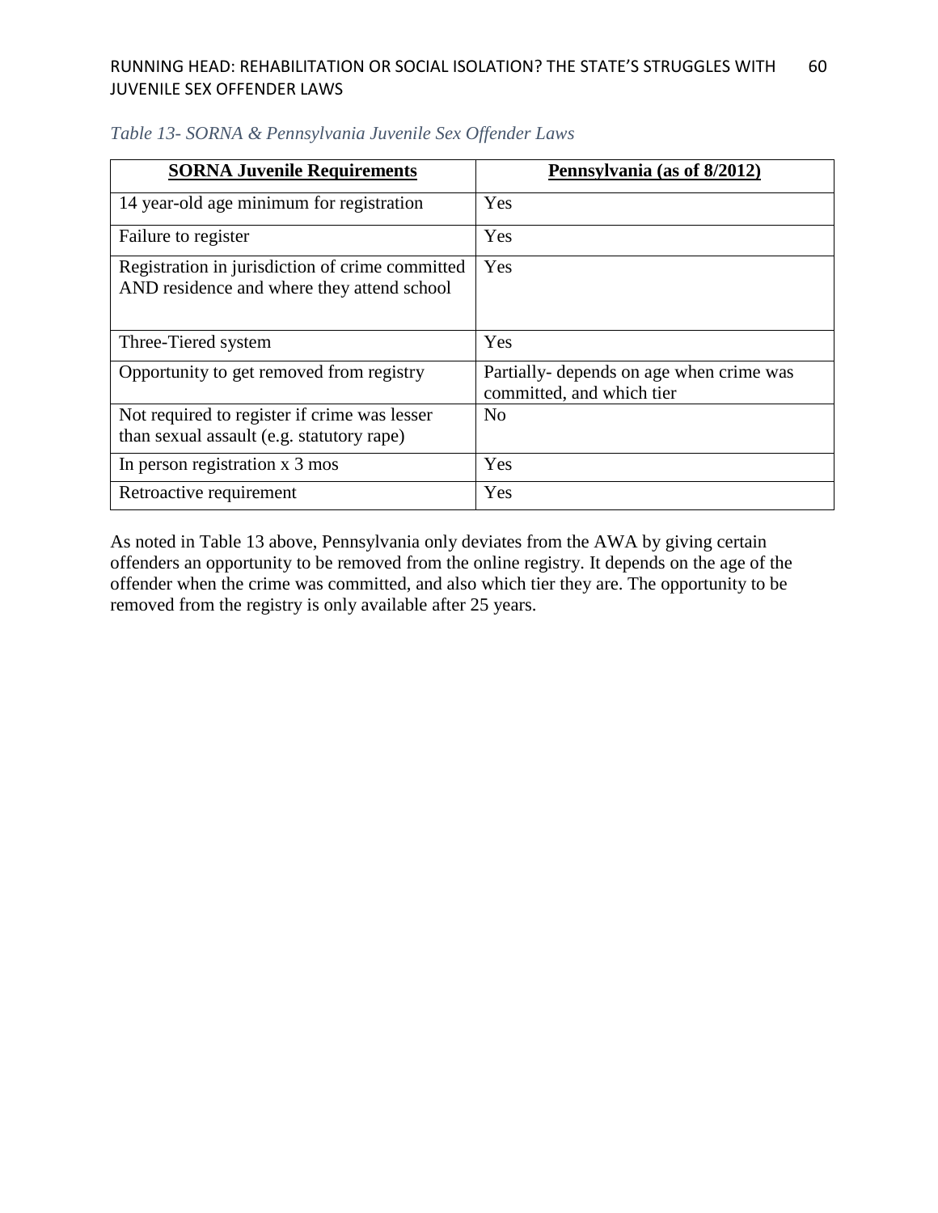*Table 13- SORNA & Pennsylvania Juvenile Sex Offender Laws*

| **SORNA Juvenile Requirements** | **Pennsylvania (as of 8/2012)** |
|---|---|
| 14 year-old age minimum for registration | Yes |
| Failure to register | Yes |
| Registration in jurisdiction of crime committed AND residence and where they attend school | Yes |
| Three-Tiered system | Yes |
| Opportunity to get removed from registry | Partially- depends on age when crime was committed, and which tier |
| Not required to register if crime was lesser than sexual assault (e.g. statutory rape) | No |
| In person registration x 3 mos | Yes |
| Retroactive requirement | Yes |

As noted in Table 13 above, Pennsylvania only deviates from the AWA by giving certain offenders an opportunity to be removed from the online registry. It depends on the age of the offender when the crime was committed, and also which tier they are. The opportunity to be removed from the registry is only available after 25 years.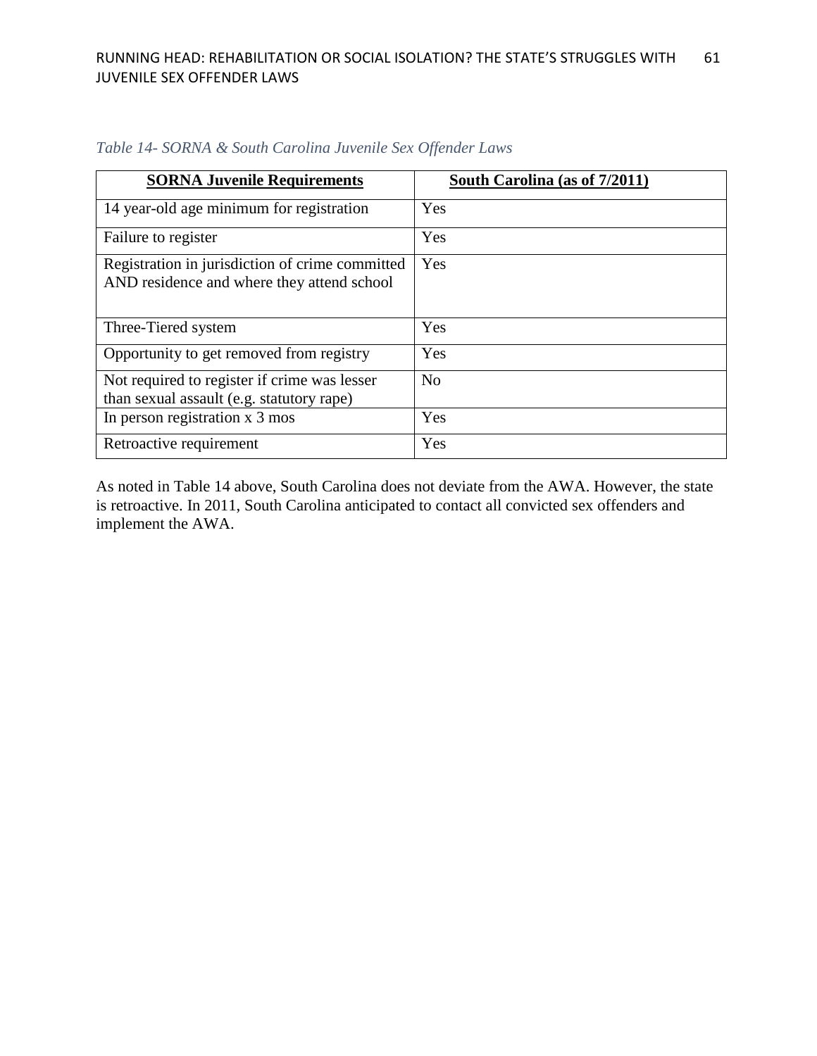*Table 14- SORNA & South Carolina Juvenile Sex Offender Laws*

| **SORNA Juvenile Requirements** | **South Carolina (as of 7/2011)** |
|---|---|
| 14 year-old age minimum for registration | Yes |
| Failure to register | Yes |
| Registration in jurisdiction of crime committed AND residence and where they attend school | Yes |
| Three-Tiered system | Yes |
| Opportunity to get removed from registry | Yes |
| Not required to register if crime was lesser than sexual assault (e.g. statutory rape) | No |
| In person registration x 3 mos | Yes |
| Retroactive requirement | Yes |

As noted in Table 14 above, South Carolina does not deviate from the AWA. However, the state is retroactive. In 2011, South Carolina anticipated to contact all convicted sex offenders and implement the AWA.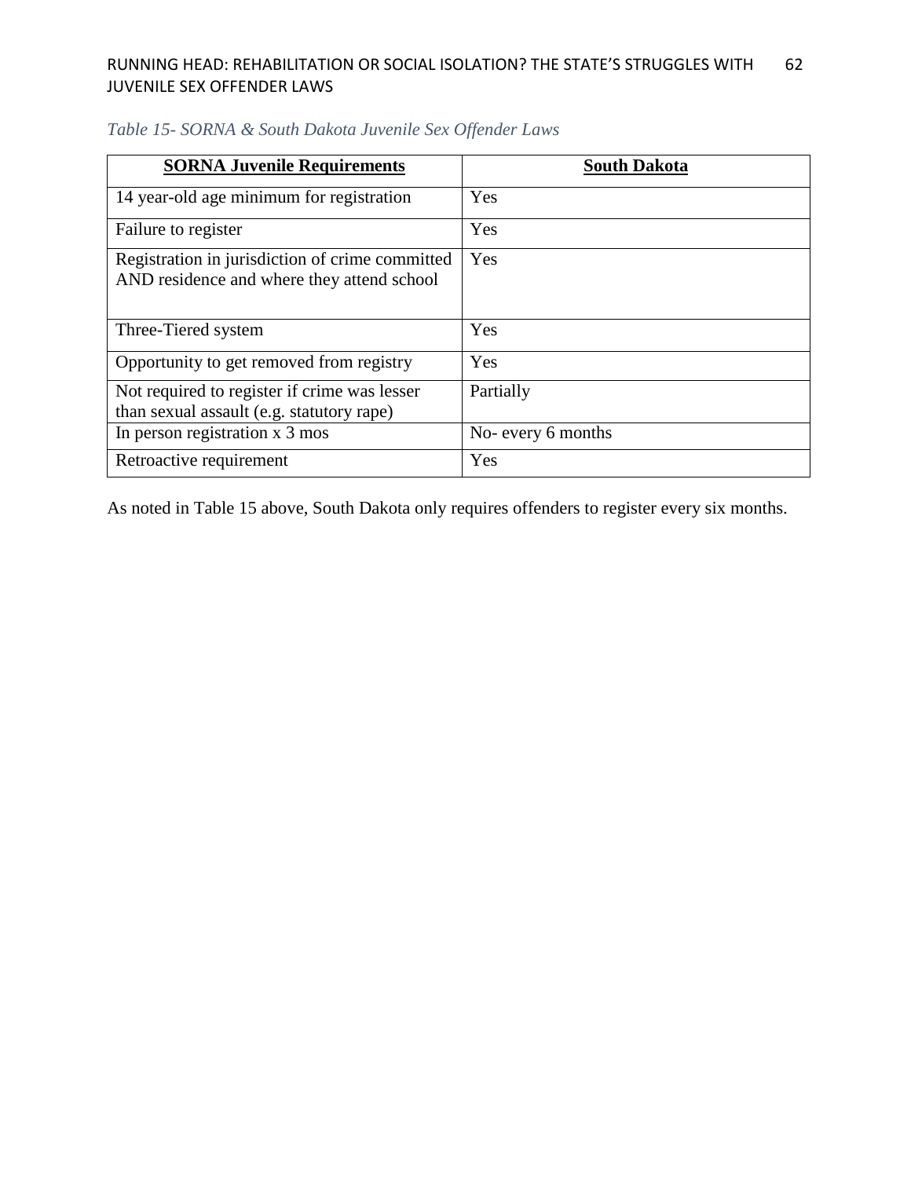*Table 15- SORNA & South Dakota Juvenile Sex Offender Laws*

| **SORNA Juvenile Requirements** | **South Dakota** |
| --- | --- |
| 14 year-old age minimum for registration | Yes |
| Failure to register | Yes |
| Registration in jurisdiction of crime committed AND residence and where they attend school | Yes |
| Three-Tiered system | Yes |
| Opportunity to get removed from registry | Yes |
| Not required to register if crime was lesser than sexual assault (e.g. statutory rape) | Partially |
| In person registration x 3 mos | No- every 6 months |
| Retroactive requirement | Yes |

As noted in Table 15 above, South Dakota only requires offenders to register every six months.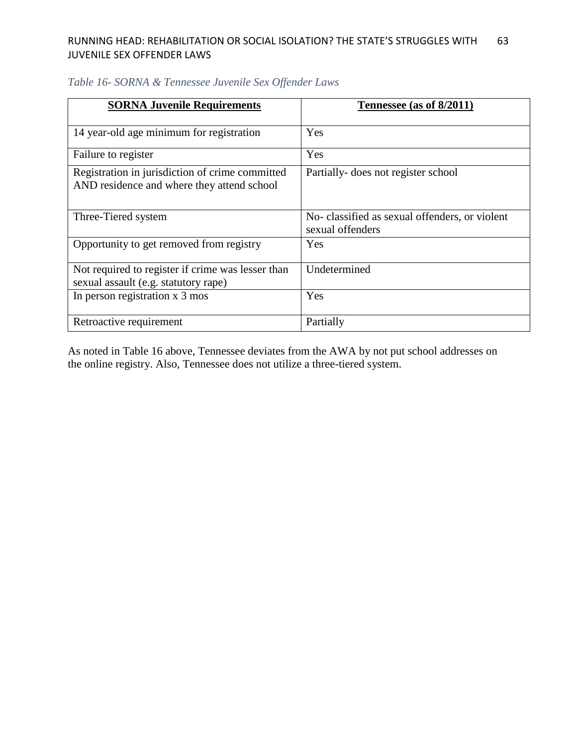*Table 16- SORNA & Tennessee Juvenile Sex Offender Laws*

| **SORNA Juvenile Requirements** | **Tennessee (as of 8/2011)** |
|---|---|
| 14 year-old age minimum for registration | Yes |
| Failure to register | Yes |
| Registration in jurisdiction of crime committed AND residence and where they attend school | Partially- does not register school |
| Three-Tiered system | No- classified as sexual offenders, or violent sexual offenders |
| Opportunity to get removed from registry | Yes |
| Not required to register if crime was lesser than sexual assault (e.g. statutory rape) | Undetermined |
| In person registration x 3 mos | Yes |
| Retroactive requirement | Partially |

As noted in Table 16 above, Tennessee deviates from the AWA by not put school addresses on the online registry. Also, Tennessee does not utilize a three-tiered system.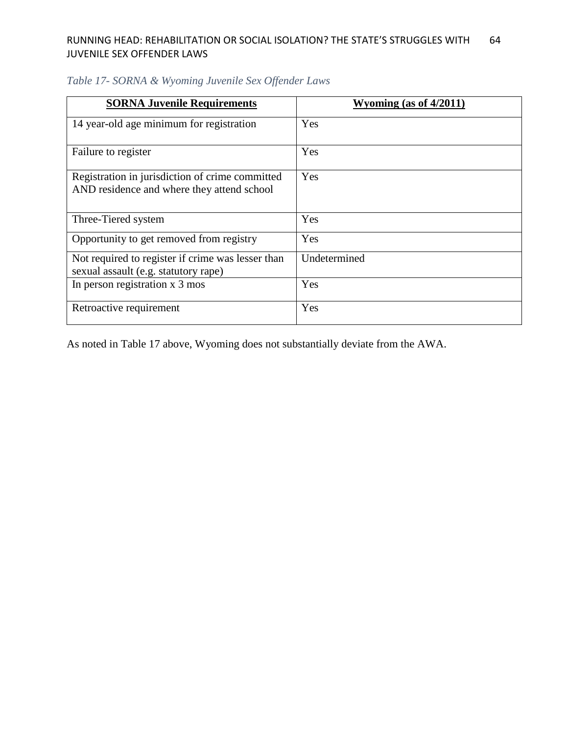*Table 17- SORNA & Wyoming Juvenile Sex Offender Laws*

| **SORNA Juvenile Requirements** | **Wyoming (as of 4/2011)** |
|---|---|
| 14 year-old age minimum for registration | Yes |
| Failure to register | Yes |
| Registration in jurisdiction of crime committed AND residence and where they attend school | Yes |
| Three-Tiered system | Yes |
| Opportunity to get removed from registry | Yes |
| Not required to register if crime was lesser than sexual assault (e.g. statutory rape) | Undetermined |
| In person registration x 3 mos | Yes |
| Retroactive requirement | Yes |

As noted in Table 17 above, Wyoming does not substantially deviate from the AWA.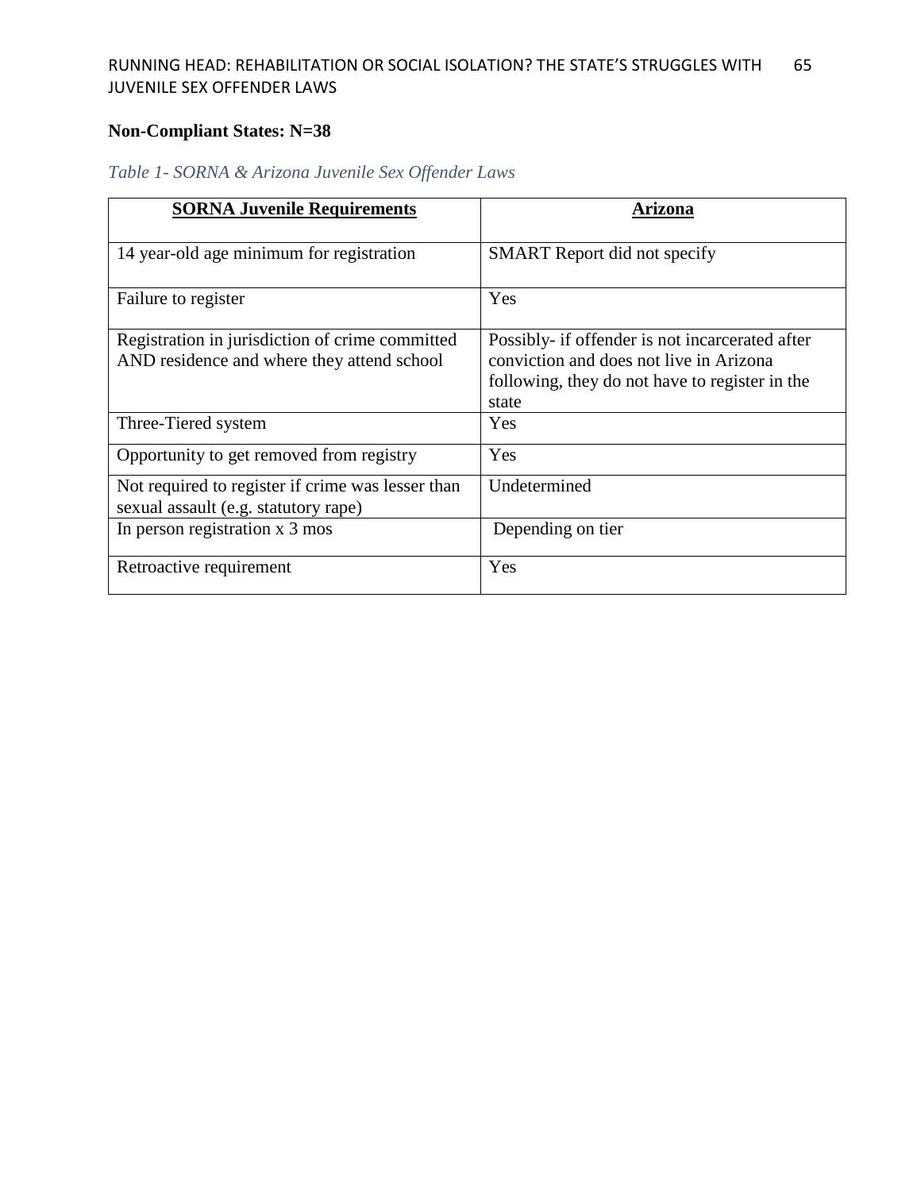**Non-Compliant States: N=38**

*Table 1- SORNA & Arizona Juvenile Sex Offender Laws*

| SORNA Juvenile Requirements | Arizona |
|---|---|
| 14 year-old age minimum for registration | SMART Report did not specify |
| Failure to register | Yes |
| Registration in jurisdiction of crime committed AND residence and where they attend school | Possibly- if offender is not incarcerated after conviction and does not live in Arizona following, they do not have to register in the state |
| Three-Tiered system | Yes |
| Opportunity to get removed from registry | Yes |
| Not required to register if crime was lesser than sexual assault (e.g. statutory rape) | Undetermined |
| In person registration x 3 mos | Depending on tier |
| Retroactive requirement | Yes |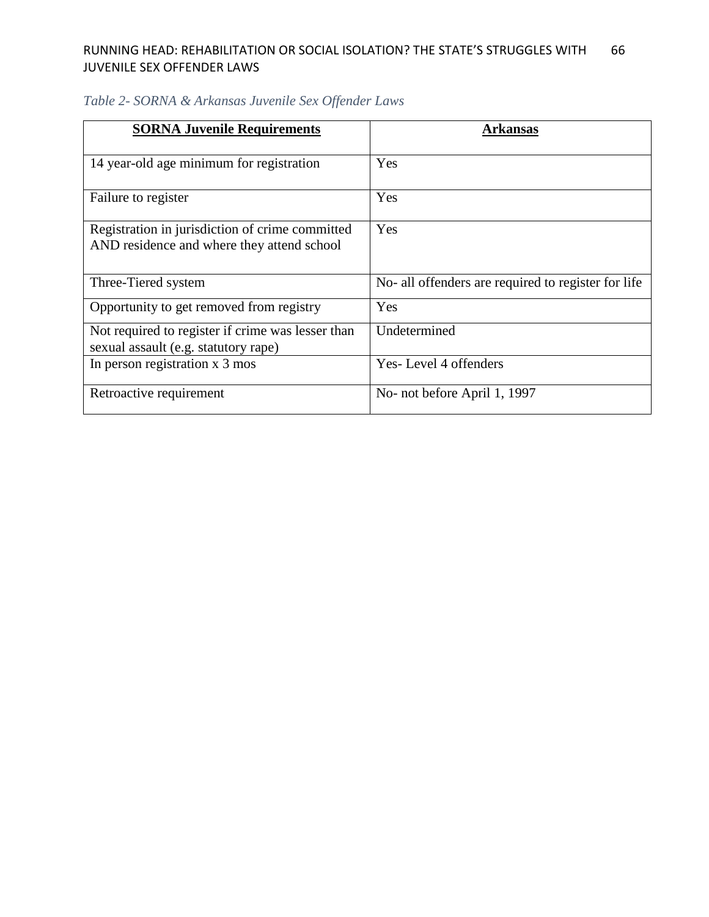*Table 2- SORNA & Arkansas Juvenile Sex Offender Laws*

| **SORNA Juvenile Requirements** | **Arkansas** |
| --- | --- |
| 14 year-old age minimum for registration | Yes |
| Failure to register | Yes |
| Registration in jurisdiction of crime committed AND residence and where they attend school | Yes |
| Three-Tiered system | No- all offenders are required to register for life |
| Opportunity to get removed from registry | Yes |
| Not required to register if crime was lesser than sexual assault (e.g. statutory rape) | Undetermined |
| In person registration x 3 mos | Yes- Level 4 offenders |
| Retroactive requirement | No- not before April 1, 1997 |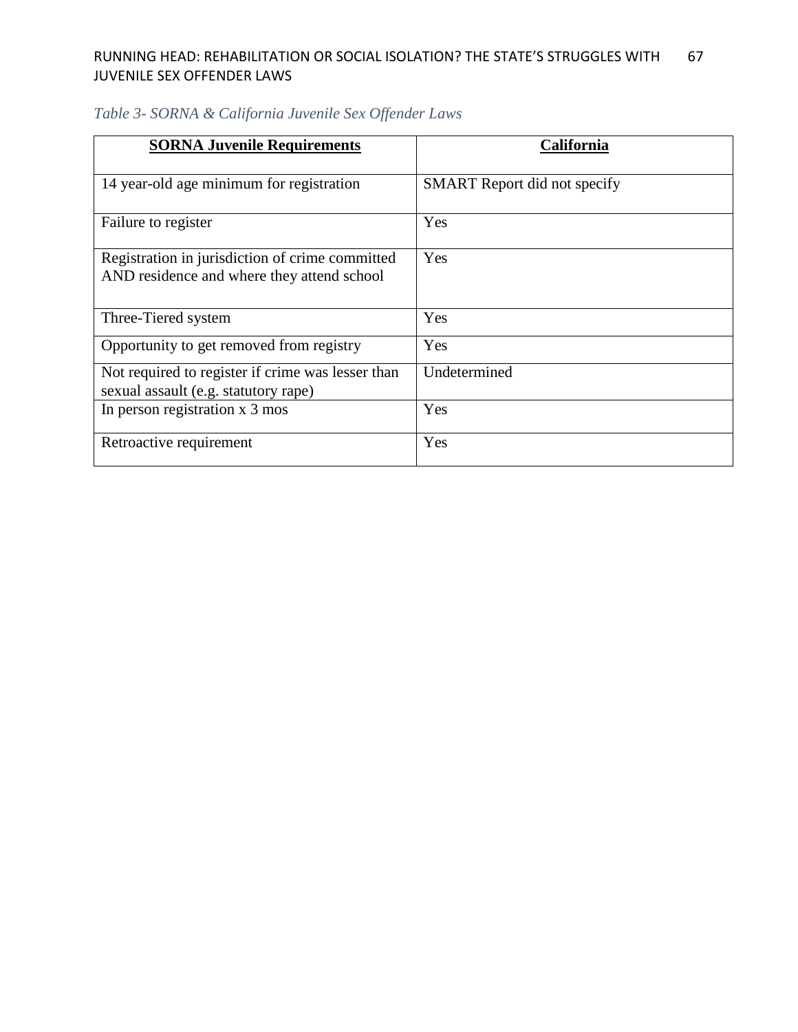*Table 3- SORNA & California Juvenile Sex Offender Laws*

| **SORNA Juvenile Requirements** | **California** |
|---|---|
| 14 year-old age minimum for registration | SMART Report did not specify |
| Failure to register | Yes |
| Registration in jurisdiction of crime committed AND residence and where they attend school | Yes |
| Three-Tiered system | Yes |
| Opportunity to get removed from registry | Yes |
| Not required to register if crime was lesser than sexual assault (e.g. statutory rape) | Undetermined |
| In person registration x 3 mos | Yes |
| Retroactive requirement | Yes |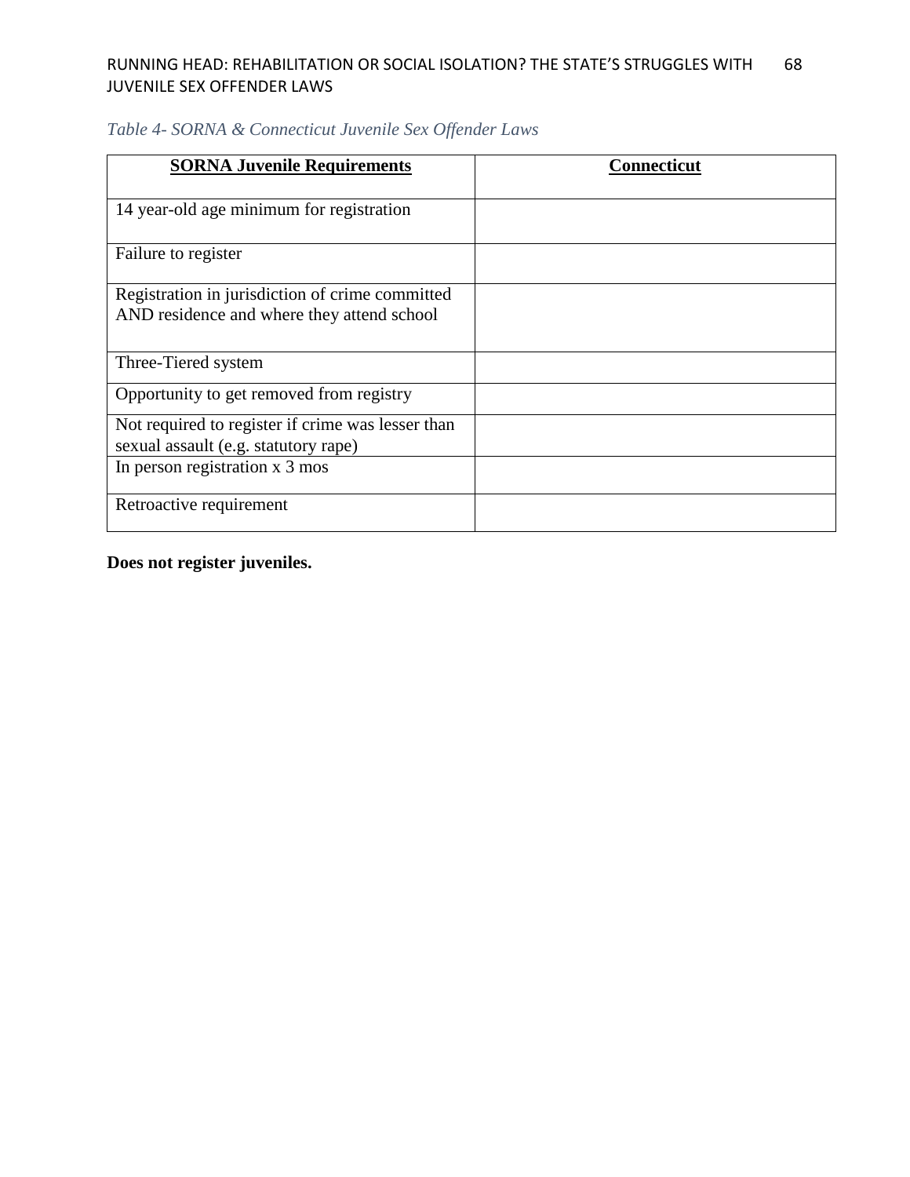*Table 4- SORNA & Connecticut Juvenile Sex Offender Laws*

| SORNA Juvenile Requirements | Connecticut |
| --- | --- |
| 14 year-old age minimum for registration | |
| Failure to register | |
| Registration in jurisdiction of crime committed AND residence and where they attend school | |
| Three-Tiered system | |
| Opportunity to get removed from registry | |
| Not required to register if crime was lesser than sexual assault (e.g. statutory rape) | |
| In person registration x 3 mos | |
| Retroactive requirement | |

**Does not register juveniles.**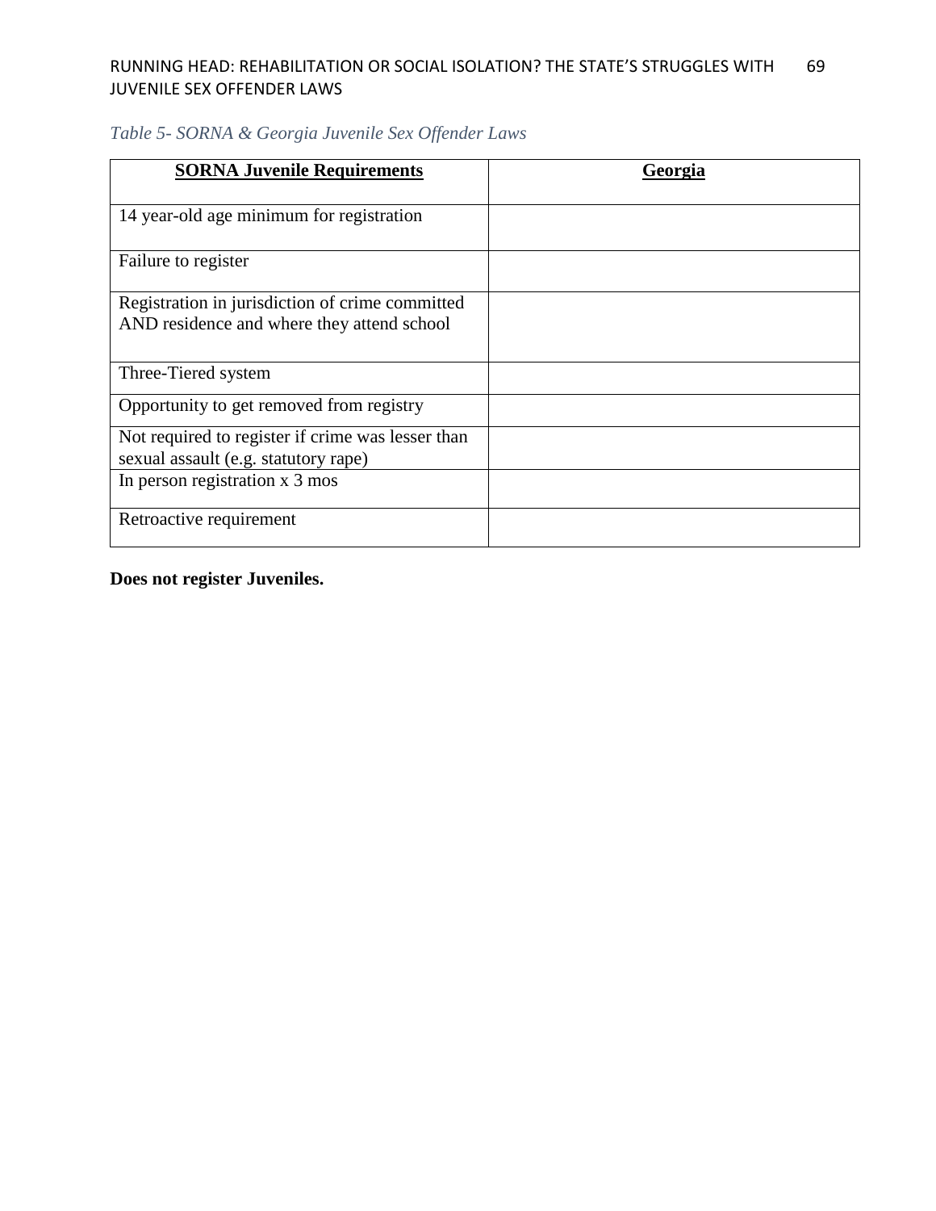*Table 5- SORNA & Georgia Juvenile Sex Offender Laws*

| SORNA Juvenile Requirements | Georgia |
| --- | --- |
| 14 year-old age minimum for registration | |
| Failure to register | |
| Registration in jurisdiction of crime committed AND residence and where they attend school | |
| Three-Tiered system | |
| Opportunity to get removed from registry | |
| Not required to register if crime was lesser than sexual assault (e.g. statutory rape) | |
| In person registration x 3 mos | |
| Retroactive requirement | |

**Does not register Juveniles.**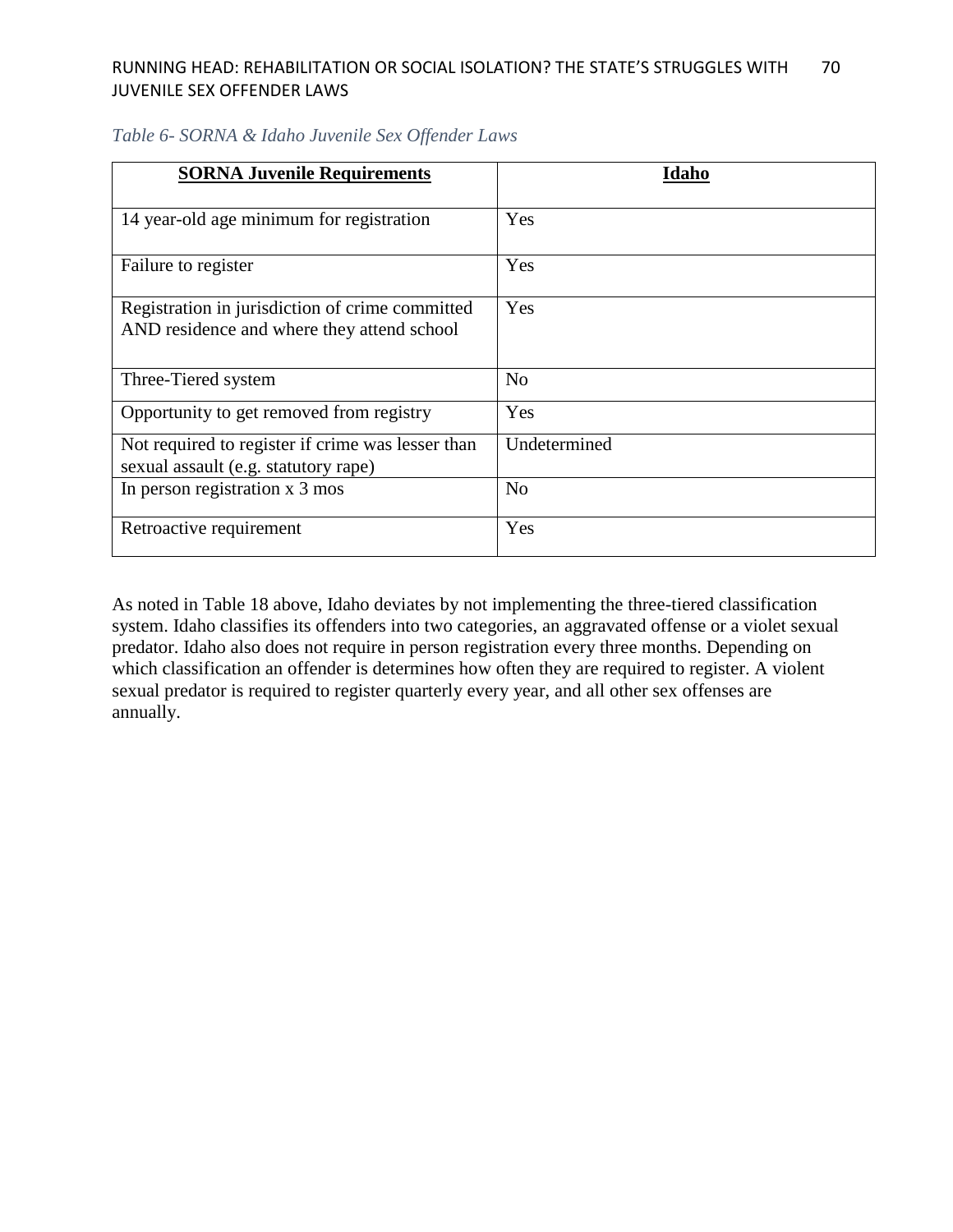*Table 6- SORNA & Idaho Juvenile Sex Offender Laws*

| **SORNA Juvenile Requirements** | **Idaho** |
|---|---|
| 14 year-old age minimum for registration | Yes |
| Failure to register | Yes |
| Registration in jurisdiction of crime committed AND residence and where they attend school | Yes |
| Three-Tiered system | No |
| Opportunity to get removed from registry | Yes |
| Not required to register if crime was lesser than sexual assault (e.g. statutory rape) | Undetermined |
| In person registration x 3 mos | No |
| Retroactive requirement | Yes |

As noted in Table 18 above, Idaho deviates by not implementing the three-tiered classification system. Idaho classifies its offenders into two categories, an aggravated offense or a violet sexual predator. Idaho also does not require in person registration every three months. Depending on which classification an offender is determines how often they are required to register. A violent sexual predator is required to register quarterly every year, and all other sex offenses are annually.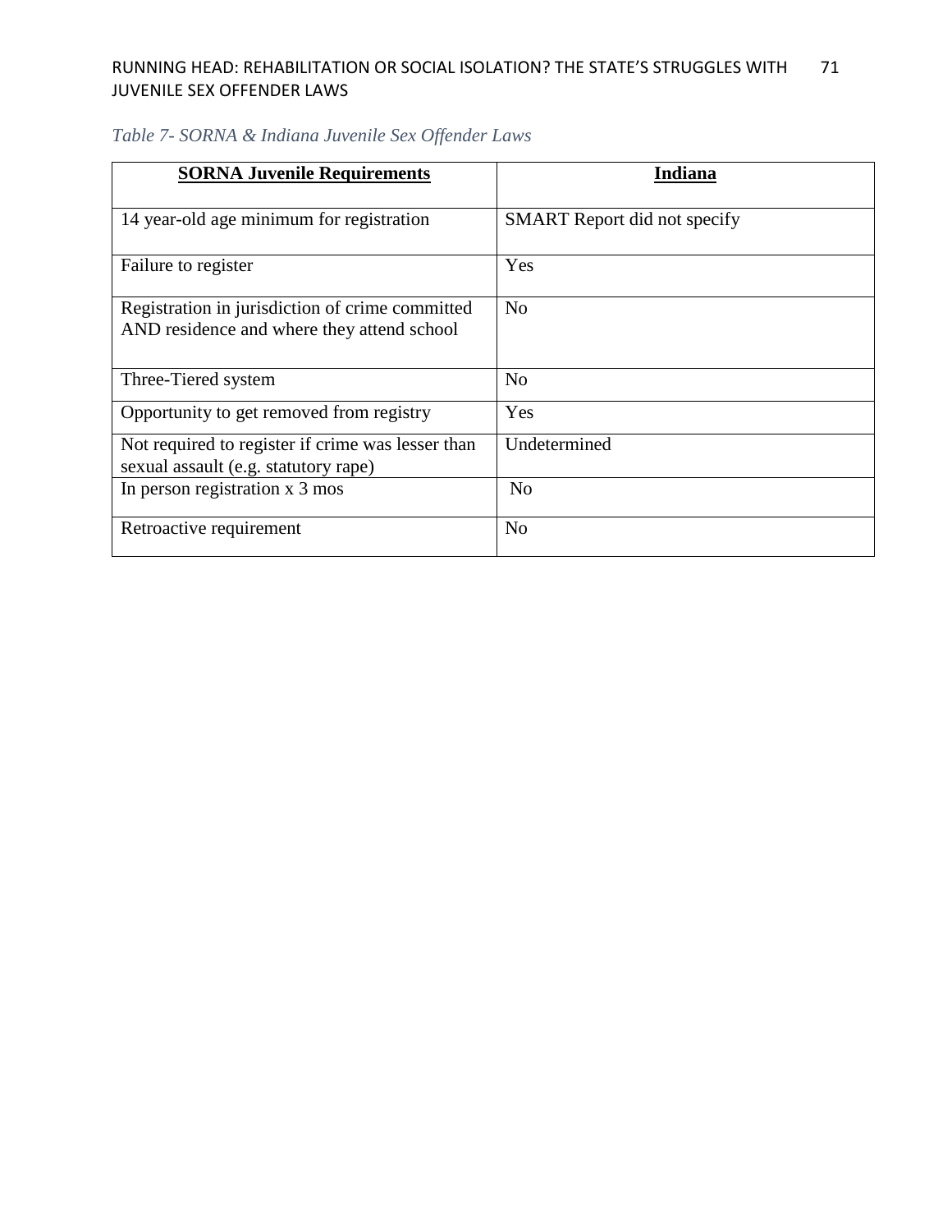*Table 7- SORNA & Indiana Juvenile Sex Offender Laws*

| **SORNA Juvenile Requirements** | **Indiana** |
|---|---|
| 14 year-old age minimum for registration | SMART Report did not specify |
| Failure to register | Yes |
| Registration in jurisdiction of crime committed AND residence and where they attend school | No |
| Three-Tiered system | No |
| Opportunity to get removed from registry | Yes |
| Not required to register if crime was lesser than sexual assault (e.g. statutory rape) | Undetermined |
| In person registration x 3 mos | No |
| Retroactive requirement | No |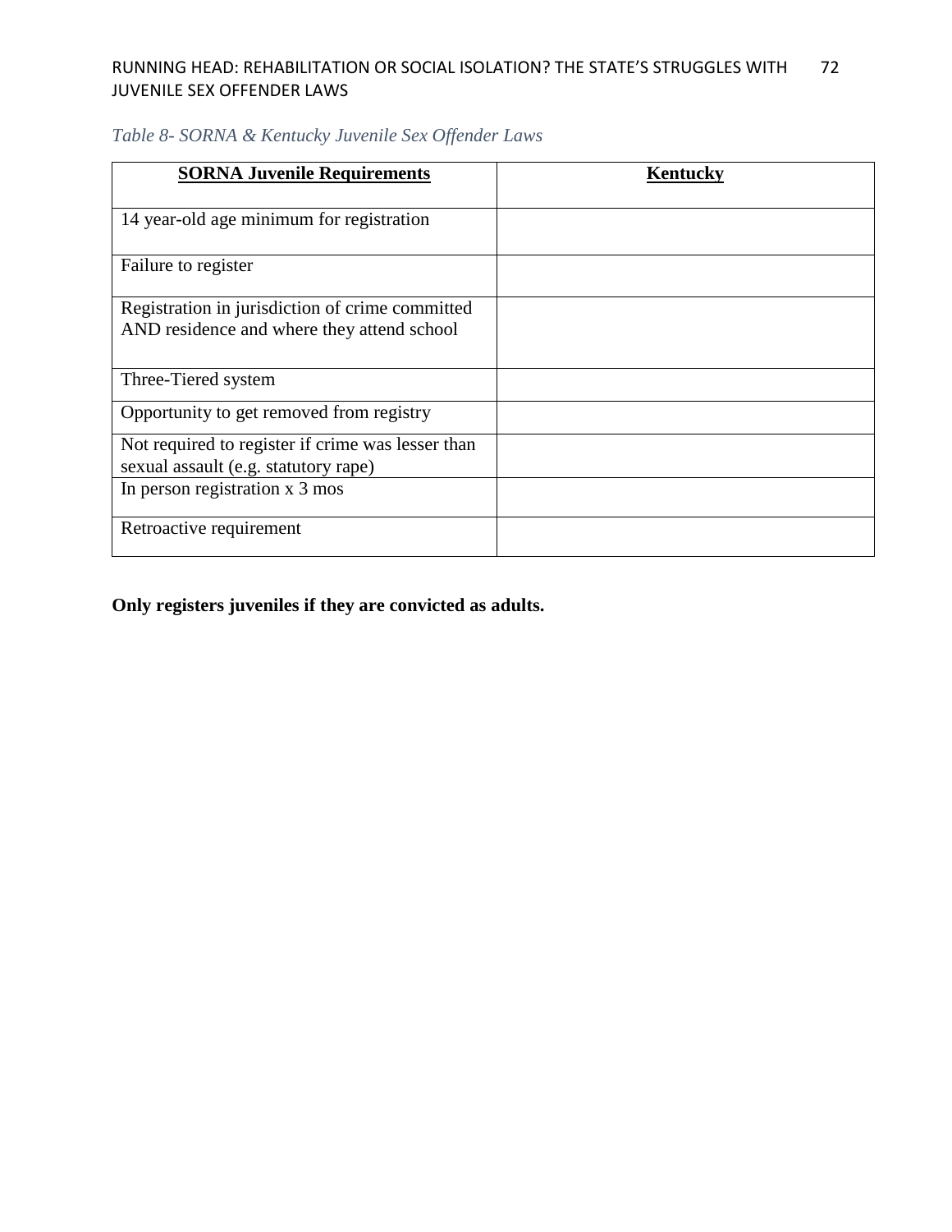*Table 8- SORNA & Kentucky Juvenile Sex Offender Laws*

| **SORNA Juvenile Requirements** | **Kentucky** |
|---|---|
| 14 year-old age minimum for registration | |
| Failure to register | |
| Registration in jurisdiction of crime committed AND residence and where they attend school | |
| Three-Tiered system | |
| Opportunity to get removed from registry | |
| Not required to register if crime was lesser than sexual assault (e.g. statutory rape) | |
| In person registration x 3 mos | |
| Retroactive requirement | |

**Only registers juveniles if they are convicted as adults.**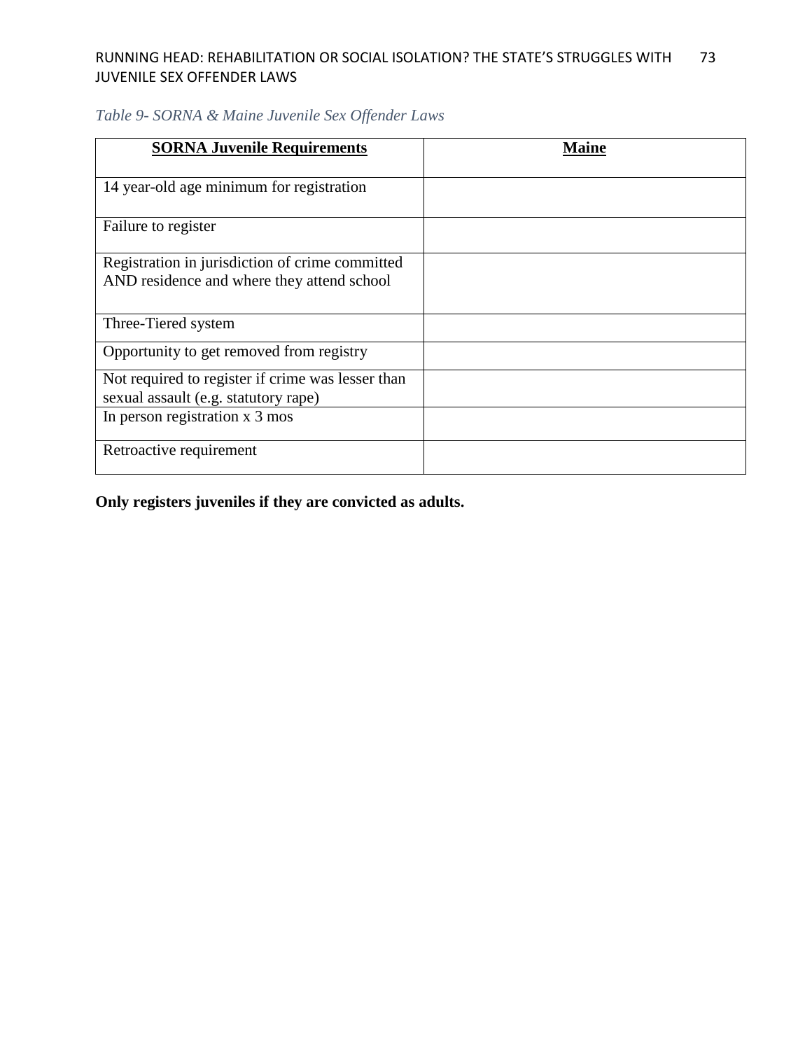*Table 9- SORNA & Maine Juvenile Sex Offender Laws*

| **SORNA Juvenile Requirements** | **Maine** |
|---|---|
| 14 year-old age minimum for registration | |
| Failure to register | |
| Registration in jurisdiction of crime committed AND residence and where they attend school | |
| Three-Tiered system | |
| Opportunity to get removed from registry | |
| Not required to register if crime was lesser than sexual assault (e.g. statutory rape) | |
| In person registration x 3 mos | |
| Retroactive requirement | |

**Only registers juveniles if they are convicted as adults.**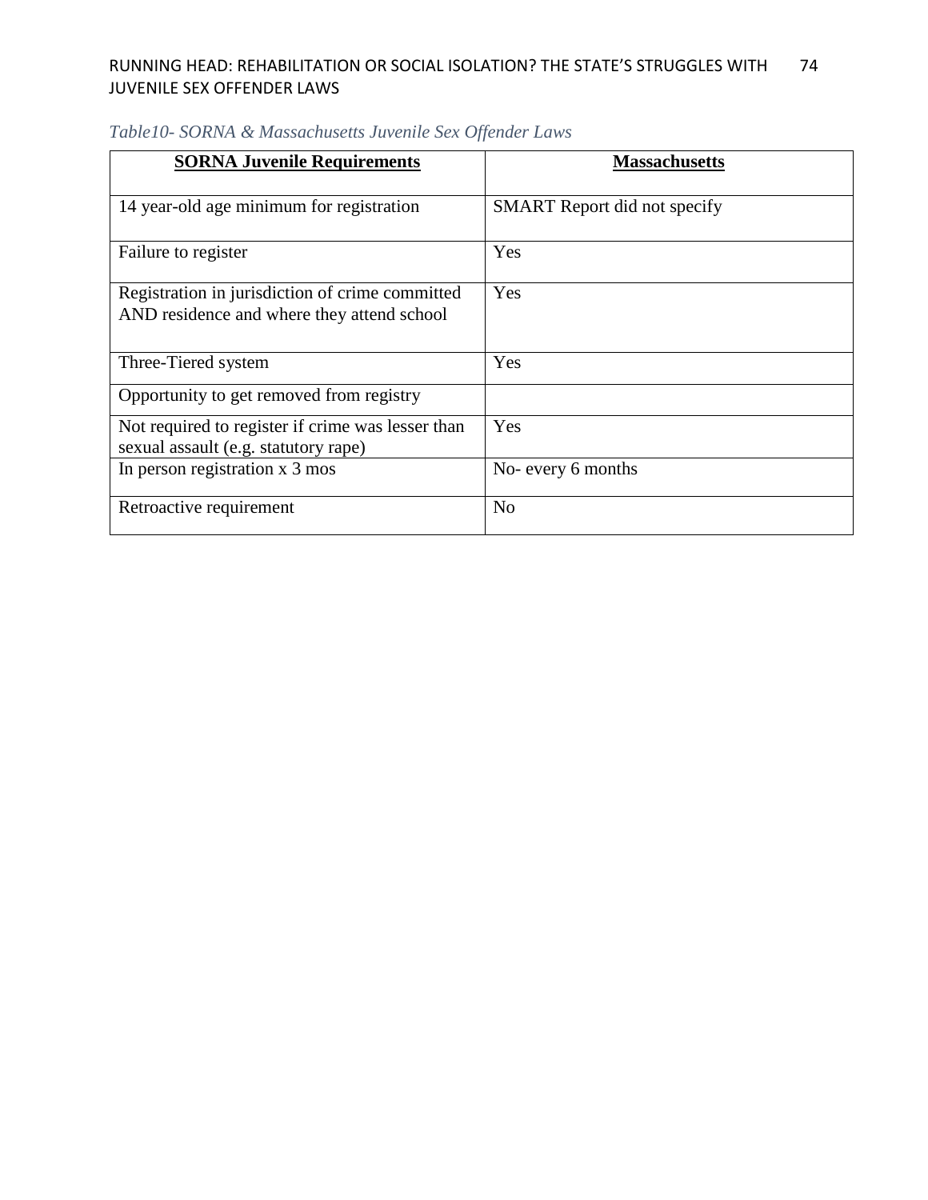*Table10- SORNA & Massachusetts Juvenile Sex Offender Laws*

| **SORNA Juvenile Requirements** | **Massachusetts** |
|---|---|
| 14 year-old age minimum for registration | SMART Report did not specify |
| Failure to register | Yes |
| Registration in jurisdiction of crime committed AND residence and where they attend school | Yes |
| Three-Tiered system | Yes |
| Opportunity to get removed from registry | |
| Not required to register if crime was lesser than sexual assault (e.g. statutory rape) | Yes |
| In person registration x 3 mos | No- every 6 months |
| Retroactive requirement | No |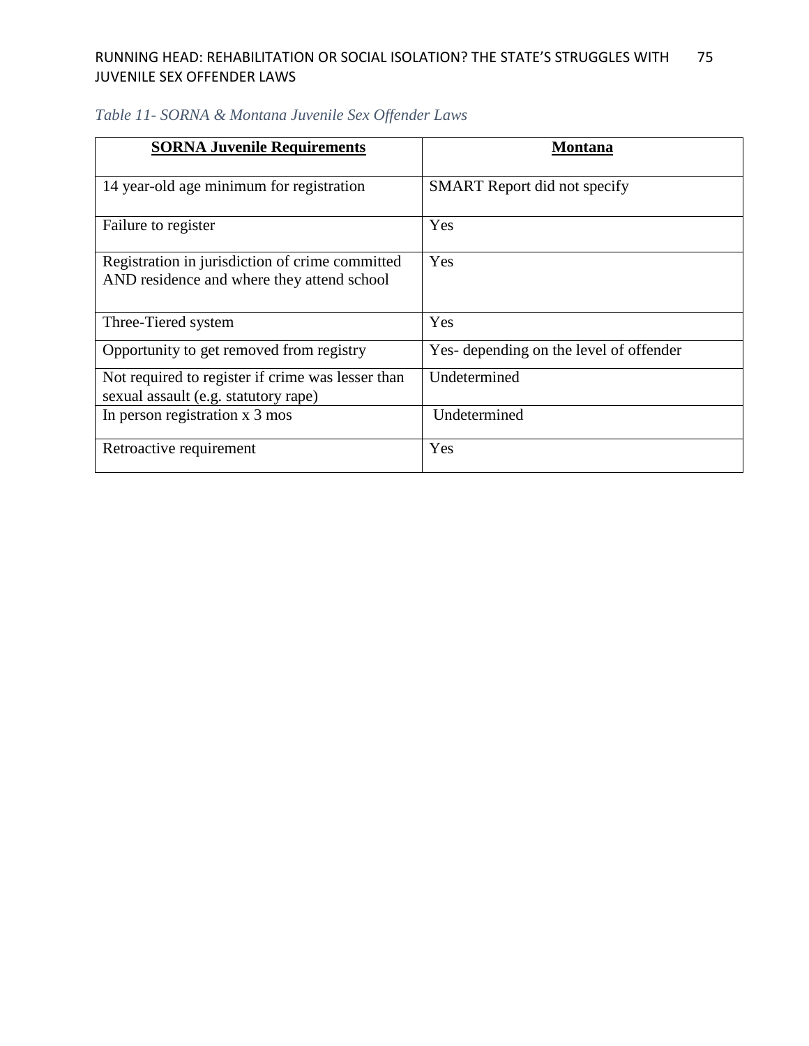*Table 11- SORNA & Montana Juvenile Sex Offender Laws*

| **SORNA Juvenile Requirements** | **Montana** |
| --- | --- |
| 14 year-old age minimum for registration | SMART Report did not specify |
| Failure to register | Yes |
| Registration in jurisdiction of crime committed AND residence and where they attend school | Yes |
| Three-Tiered system | Yes |
| Opportunity to get removed from registry | Yes- depending on the level of offender |
| Not required to register if crime was lesser than sexual assault (e.g. statutory rape) | Undetermined |
| In person registration x 3 mos | Undetermined |
| Retroactive requirement | Yes |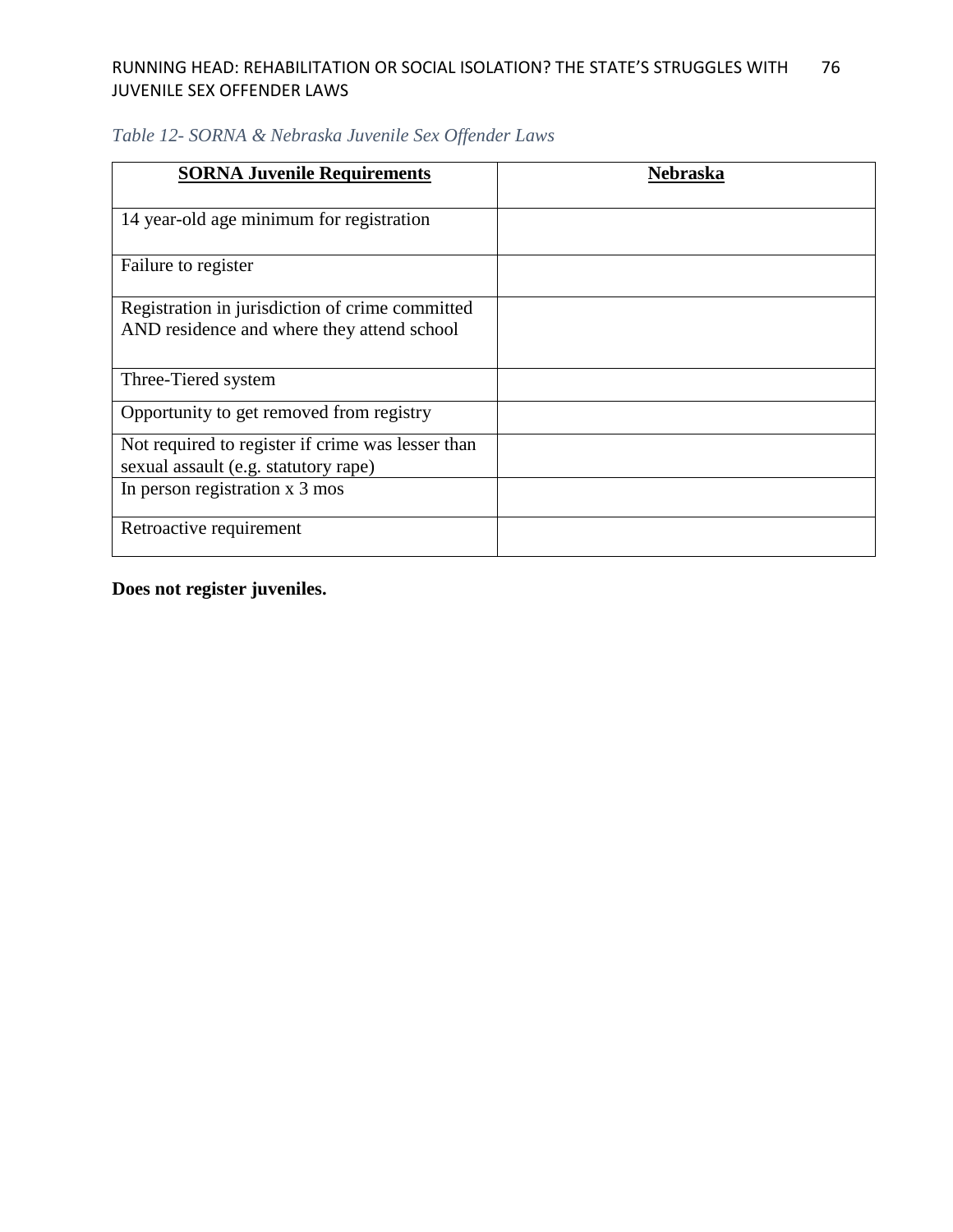*Table 12- SORNA & Nebraska Juvenile Sex Offender Laws*

| **SORNA Juvenile Requirements** | **Nebraska** |
|---|---|
| 14 year-old age minimum for registration | |
| Failure to register | |
| Registration in jurisdiction of crime committed AND residence and where they attend school | |
| Three-Tiered system | |
| Opportunity to get removed from registry | |
| Not required to register if crime was lesser than sexual assault (e.g. statutory rape) | |
| In person registration x 3 mos | |
| Retroactive requirement | |

**Does not register juveniles.**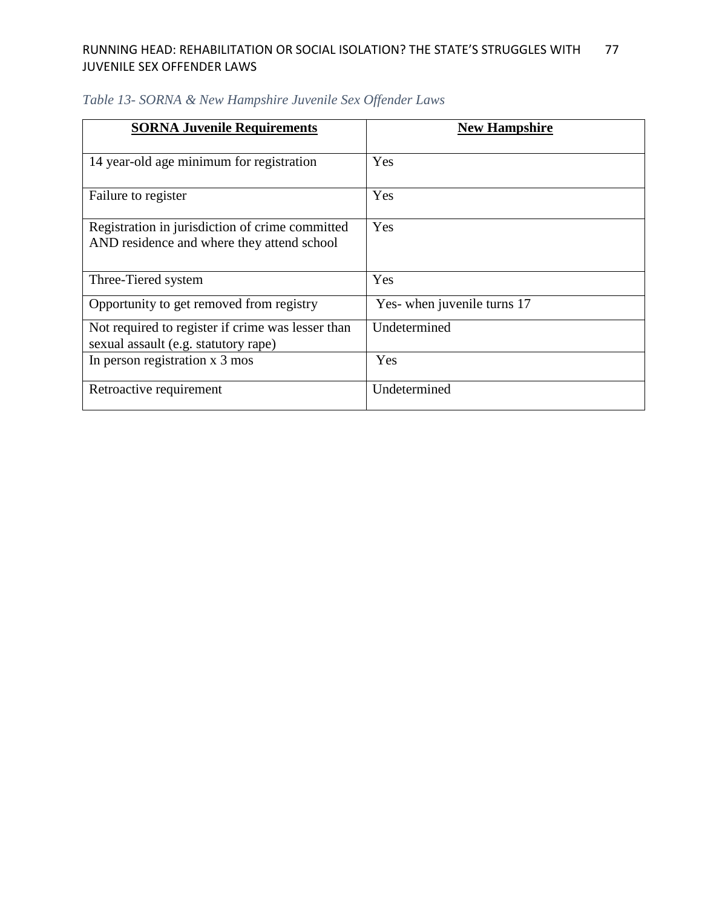*Table 13- SORNA & New Hampshire Juvenile Sex Offender Laws*

| **SORNA Juvenile Requirements** | **New Hampshire** |
|---|---|
| 14 year-old age minimum for registration | Yes |
| Failure to register | Yes |
| Registration in jurisdiction of crime committed AND residence and where they attend school | Yes |
| Three-Tiered system | Yes |
| Opportunity to get removed from registry | Yes- when juvenile turns 17 |
| Not required to register if crime was lesser than sexual assault (e.g. statutory rape) | Undetermined |
| In person registration x 3 mos | Yes |
| Retroactive requirement | Undetermined |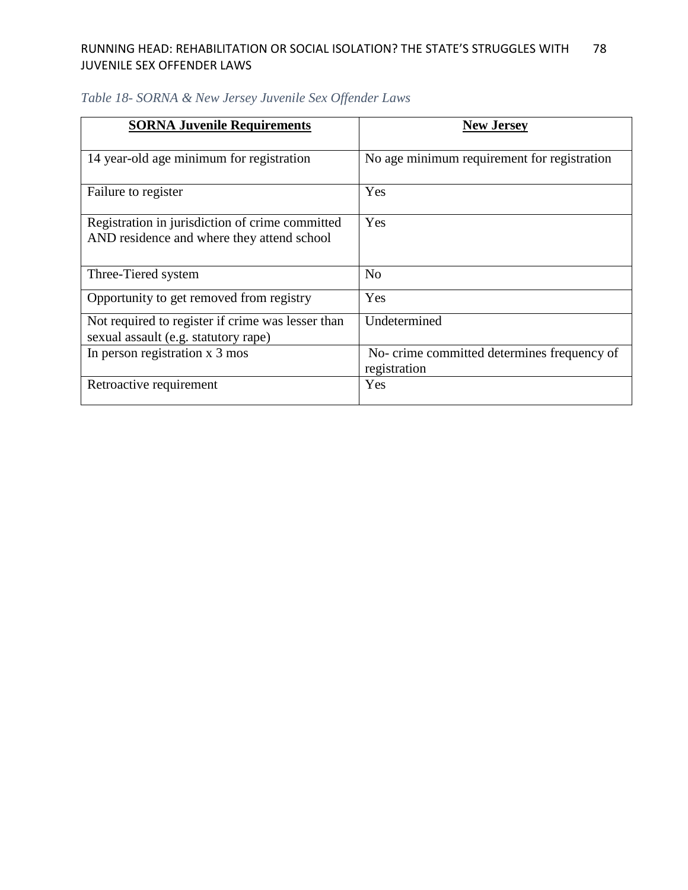*Table 18- SORNA & New Jersey Juvenile Sex Offender Laws*

| **SORNA Juvenile Requirements** | **New Jersey** |
|---|---|
| 14 year-old age minimum for registration | No age minimum requirement for registration |
| Failure to register | Yes |
| Registration in jurisdiction of crime committed AND residence and where they attend school | Yes |
| Three-Tiered system | No |
| Opportunity to get removed from registry | Yes |
| Not required to register if crime was lesser than sexual assault (e.g. statutory rape) | Undetermined |
| In person registration x 3 mos | No- crime committed determines frequency of registration |
| Retroactive requirement | Yes |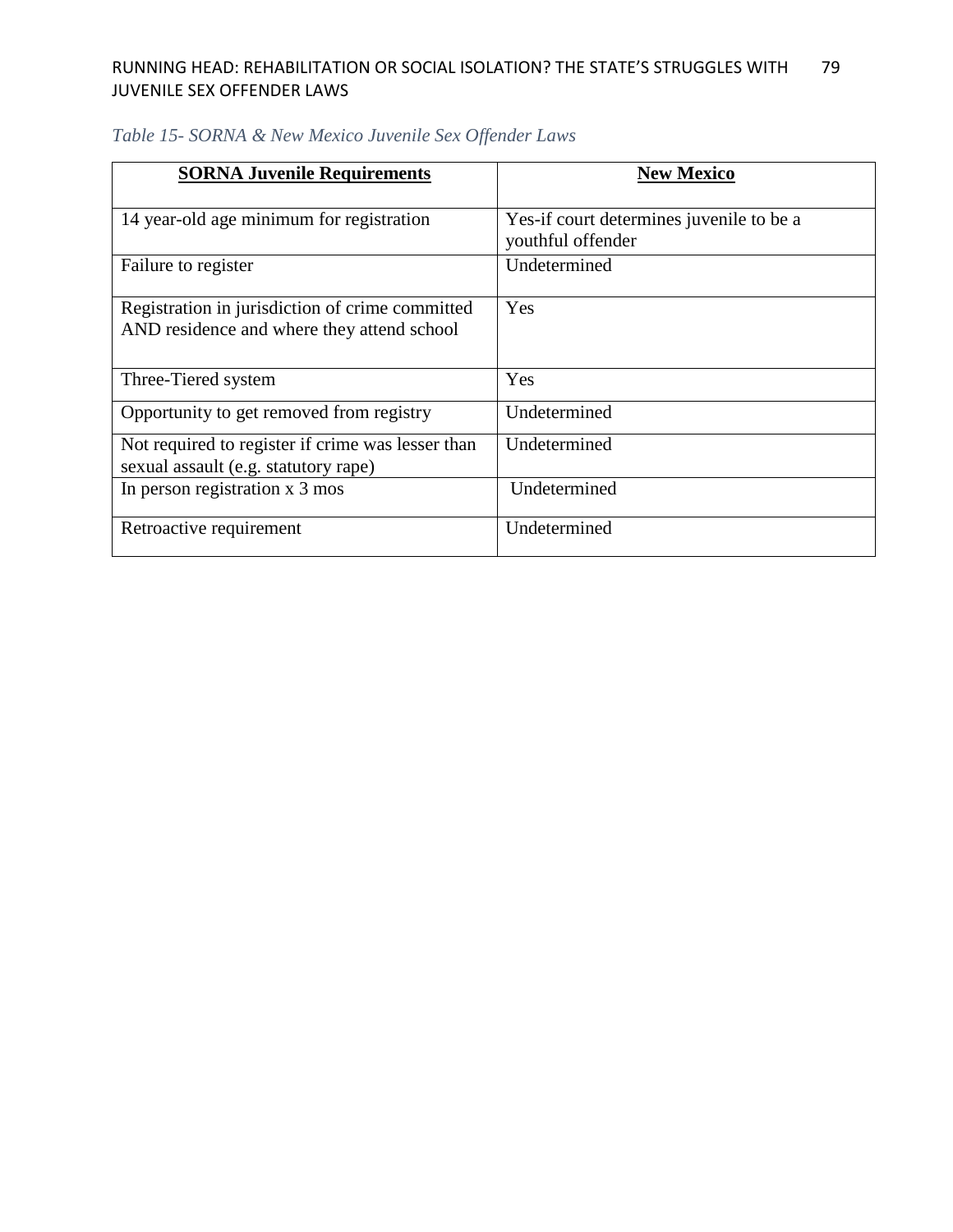*Table 15- SORNA & New Mexico Juvenile Sex Offender Laws*

| **SORNA Juvenile Requirements** | **New Mexico** |
|---|---|
| 14 year-old age minimum for registration | Yes-if court determines juvenile to be a youthful offender |
| Failure to register | Undetermined |
| Registration in jurisdiction of crime committed AND residence and where they attend school | Yes |
| Three-Tiered system | Yes |
| Opportunity to get removed from registry | Undetermined |
| Not required to register if crime was lesser than sexual assault (e.g. statutory rape) | Undetermined |
| In person registration x 3 mos | Undetermined |
| Retroactive requirement | Undetermined |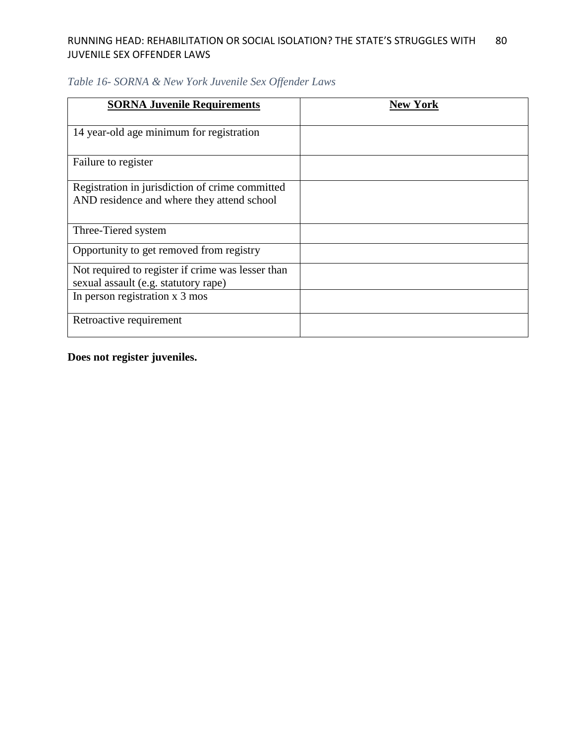*Table 16- SORNA & New York Juvenile Sex Offender Laws*

| **SORNA Juvenile Requirements** | **New York** |
|---|---|
| 14 year-old age minimum for registration | |
| Failure to register | |
| Registration in jurisdiction of crime committed AND residence and where they attend school | |
| Three-Tiered system | |
| Opportunity to get removed from registry | |
| Not required to register if crime was lesser than sexual assault (e.g. statutory rape) | |
| In person registration x 3 mos | |
| Retroactive requirement | |

**Does not register juveniles.**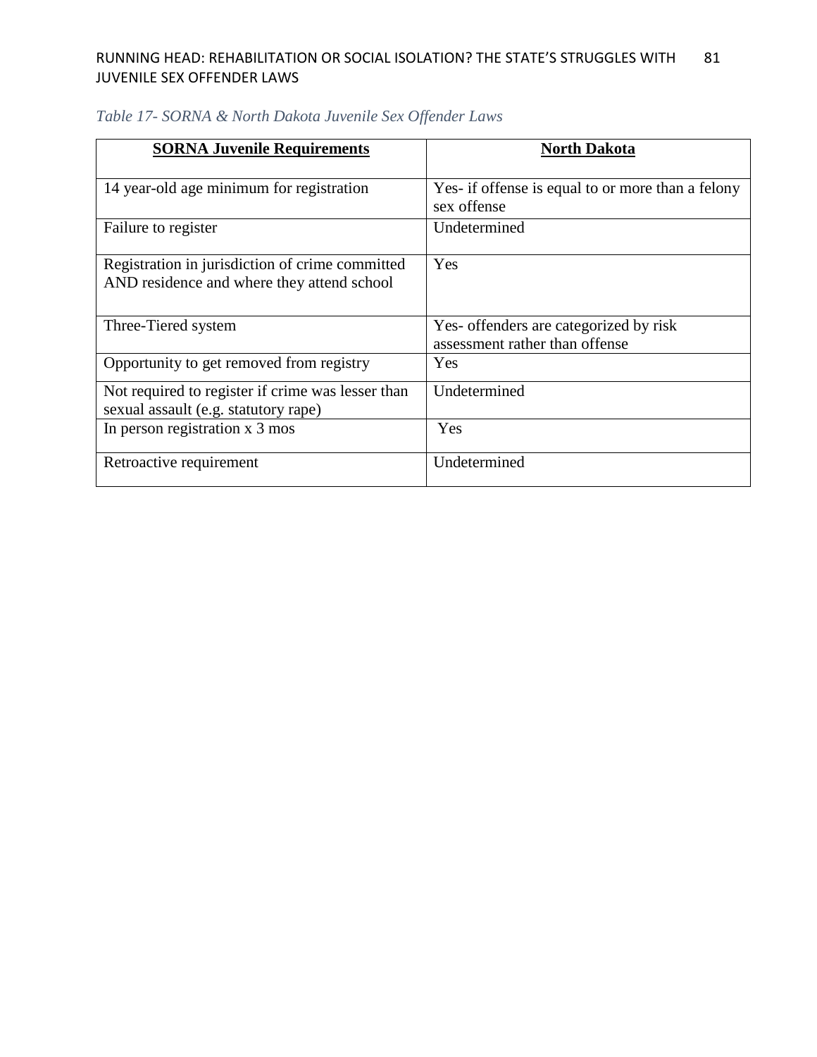*Table 17- SORNA & North Dakota Juvenile Sex Offender Laws*

| **SORNA Juvenile Requirements** | **North Dakota** |
| --- | --- |
| 14 year-old age minimum for registration | Yes- if offense is equal to or more than a felony sex offense |
| Failure to register | Undetermined |
| Registration in jurisdiction of crime committed AND residence and where they attend school | Yes |
| Three-Tiered system | Yes- offenders are categorized by risk assessment rather than offense |
| Opportunity to get removed from registry | Yes |
| Not required to register if crime was lesser than sexual assault (e.g. statutory rape) | Undetermined |
| In person registration x 3 mos | Yes |
| Retroactive requirement | Undetermined |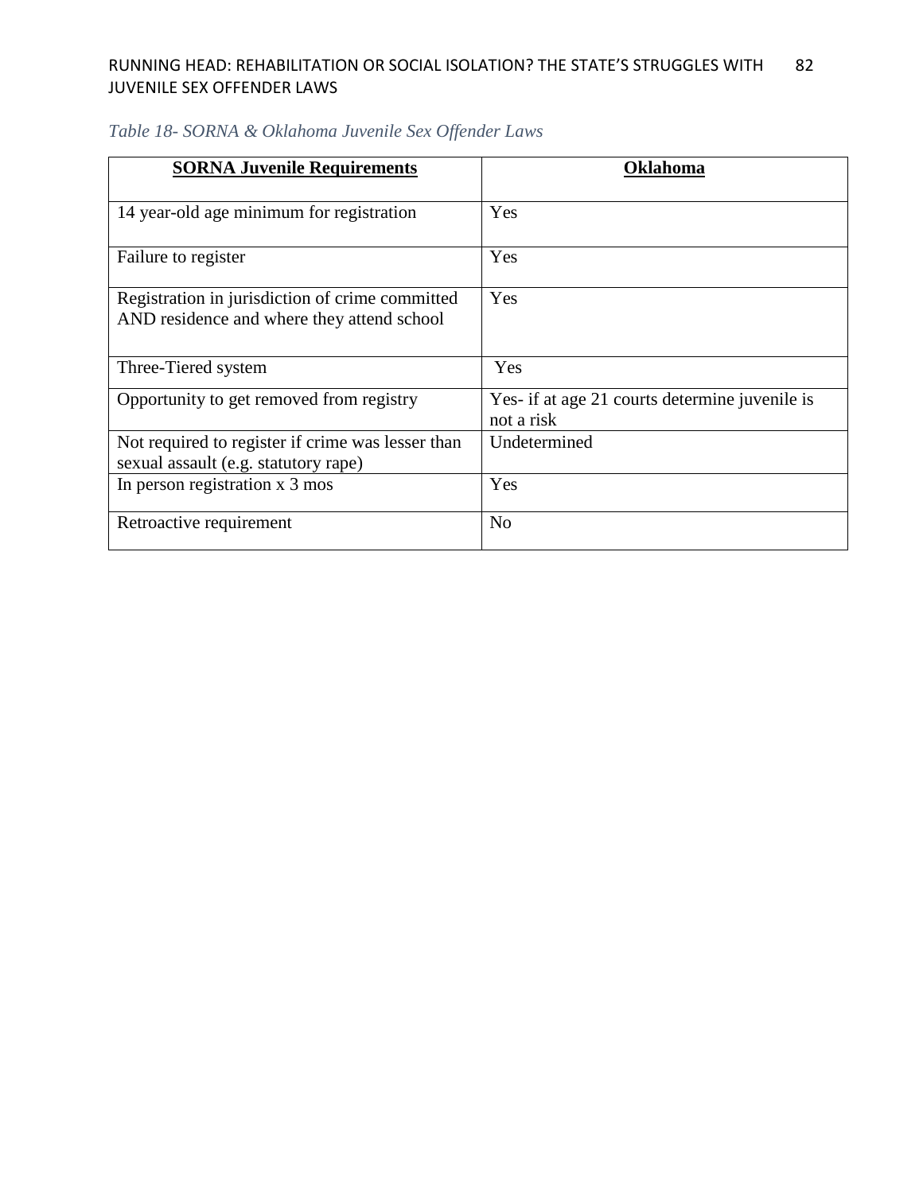*Table 18- SORNA & Oklahoma Juvenile Sex Offender Laws*

| **SORNA Juvenile Requirements** | **Oklahoma** |
|---|---|
| 14 year-old age minimum for registration | Yes |
| Failure to register | Yes |
| Registration in jurisdiction of crime committed AND residence and where they attend school | Yes |
| Three-Tiered system | Yes |
| Opportunity to get removed from registry | Yes- if at age 21 courts determine juvenile is not a risk |
| Not required to register if crime was lesser than sexual assault (e.g. statutory rape) | Undetermined |
| In person registration x 3 mos | Yes |
| Retroactive requirement | No |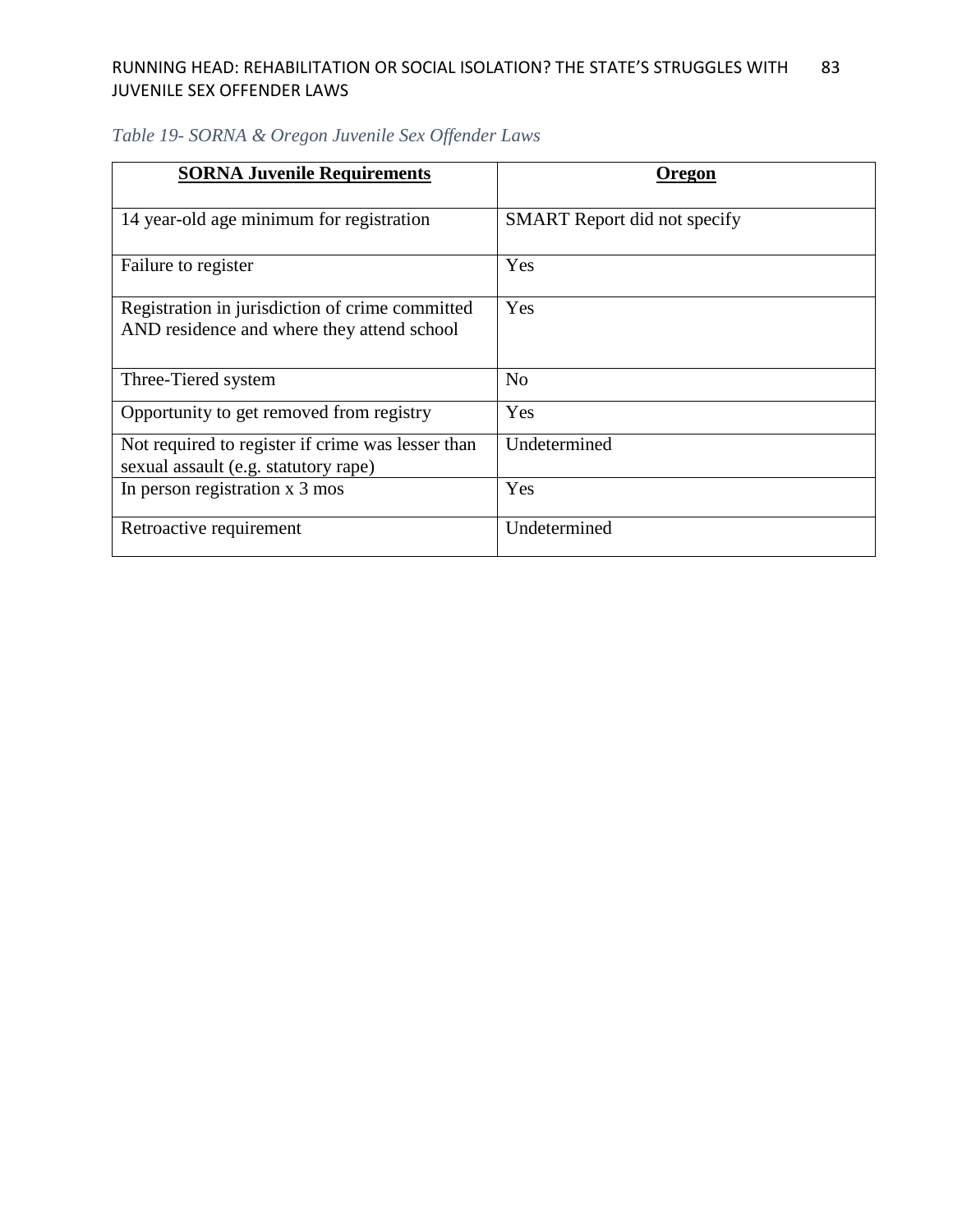*Table 19- SORNA & Oregon Juvenile Sex Offender Laws*

| **SORNA Juvenile Requirements** | **Oregon** |
|---|---|
| 14 year-old age minimum for registration | SMART Report did not specify |
| Failure to register | Yes |
| Registration in jurisdiction of crime committed AND residence and where they attend school | Yes |
| Three-Tiered system | No |
| Opportunity to get removed from registry | Yes |
| Not required to register if crime was lesser than sexual assault (e.g. statutory rape) | Undetermined |
| In person registration x 3 mos | Yes |
| Retroactive requirement | Undetermined |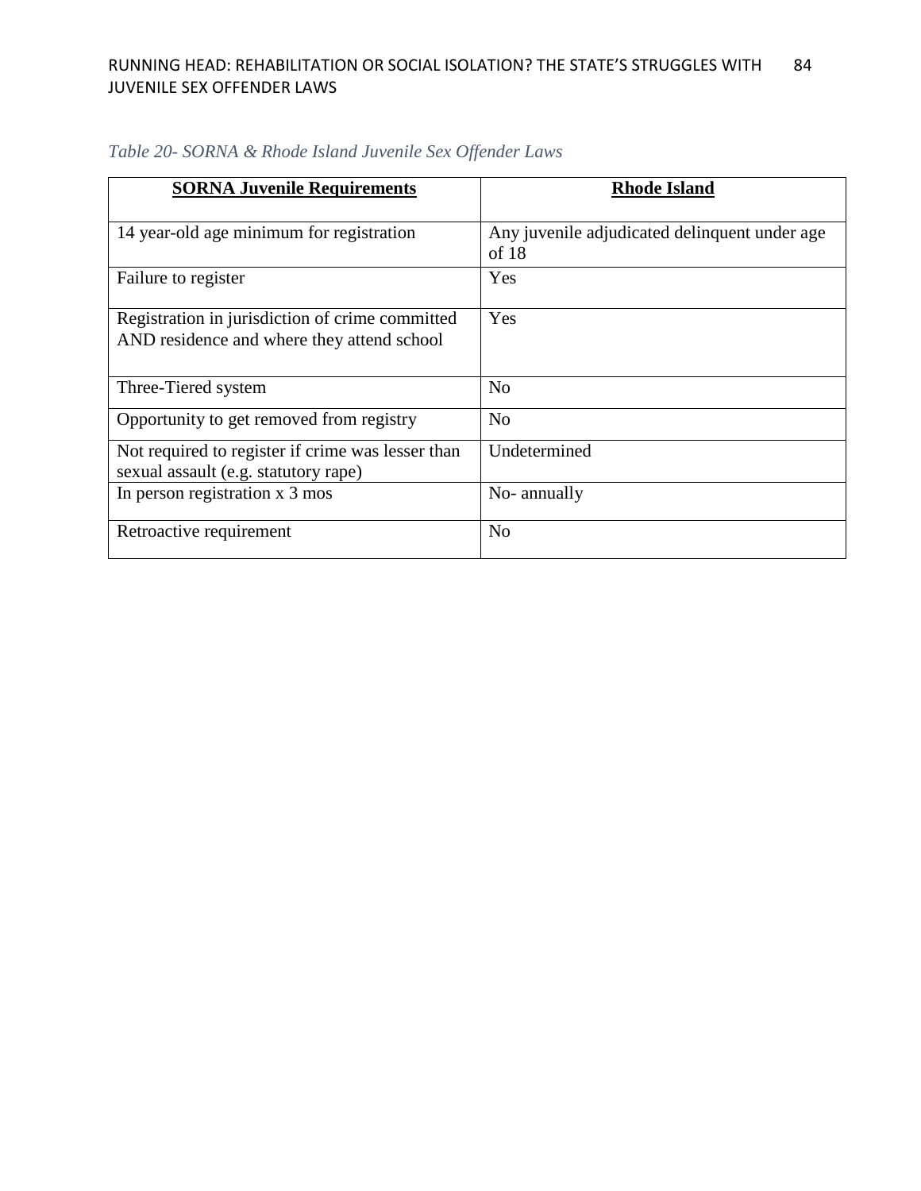*Table 20- SORNA & Rhode Island Juvenile Sex Offender Laws*

| **SORNA Juvenile Requirements** | **Rhode Island** |
|---|---|
| 14 year-old age minimum for registration | Any juvenile adjudicated delinquent under age of 18 |
| Failure to register | Yes |
| Registration in jurisdiction of crime committed AND residence and where they attend school | Yes |
| Three-Tiered system | No |
| Opportunity to get removed from registry | No |
| Not required to register if crime was lesser than sexual assault (e.g. statutory rape) | Undetermined |
| In person registration x 3 mos | No- annually |
| Retroactive requirement | No |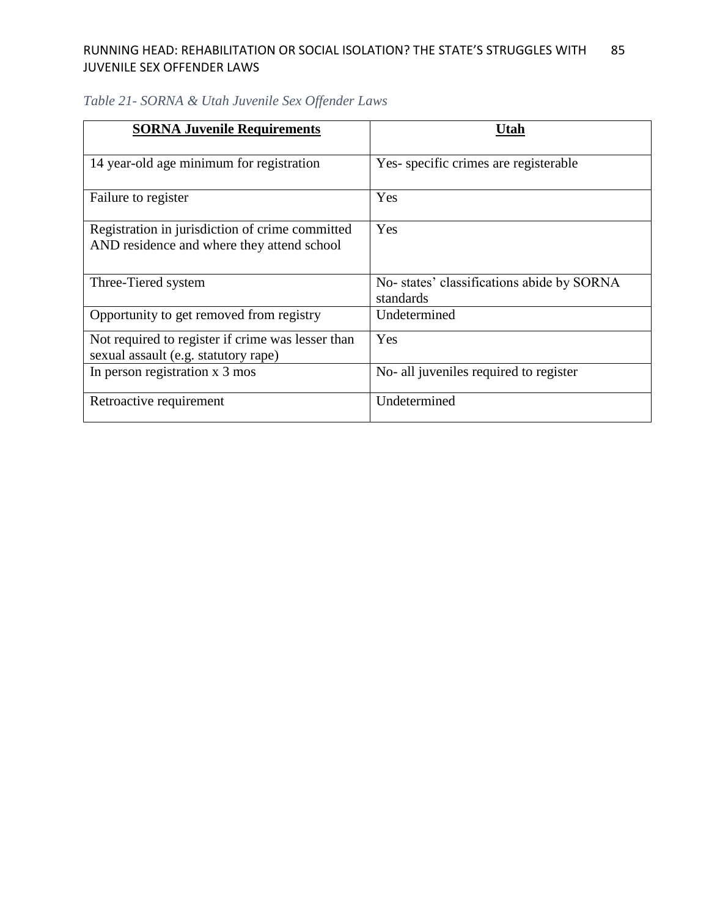*Table 21- SORNA & Utah Juvenile Sex Offender Laws*

| **SORNA Juvenile Requirements** | **Utah** |
|---|---|
| 14 year-old age minimum for registration | Yes- specific crimes are registerable |
| Failure to register | Yes |
| Registration in jurisdiction of crime committed AND residence and where they attend school | Yes |
| Three-Tiered system | No- states' classifications abide by SORNA standards |
| Opportunity to get removed from registry | Undetermined |
| Not required to register if crime was lesser than sexual assault (e.g. statutory rape) | Yes |
| In person registration x 3 mos | No- all juveniles required to register |
| Retroactive requirement | Undetermined |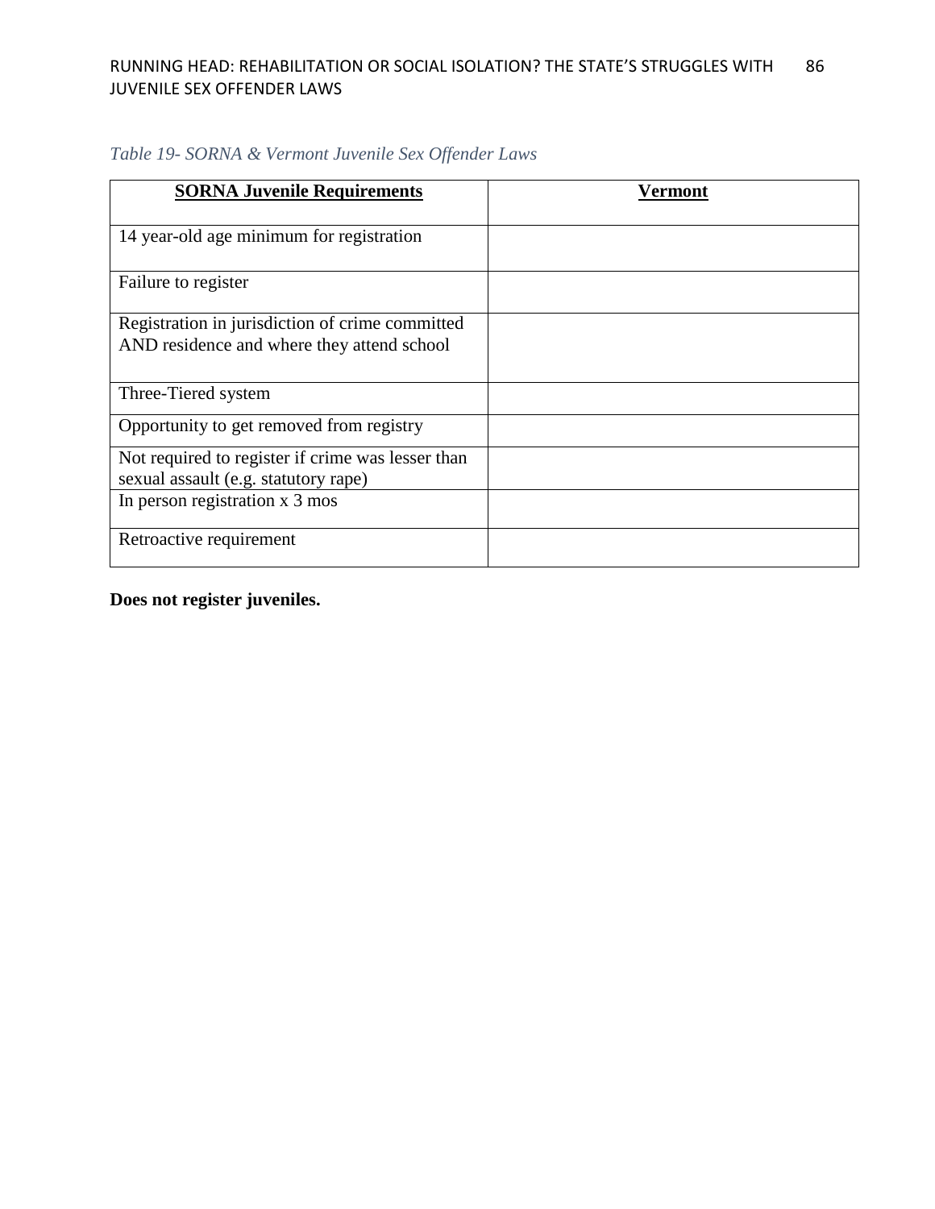*Table 19- SORNA & Vermont Juvenile Sex Offender Laws*

| **SORNA Juvenile Requirements** | **Vermont** |
|---|---|
| 14 year-old age minimum for registration | |
| Failure to register | |
| Registration in jurisdiction of crime committed AND residence and where they attend school | |
| Three-Tiered system | |
| Opportunity to get removed from registry | |
| Not required to register if crime was lesser than sexual assault (e.g. statutory rape) | |
| In person registration x 3 mos | |
| Retroactive requirement | |

**Does not register juveniles.**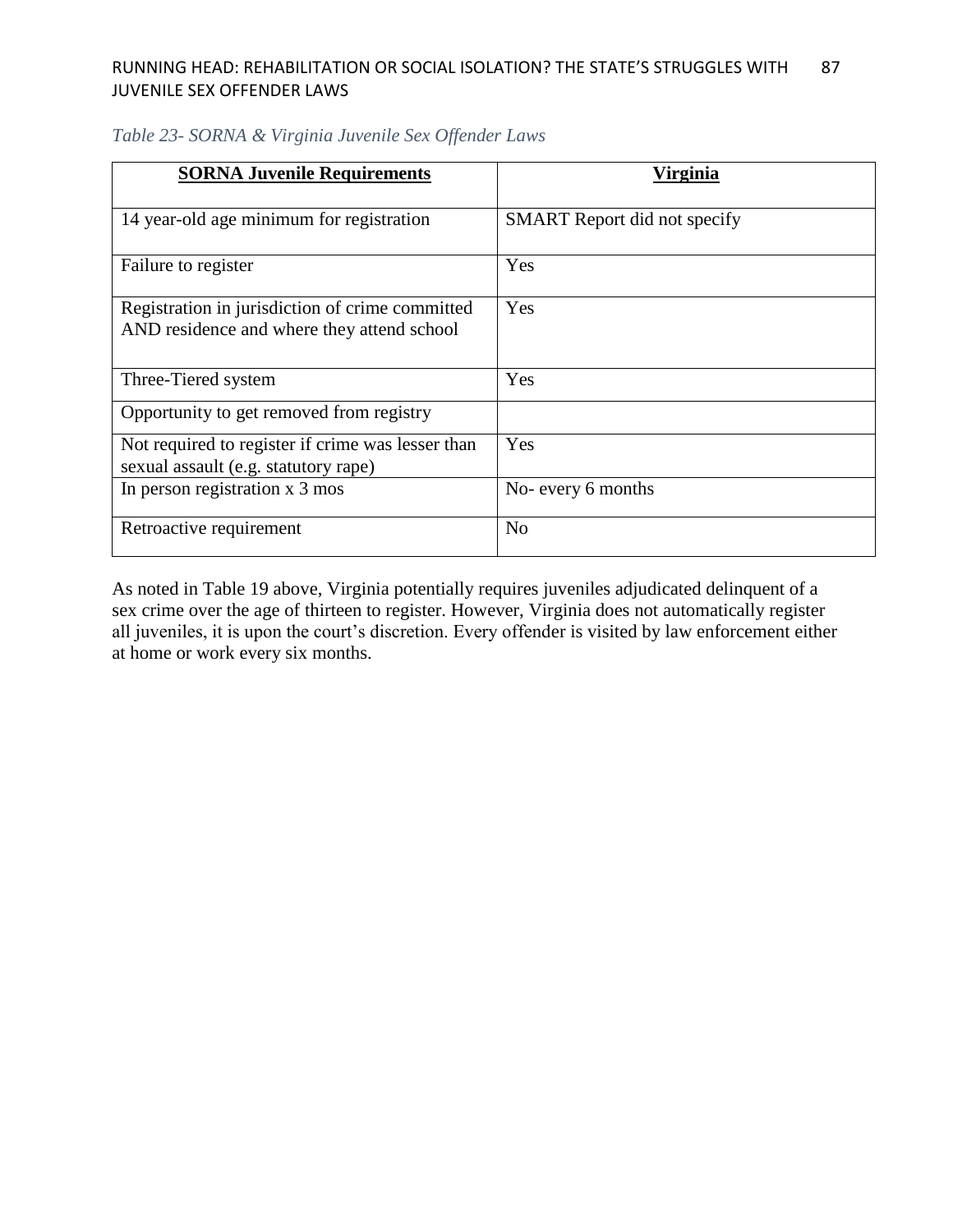*Table 23- SORNA & Virginia Juvenile Sex Offender Laws*

| **SORNA Juvenile Requirements** | **Virginia** |
|---|---|
| 14 year-old age minimum for registration | SMART Report did not specify |
| Failure to register | Yes |
| Registration in jurisdiction of crime committed AND residence and where they attend school | Yes |
| Three-Tiered system | Yes |
| Opportunity to get removed from registry | |
| Not required to register if crime was lesser than sexual assault (e.g. statutory rape) | Yes |
| In person registration x 3 mos | No- every 6 months |
| Retroactive requirement | No |

As noted in Table 19 above, Virginia potentially requires juveniles adjudicated delinquent of a sex crime over the age of thirteen to register. However, Virginia does not automatically register all juveniles, it is upon the court's discretion. Every offender is visited by law enforcement either at home or work every six months.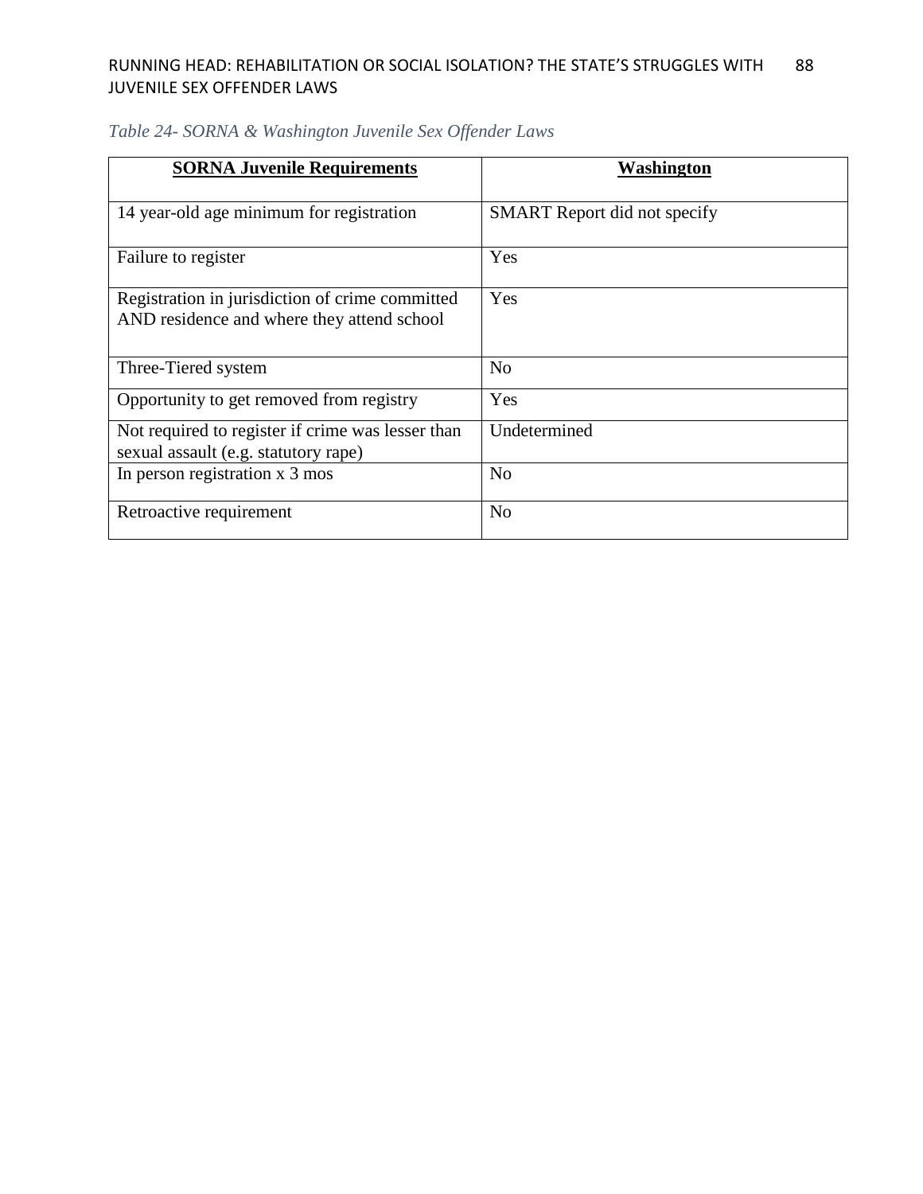*Table 24- SORNA & Washington Juvenile Sex Offender Laws*

| **SORNA Juvenile Requirements** | **Washington** |
|---|---|
| 14 year-old age minimum for registration | SMART Report did not specify |
| Failure to register | Yes |
| Registration in jurisdiction of crime committed AND residence and where they attend school | Yes |
| Three-Tiered system | No |
| Opportunity to get removed from registry | Yes |
| Not required to register if crime was lesser than sexual assault (e.g. statutory rape) | Undetermined |
| In person registration x 3 mos | No |
| Retroactive requirement | No |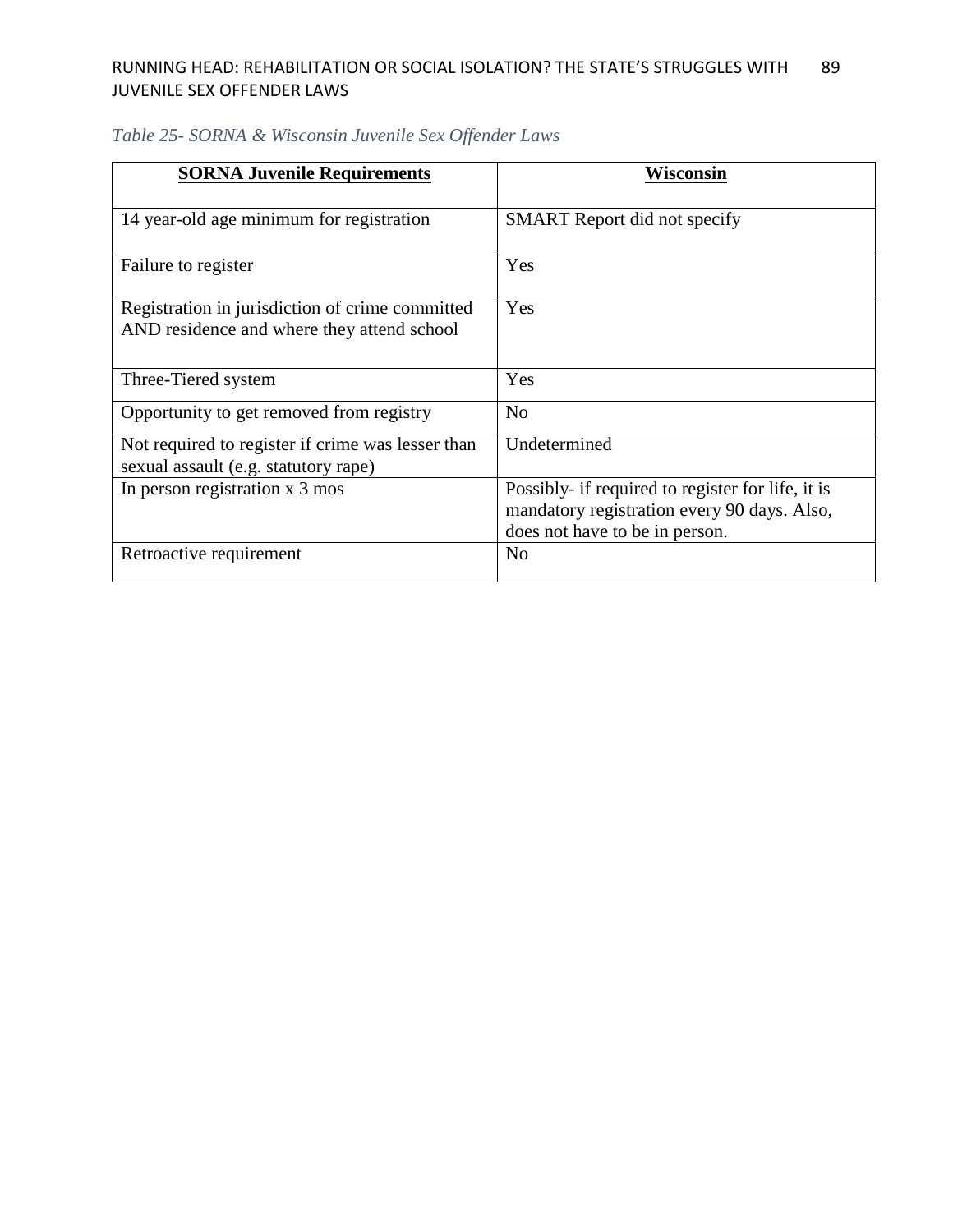*Table 25- SORNA & Wisconsin Juvenile Sex Offender Laws*

| **SORNA Juvenile Requirements** | **Wisconsin** |
|---|---|
| 14 year-old age minimum for registration | SMART Report did not specify |
| Failure to register | Yes |
| Registration in jurisdiction of crime committed AND residence and where they attend school | Yes |
| Three-Tiered system | Yes |
| Opportunity to get removed from registry | No |
| Not required to register if crime was lesser than sexual assault (e.g. statutory rape) | Undetermined |
| In person registration x 3 mos | Possibly- if required to register for life, it is mandatory registration every 90 days. Also, does not have to be in person. |
| Retroactive requirement | No |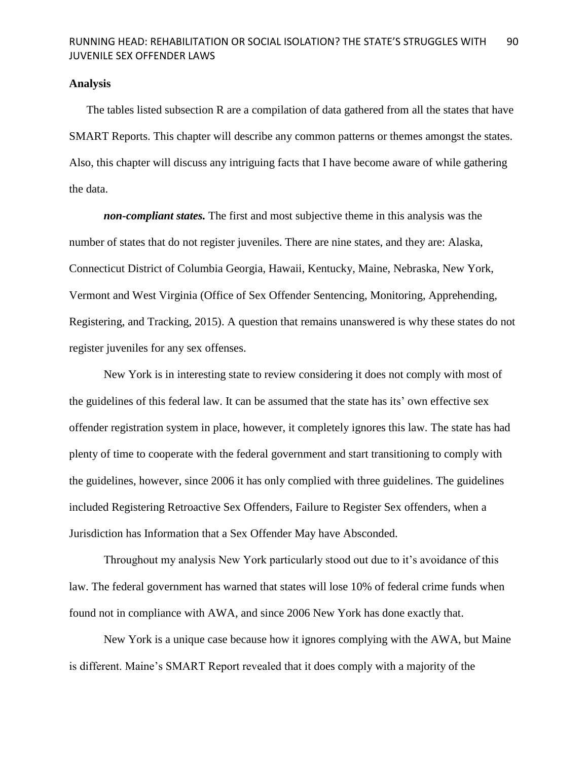**Analysis**

The tables listed subsection R are a compilation of data gathered from all the states that have SMART Reports. This chapter will describe any common patterns or themes amongst the states. Also, this chapter will discuss any intriguing facts that I have become aware of while gathering the data.

***non-compliant states.*** The first and most subjective theme in this analysis was the number of states that do not register juveniles. There are nine states, and they are: Alaska, Connecticut District of Columbia Georgia, Hawaii, Kentucky, Maine, Nebraska, New York, Vermont and West Virginia (Office of Sex Offender Sentencing, Monitoring, Apprehending, Registering, and Tracking, 2015). A question that remains unanswered is why these states do not register juveniles for any sex offenses.

New York is in interesting state to review considering it does not comply with most of the guidelines of this federal law. It can be assumed that the state has its' own effective sex offender registration system in place, however, it completely ignores this law. The state has had plenty of time to cooperate with the federal government and start transitioning to comply with the guidelines, however, since 2006 it has only complied with three guidelines. The guidelines included Registering Retroactive Sex Offenders, Failure to Register Sex offenders, when a Jurisdiction has Information that a Sex Offender May have Absconded.

Throughout my analysis New York particularly stood out due to it's avoidance of this law. The federal government has warned that states will lose 10% of federal crime funds when found not in compliance with AWA, and since 2006 New York has done exactly that.

New York is a unique case because how it ignores complying with the AWA, but Maine is different. Maine's SMART Report revealed that it does comply with a majority of the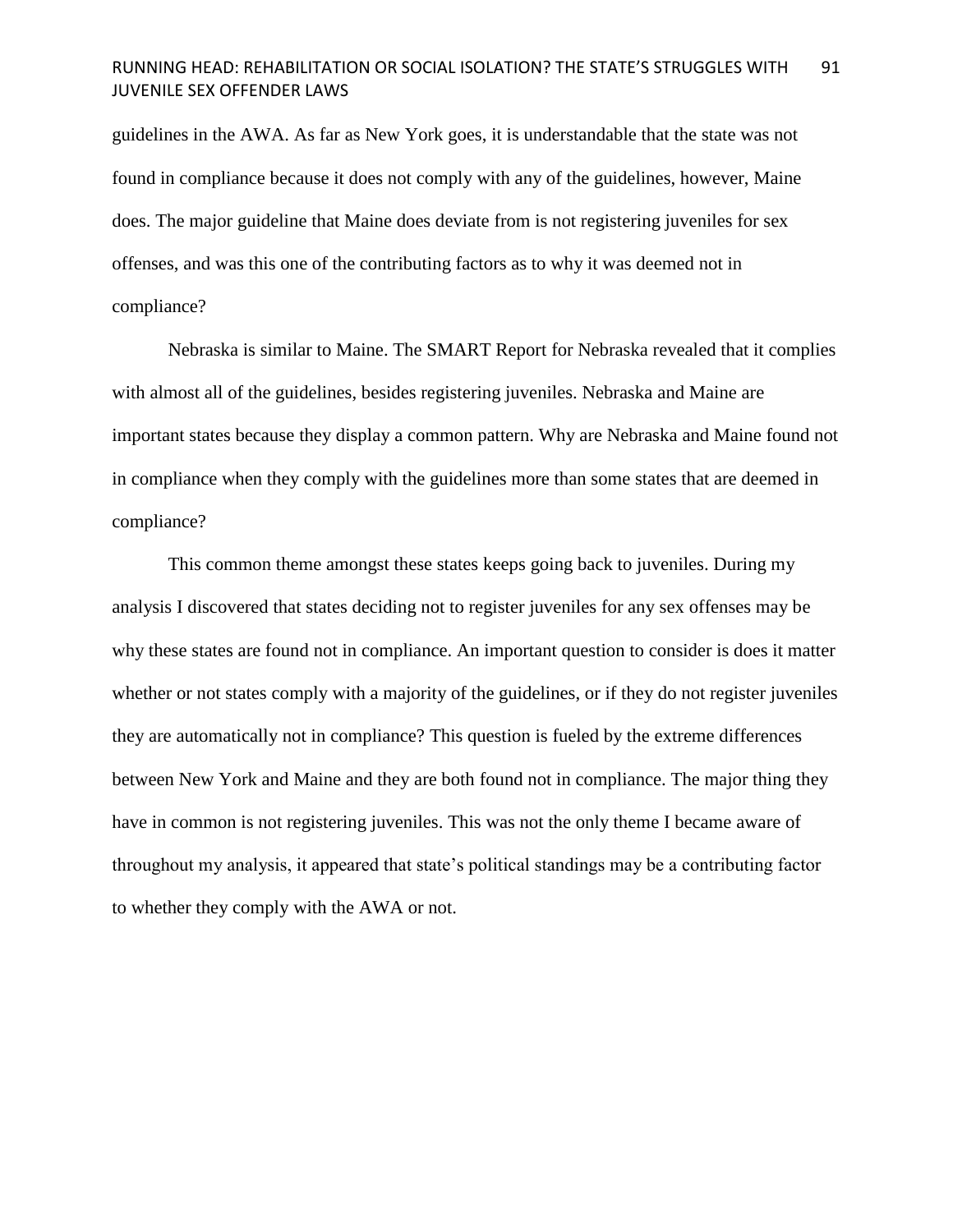guidelines in the AWA. As far as New York goes, it is understandable that the state was not found in compliance because it does not comply with any of the guidelines, however, Maine does. The major guideline that Maine does deviate from is not registering juveniles for sex offenses, and was this one of the contributing factors as to why it was deemed not in compliance?

Nebraska is similar to Maine. The SMART Report for Nebraska revealed that it complies with almost all of the guidelines, besides registering juveniles. Nebraska and Maine are important states because they display a common pattern. Why are Nebraska and Maine found not in compliance when they comply with the guidelines more than some states that are deemed in compliance?

This common theme amongst these states keeps going back to juveniles. During my analysis I discovered that states deciding not to register juveniles for any sex offenses may be why these states are found not in compliance. An important question to consider is does it matter whether or not states comply with a majority of the guidelines, or if they do not register juveniles they are automatically not in compliance? This question is fueled by the extreme differences between New York and Maine and they are both found not in compliance. The major thing they have in common is not registering juveniles. This was not the only theme I became aware of throughout my analysis, it appeared that state's political standings may be a contributing factor to whether they comply with the AWA or not.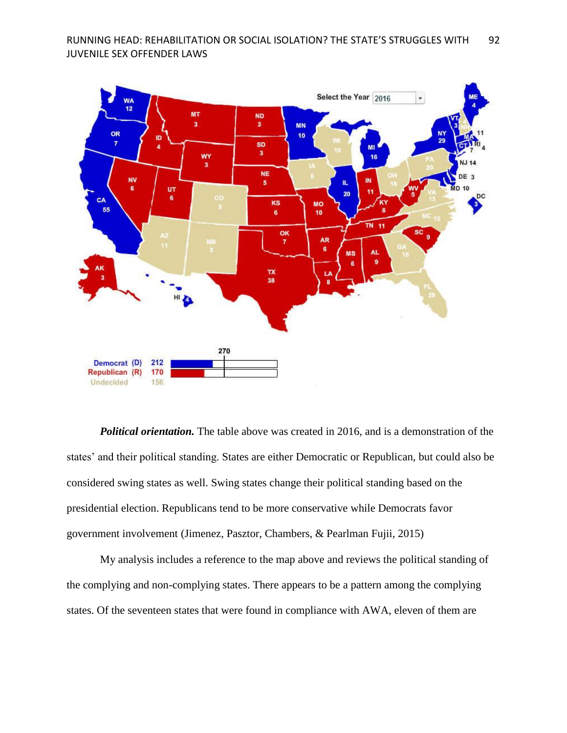***Political orientation.*** The table above was created in 2016, and is a demonstration of the states' and their political standing. States are either Democratic or Republican, but could also be considered swing states as well. Swing states change their political standing based on the presidential election. Republicans tend to be more conservative while Democrats favor government involvement (Jimenez, Pasztor, Chambers, & Pearlman Fujii, 2015)

My analysis includes a reference to the map above and reviews the political standing of the complying and non-complying states. There appears to be a pattern among the complying states. Of the seventeen states that were found in compliance with AWA, eleven of them are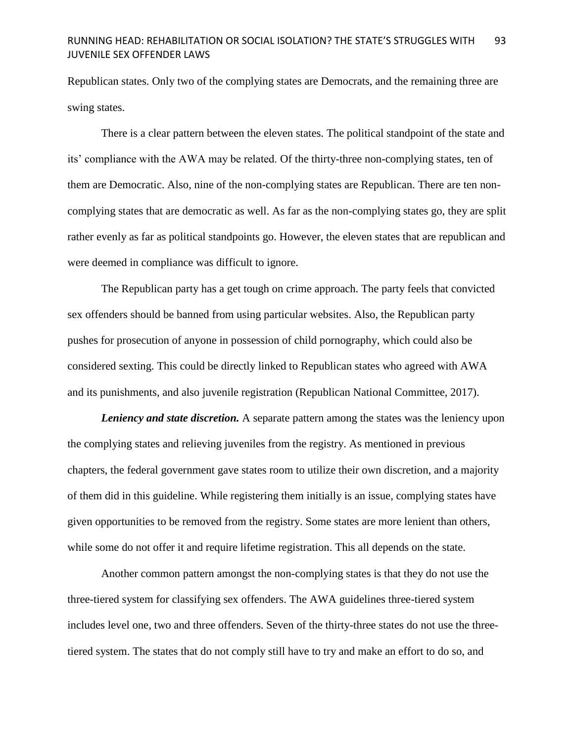Republican states. Only two of the complying states are Democrats, and the remaining three are swing states.

There is a clear pattern between the eleven states. The political standpoint of the state and its' compliance with the AWA may be related. Of the thirty-three non-complying states, ten of them are Democratic. Also, nine of the non-complying states are Republican. There are ten non-complying states that are democratic as well. As far as the non-complying states go, they are split rather evenly as far as political standpoints go. However, the eleven states that are republican and were deemed in compliance was difficult to ignore.

The Republican party has a get tough on crime approach. The party feels that convicted sex offenders should be banned from using particular websites. Also, the Republican party pushes for prosecution of anyone in possession of child pornography, which could also be considered sexting. This could be directly linked to Republican states who agreed with AWA and its punishments, and also juvenile registration (Republican National Committee, 2017).

***Leniency and state discretion.*** A separate pattern among the states was the leniency upon the complying states and relieving juveniles from the registry. As mentioned in previous chapters, the federal government gave states room to utilize their own discretion, and a majority of them did in this guideline. While registering them initially is an issue, complying states have given opportunities to be removed from the registry. Some states are more lenient than others, while some do not offer it and require lifetime registration. This all depends on the state.

Another common pattern amongst the non-complying states is that they do not use the three-tiered system for classifying sex offenders. The AWA guidelines three-tiered system includes level one, two and three offenders. Seven of the thirty-three states do not use the three-tiered system. The states that do not comply still have to try and make an effort to do so, and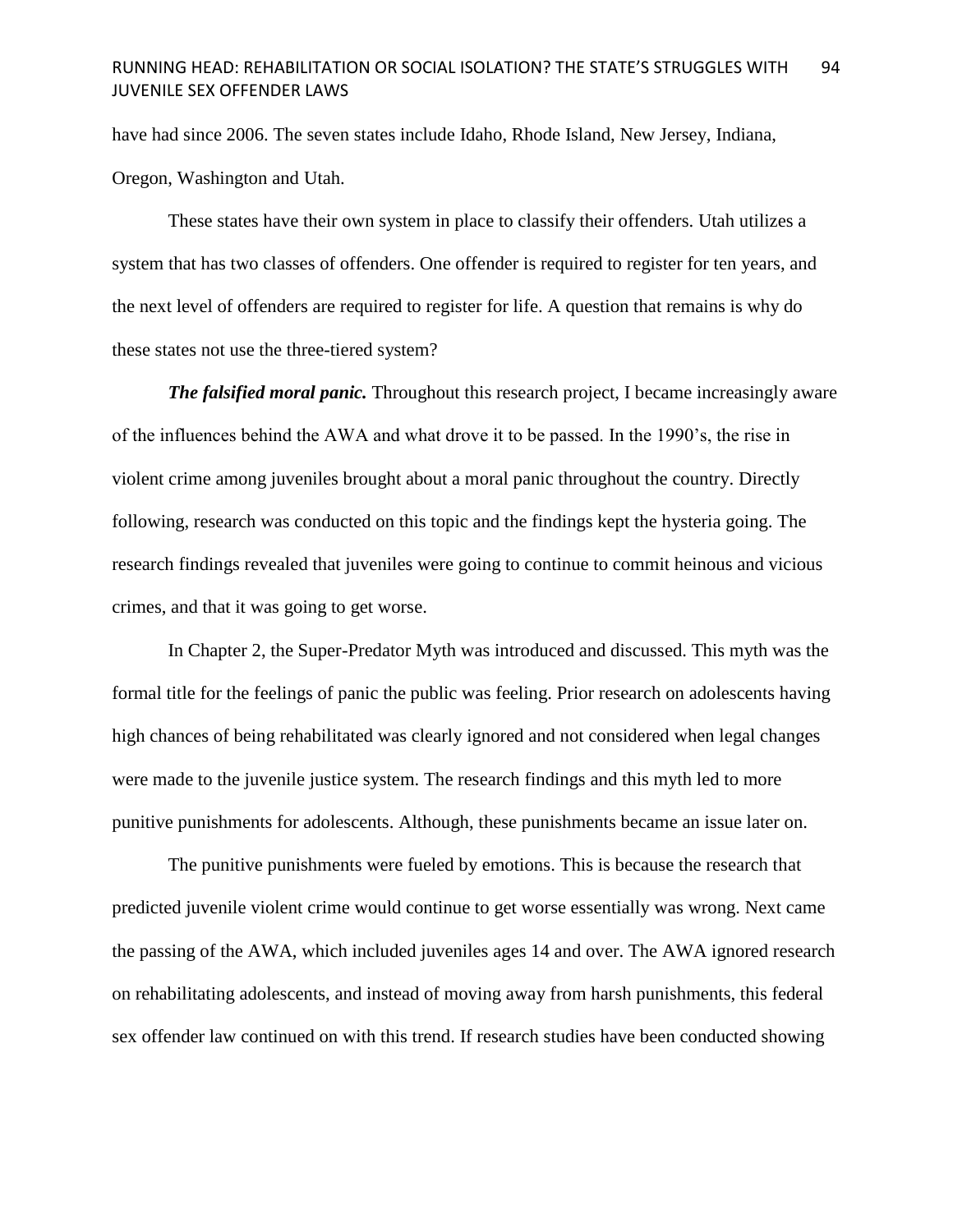have had since 2006. The seven states include Idaho, Rhode Island, New Jersey, Indiana, Oregon, Washington and Utah.

These states have their own system in place to classify their offenders. Utah utilizes a system that has two classes of offenders. One offender is required to register for ten years, and the next level of offenders are required to register for life. A question that remains is why do these states not use the three-tiered system?

***The falsified moral panic.*** Throughout this research project, I became increasingly aware of the influences behind the AWA and what drove it to be passed. In the 1990's, the rise in violent crime among juveniles brought about a moral panic throughout the country. Directly following, research was conducted on this topic and the findings kept the hysteria going. The research findings revealed that juveniles were going to continue to commit heinous and vicious crimes, and that it was going to get worse.

In Chapter 2, the Super-Predator Myth was introduced and discussed. This myth was the formal title for the feelings of panic the public was feeling. Prior research on adolescents having high chances of being rehabilitated was clearly ignored and not considered when legal changes were made to the juvenile justice system. The research findings and this myth led to more punitive punishments for adolescents. Although, these punishments became an issue later on.

The punitive punishments were fueled by emotions. This is because the research that predicted juvenile violent crime would continue to get worse essentially was wrong. Next came the passing of the AWA, which included juveniles ages 14 and over. The AWA ignored research on rehabilitating adolescents, and instead of moving away from harsh punishments, this federal sex offender law continued on with this trend. If research studies have been conducted showing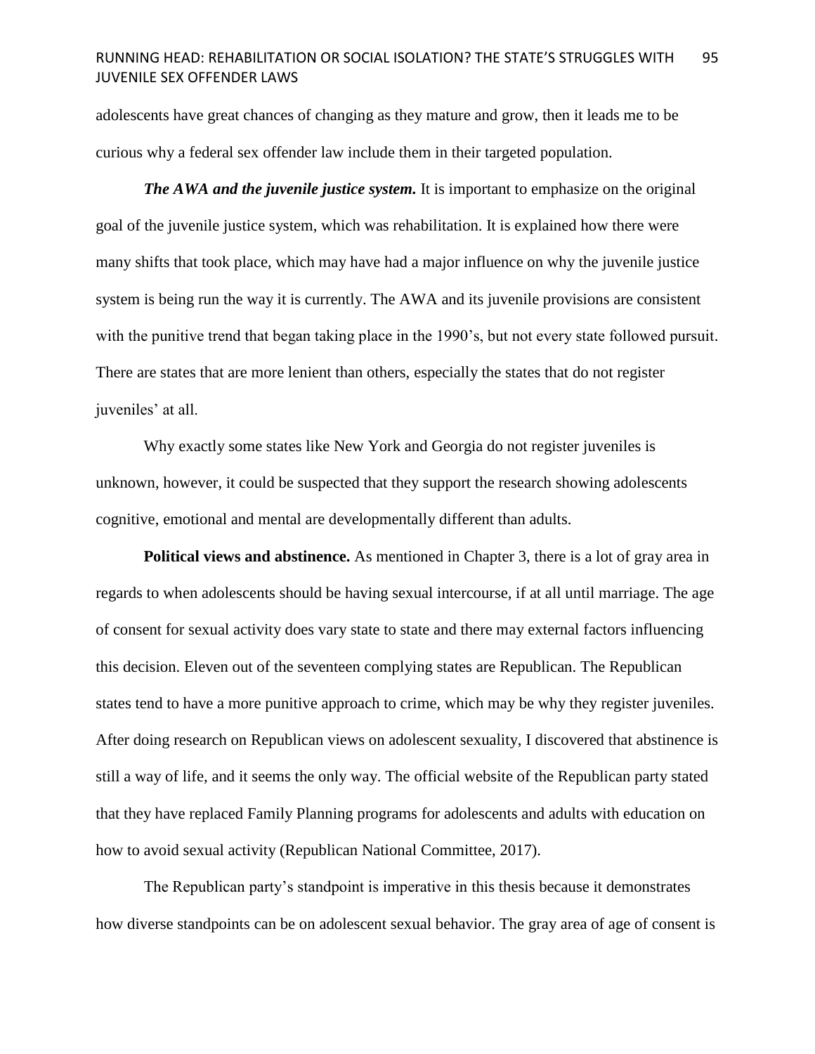adolescents have great chances of changing as they mature and grow, then it leads me to be curious why a federal sex offender law include them in their targeted population.

***The AWA and the juvenile justice system.*** It is important to emphasize on the original goal of the juvenile justice system, which was rehabilitation. It is explained how there were many shifts that took place, which may have had a major influence on why the juvenile justice system is being run the way it is currently. The AWA and its juvenile provisions are consistent with the punitive trend that began taking place in the 1990's, but not every state followed pursuit. There are states that are more lenient than others, especially the states that do not register juveniles' at all.

Why exactly some states like New York and Georgia do not register juveniles is unknown, however, it could be suspected that they support the research showing adolescents cognitive, emotional and mental are developmentally different than adults.

**Political views and abstinence.** As mentioned in Chapter 3, there is a lot of gray area in regards to when adolescents should be having sexual intercourse, if at all until marriage. The age of consent for sexual activity does vary state to state and there may external factors influencing this decision. Eleven out of the seventeen complying states are Republican. The Republican states tend to have a more punitive approach to crime, which may be why they register juveniles. After doing research on Republican views on adolescent sexuality, I discovered that abstinence is still a way of life, and it seems the only way. The official website of the Republican party stated that they have replaced Family Planning programs for adolescents and adults with education on how to avoid sexual activity (Republican National Committee, 2017).

The Republican party's standpoint is imperative in this thesis because it demonstrates how diverse standpoints can be on adolescent sexual behavior. The gray area of age of consent is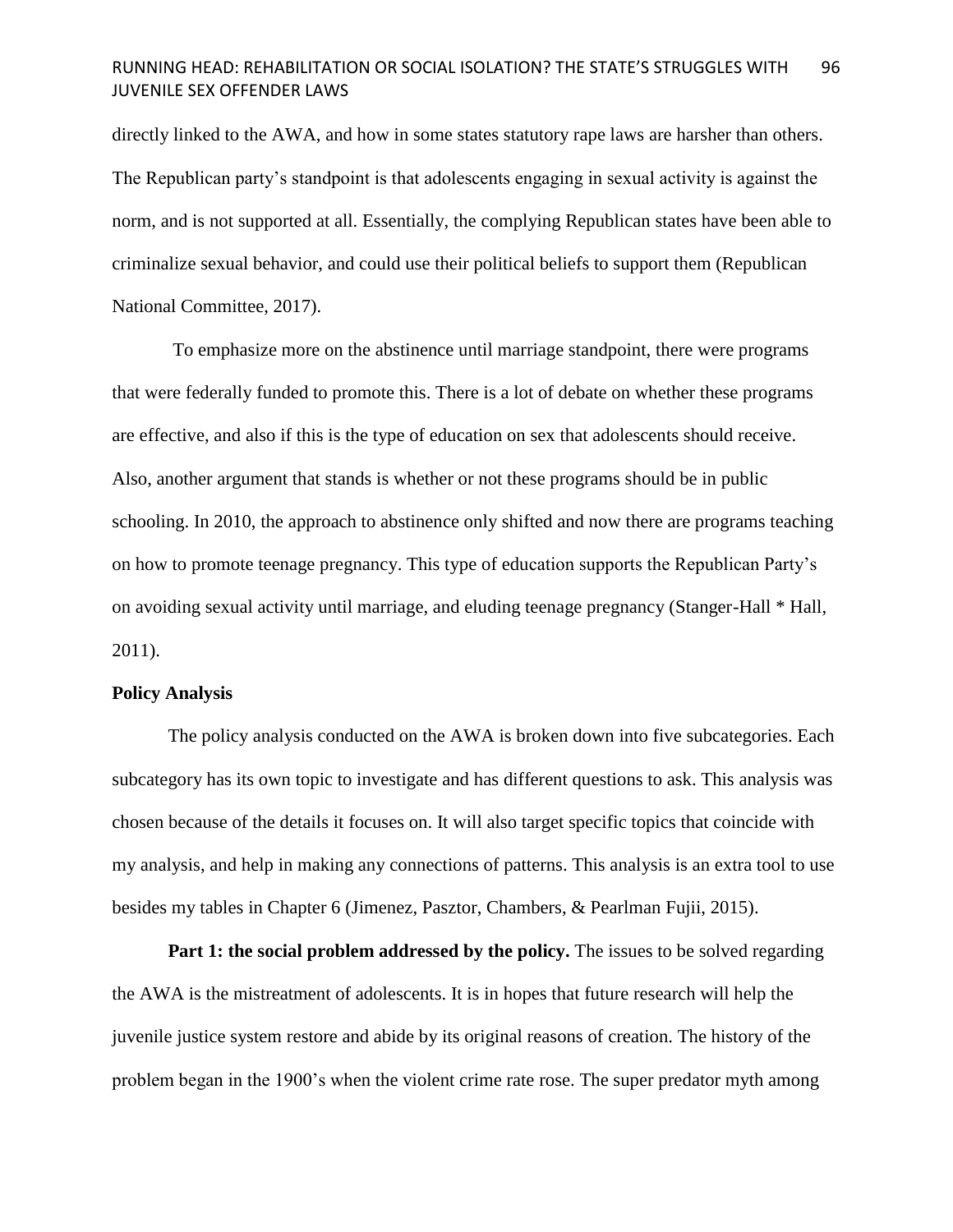directly linked to the AWA, and how in some states statutory rape laws are harsher than others. The Republican party's standpoint is that adolescents engaging in sexual activity is against the norm, and is not supported at all. Essentially, the complying Republican states have been able to criminalize sexual behavior, and could use their political beliefs to support them (Republican National Committee, 2017).

To emphasize more on the abstinence until marriage standpoint, there were programs that were federally funded to promote this. There is a lot of debate on whether these programs are effective, and also if this is the type of education on sex that adolescents should receive. Also, another argument that stands is whether or not these programs should be in public schooling. In 2010, the approach to abstinence only shifted and now there are programs teaching on how to promote teenage pregnancy. This type of education supports the Republican Party's on avoiding sexual activity until marriage, and eluding teenage pregnancy (Stanger-Hall * Hall, 2011).

**Policy Analysis**

The policy analysis conducted on the AWA is broken down into five subcategories. Each subcategory has its own topic to investigate and has different questions to ask. This analysis was chosen because of the details it focuses on. It will also target specific topics that coincide with my analysis, and help in making any connections of patterns. This analysis is an extra tool to use besides my tables in Chapter 6 (Jimenez, Pasztor, Chambers, & Pearlman Fujii, 2015).

**Part 1: the social problem addressed by the policy.** The issues to be solved regarding the AWA is the mistreatment of adolescents. It is in hopes that future research will help the juvenile justice system restore and abide by its original reasons of creation. The history of the problem began in the 1900's when the violent crime rate rose. The super predator myth among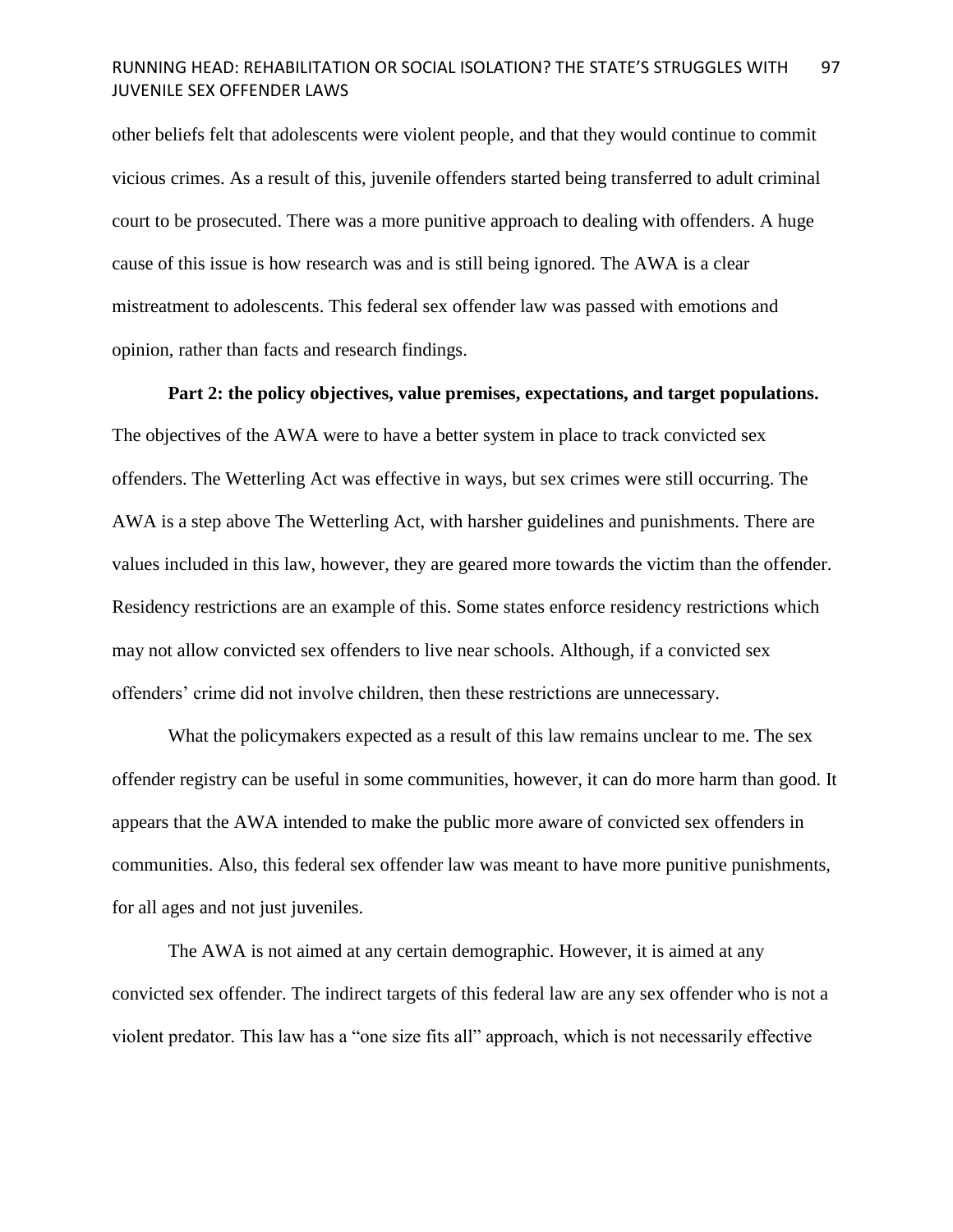other beliefs felt that adolescents were violent people, and that they would continue to commit vicious crimes. As a result of this, juvenile offenders started being transferred to adult criminal court to be prosecuted. There was a more punitive approach to dealing with offenders. A huge cause of this issue is how research was and is still being ignored. The AWA is a clear mistreatment to adolescents. This federal sex offender law was passed with emotions and opinion, rather than facts and research findings.

**Part 2: the policy objectives, value premises, expectations, and target populations.** The objectives of the AWA were to have a better system in place to track convicted sex offenders. The Wetterling Act was effective in ways, but sex crimes were still occurring. The AWA is a step above The Wetterling Act, with harsher guidelines and punishments. There are values included in this law, however, they are geared more towards the victim than the offender. Residency restrictions are an example of this. Some states enforce residency restrictions which may not allow convicted sex offenders to live near schools. Although, if a convicted sex offenders' crime did not involve children, then these restrictions are unnecessary.

What the policymakers expected as a result of this law remains unclear to me. The sex offender registry can be useful in some communities, however, it can do more harm than good. It appears that the AWA intended to make the public more aware of convicted sex offenders in communities. Also, this federal sex offender law was meant to have more punitive punishments, for all ages and not just juveniles.

The AWA is not aimed at any certain demographic. However, it is aimed at any convicted sex offender. The indirect targets of this federal law are any sex offender who is not a violent predator. This law has a "one size fits all" approach, which is not necessarily effective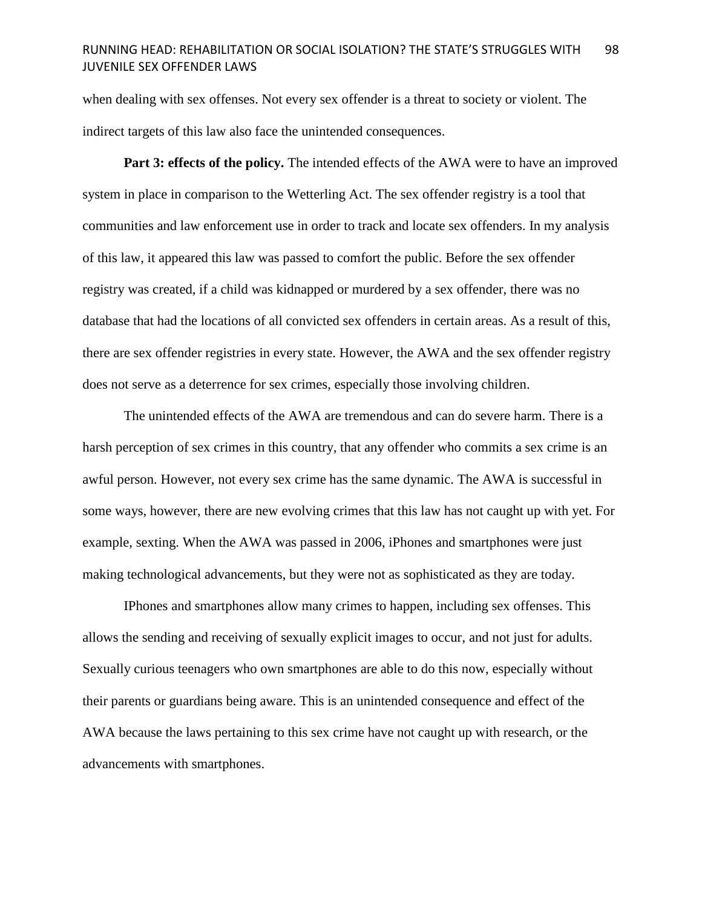when dealing with sex offenses. Not every sex offender is a threat to society or violent. The indirect targets of this law also face the unintended consequences.

**Part 3: effects of the policy.** The intended effects of the AWA were to have an improved system in place in comparison to the Wetterling Act. The sex offender registry is a tool that communities and law enforcement use in order to track and locate sex offenders. In my analysis of this law, it appeared this law was passed to comfort the public. Before the sex offender registry was created, if a child was kidnapped or murdered by a sex offender, there was no database that had the locations of all convicted sex offenders in certain areas. As a result of this, there are sex offender registries in every state. However, the AWA and the sex offender registry does not serve as a deterrence for sex crimes, especially those involving children.

The unintended effects of the AWA are tremendous and can do severe harm. There is a harsh perception of sex crimes in this country, that any offender who commits a sex crime is an awful person. However, not every sex crime has the same dynamic. The AWA is successful in some ways, however, there are new evolving crimes that this law has not caught up with yet. For example, sexting. When the AWA was passed in 2006, iPhones and smartphones were just making technological advancements, but they were not as sophisticated as they are today.

IPhones and smartphones allow many crimes to happen, including sex offenses. This allows the sending and receiving of sexually explicit images to occur, and not just for adults. Sexually curious teenagers who own smartphones are able to do this now, especially without their parents or guardians being aware. This is an unintended consequence and effect of the AWA because the laws pertaining to this sex crime have not caught up with research, or the advancements with smartphones.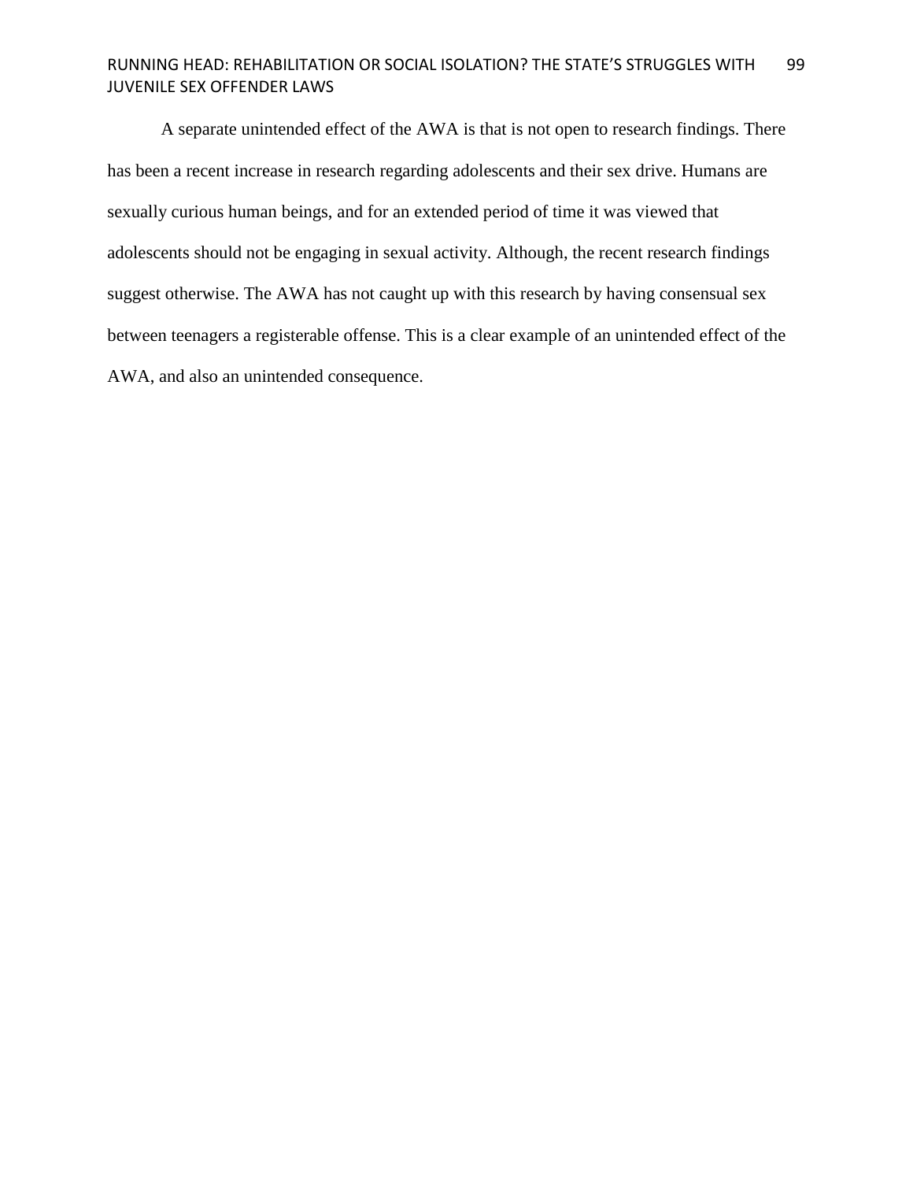A separate unintended effect of the AWA is that is not open to research findings. There has been a recent increase in research regarding adolescents and their sex drive. Humans are sexually curious human beings, and for an extended period of time it was viewed that adolescents should not be engaging in sexual activity. Although, the recent research findings suggest otherwise. The AWA has not caught up with this research by having consensual sex between teenagers a registerable offense. This is a clear example of an unintended effect of the AWA, and also an unintended consequence.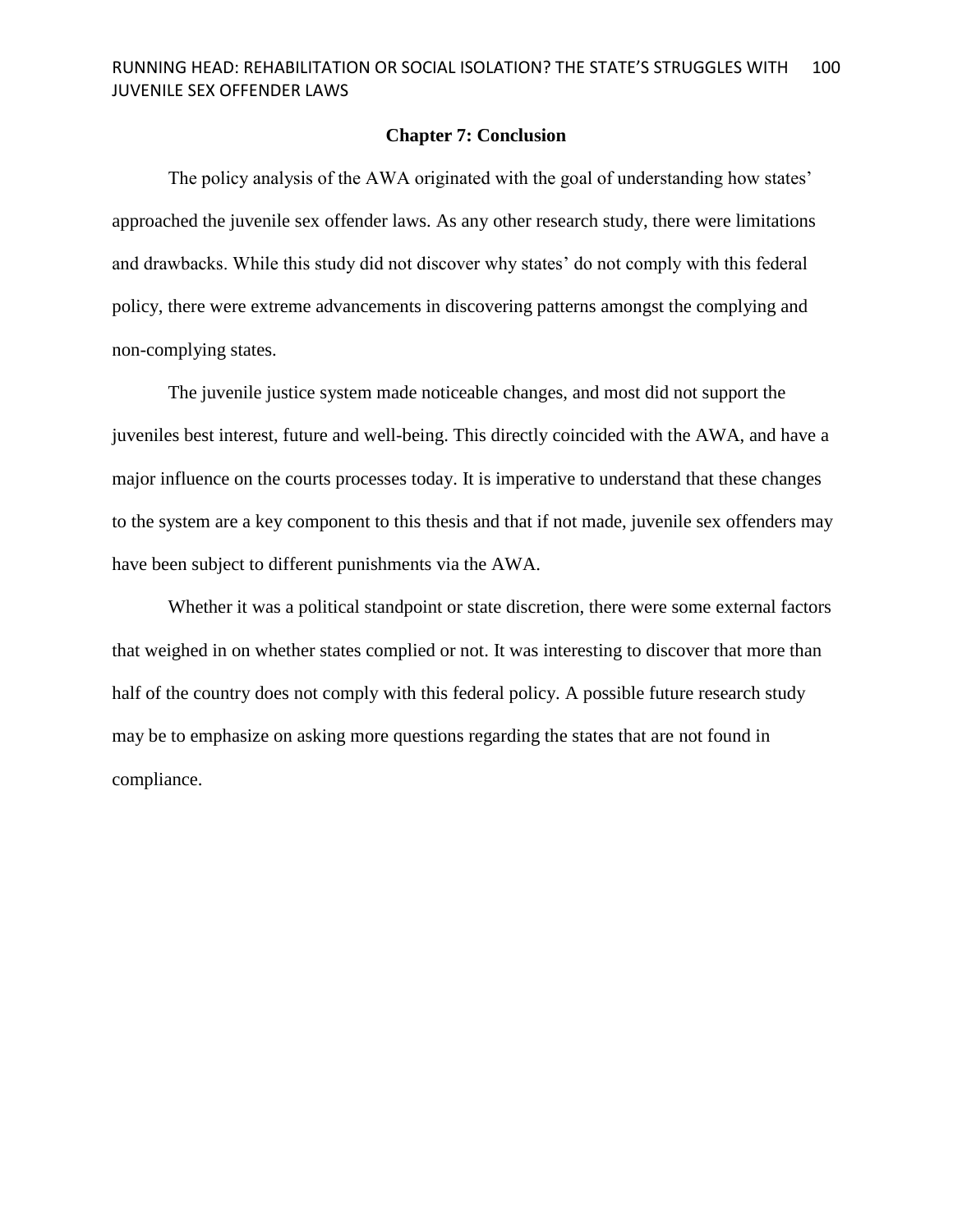## Chapter 7: Conclusion

The policy analysis of the AWA originated with the goal of understanding how states' approached the juvenile sex offender laws. As any other research study, there were limitations and drawbacks. While this study did not discover why states' do not comply with this federal policy, there were extreme advancements in discovering patterns amongst the complying and non-complying states.

The juvenile justice system made noticeable changes, and most did not support the juveniles best interest, future and well-being. This directly coincided with the AWA, and have a major influence on the courts processes today. It is imperative to understand that these changes to the system are a key component to this thesis and that if not made, juvenile sex offenders may have been subject to different punishments via the AWA.

Whether it was a political standpoint or state discretion, there were some external factors that weighed in on whether states complied or not. It was interesting to discover that more than half of the country does not comply with this federal policy. A possible future research study may be to emphasize on asking more questions regarding the states that are not found in compliance.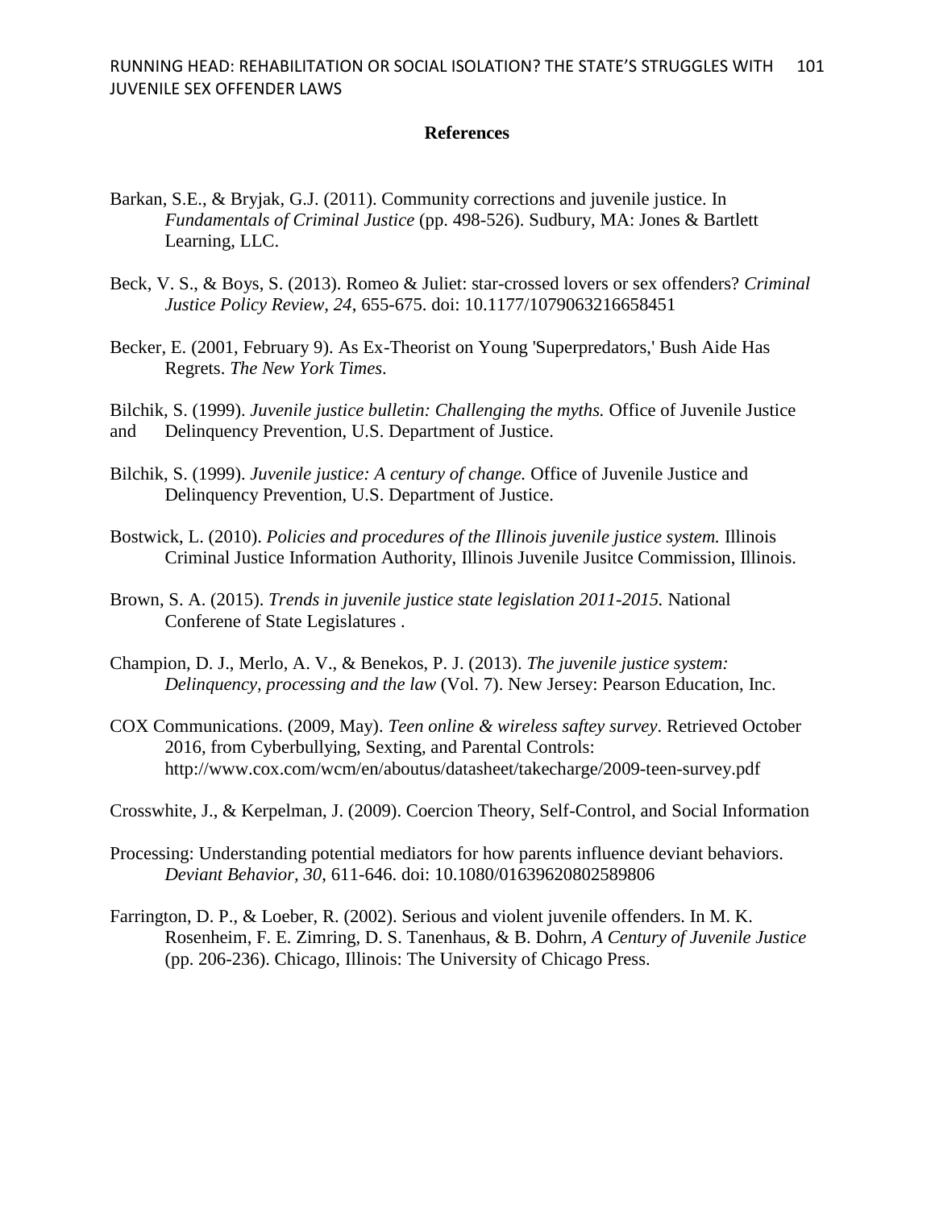**References**

Barkan, S.E., & Bryjak, G.J. (2011). Community corrections and juvenile justice. In *Fundamentals of Criminal Justice* (pp. 498-526). Sudbury, MA: Jones & Bartlett Learning, LLC.

Beck, V. S., & Boys, S. (2013). Romeo & Juliet: star-crossed lovers or sex offenders? *Criminal Justice Policy Review, 24*, 655-675. doi: 10.1177/1079063216658451

Becker, E. (2001, February 9). As Ex-Theorist on Young 'Superpredators,' Bush Aide Has Regrets. *The New York Times*.

Bilchik, S. (1999). *Juvenile justice bulletin: Challenging the myths.* Office of Juvenile Justice and Delinquency Prevention, U.S. Department of Justice.

Bilchik, S. (1999). *Juvenile justice: A century of change.* Office of Juvenile Justice and Delinquency Prevention, U.S. Department of Justice.

Bostwick, L. (2010). *Policies and procedures of the Illinois juvenile justice system.* Illinois Criminal Justice Information Authority, Illinois Juvenile Jusitce Commission, Illinois.

Brown, S. A. (2015). *Trends in juvenile justice state legislation 2011-2015.* National Conferene of State Legislatures .

Champion, D. J., Merlo, A. V., & Benekos, P. J. (2013). *The juvenile justice system: Delinquency, processing and the law* (Vol. 7). New Jersey: Pearson Education, Inc.

COX Communications. (2009, May). *Teen online & wireless saftey survey*. Retrieved October 2016, from Cyberbullying, Sexting, and Parental Controls: http://www.cox.com/wcm/en/aboutus/datasheet/takecharge/2009-teen-survey.pdf

Crosswhite, J., & Kerpelman, J. (2009). Coercion Theory, Self-Control, and Social Information

Processing: Understanding potential mediators for how parents influence deviant behaviors. *Deviant Behavior, 30*, 611-646. doi: 10.1080/01639620802589806

Farrington, D. P., & Loeber, R. (2002). Serious and violent juvenile offenders. In M. K. Rosenheim, F. E. Zimring, D. S. Tanenhaus, & B. Dohrn, *A Century of Juvenile Justice* (pp. 206-236). Chicago, Illinois: The University of Chicago Press.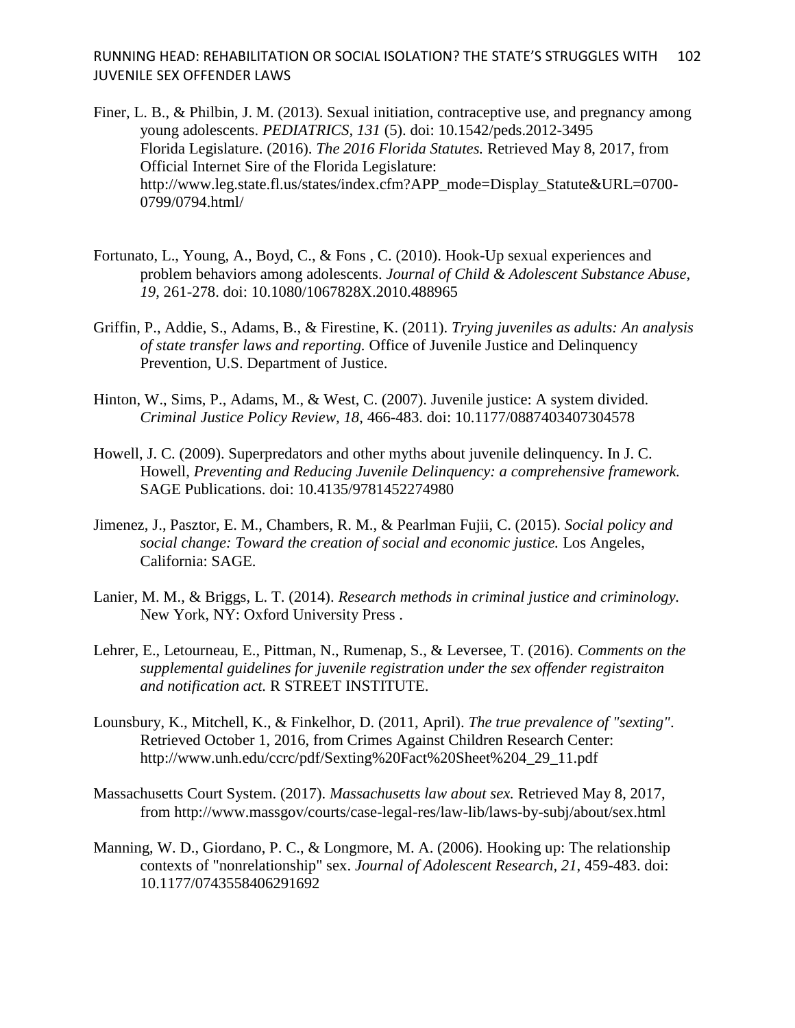Finer, L. B., & Philbin, J. M. (2013). Sexual initiation, contraceptive use, and pregnancy among young adolescents. *PEDIATRICS, 131* (5). doi: 10.1542/peds.2012-3495
Florida Legislature. (2016). *The 2016 Florida Statutes.* Retrieved May 8, 2017, from Official Internet Sire of the Florida Legislature: http://www.leg.state.fl.us/states/index.cfm?APP_mode=Display_Statute&URL=0700-0799/0794.html/

Fortunato, L., Young, A., Boyd, C., & Fons , C. (2010). Hook-Up sexual experiences and problem behaviors among adolescents. *Journal of Child & Adolescent Substance Abuse, 19*, 261-278. doi: 10.1080/1067828X.2010.488965

Griffin, P., Addie, S., Adams, B., & Firestine, K. (2011). *Trying juveniles as adults: An analysis of state transfer laws and reporting.* Office of Juvenile Justice and Delinquency Prevention, U.S. Department of Justice.

Hinton, W., Sims, P., Adams, M., & West, C. (2007). Juvenile justice: A system divided. *Criminal Justice Policy Review, 18,* 466-483. doi: 10.1177/0887403407304578

Howell, J. C. (2009). Superpredators and other myths about juvenile delinquency. In J. C. Howell, *Preventing and Reducing Juvenile Delinquency: a comprehensive framework.* SAGE Publications. doi: 10.4135/9781452274980

Jimenez, J., Pasztor, E. M., Chambers, R. M., & Pearlman Fujii, C. (2015). *Social policy and social change: Toward the creation of social and economic justice.* Los Angeles, California: SAGE.

Lanier, M. M., & Briggs, L. T. (2014). *Research methods in criminal justice and criminology.* New York, NY: Oxford University Press .

Lehrer, E., Letourneau, E., Pittman, N., Rumenap, S., & Leversee, T. (2016). *Comments on the supplemental guidelines for juvenile registration under the sex offender registraiton and notification act.* R STREET INSTITUTE.

Lounsbury, K., Mitchell, K., & Finkelhor, D. (2011, April). *The true prevalence of "sexting".* Retrieved October 1, 2016, from Crimes Against Children Research Center: http://www.unh.edu/ccrc/pdf/Sexting%20Fact%20Sheet%204_29_11.pdf

Massachusetts Court System. (2017). *Massachusetts law about sex.* Retrieved May 8, 2017, from http://www.massgov/courts/case-legal-res/law-lib/laws-by-subj/about/sex.html

Manning, W. D., Giordano, P. C., & Longmore, M. A. (2006). Hooking up: The relationship contexts of "nonrelationship" sex. *Journal of Adolescent Research, 21*, 459-483. doi: 10.1177/0743558406291692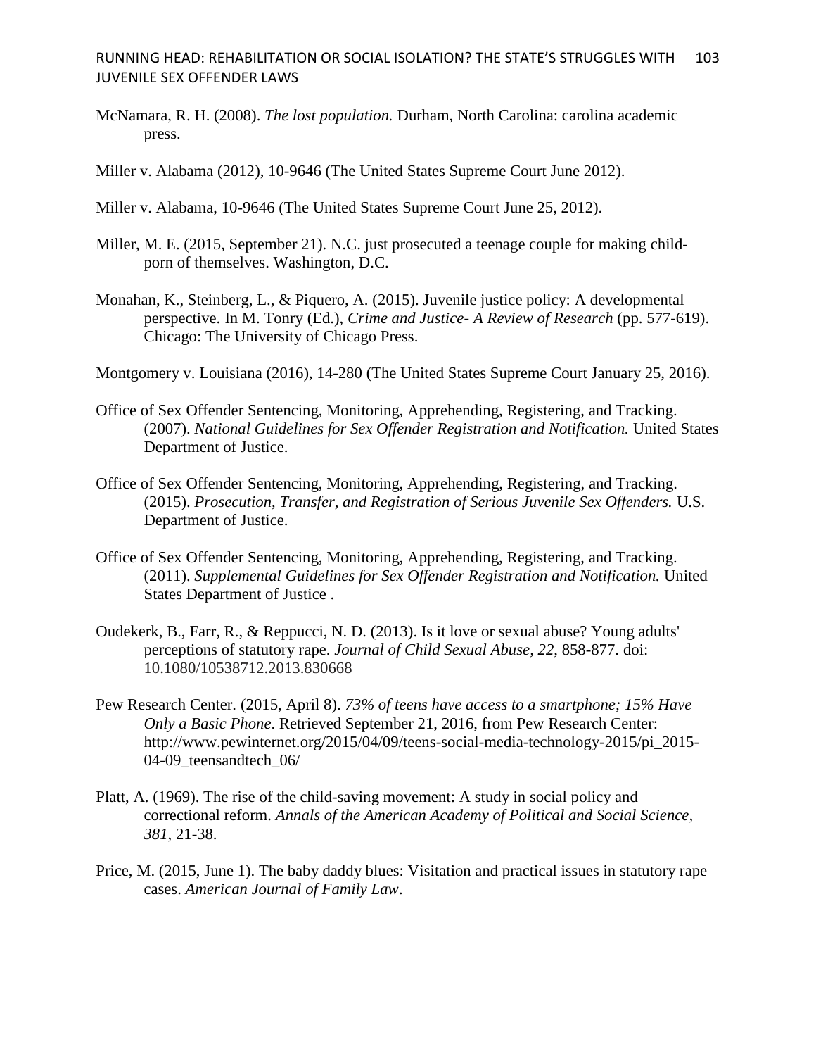McNamara, R. H. (2008). *The lost population.* Durham, North Carolina: carolina academic press.

Miller v. Alabama (2012), 10-9646 (The United States Supreme Court June 2012).

Miller v. Alabama, 10-9646 (The United States Supreme Court June 25, 2012).

Miller, M. E. (2015, September 21). N.C. just prosecuted a teenage couple for making child-porn of themselves. Washington, D.C.

Monahan, K., Steinberg, L., & Piquero, A. (2015). Juvenile justice policy: A developmental perspective. In M. Tonry (Ed.), *Crime and Justice- A Review of Research* (pp. 577-619). Chicago: The University of Chicago Press.

Montgomery v. Louisiana (2016), 14-280 (The United States Supreme Court January 25, 2016).

Office of Sex Offender Sentencing, Monitoring, Apprehending, Registering, and Tracking. (2007). *National Guidelines for Sex Offender Registration and Notification.* United States Department of Justice.

Office of Sex Offender Sentencing, Monitoring, Apprehending, Registering, and Tracking. (2015). *Prosecution, Transfer, and Registration of Serious Juvenile Sex Offenders.* U.S. Department of Justice.

Office of Sex Offender Sentencing, Monitoring, Apprehending, Registering, and Tracking. (2011). *Supplemental Guidelines for Sex Offender Registration and Notification.* United States Department of Justice .

Oudekerk, B., Farr, R., & Reppucci, N. D. (2013). Is it love or sexual abuse? Young adults' perceptions of statutory rape. *Journal of Child Sexual Abuse, 22*, 858-877. doi: 10.1080/10538712.2013.830668

Pew Research Center. (2015, April 8). *73% of teens have access to a smartphone; 15% Have Only a Basic Phone*. Retrieved September 21, 2016, from Pew Research Center: http://www.pewinternet.org/2015/04/09/teens-social-media-technology-2015/pi_2015-04-09_teensandtech_06/

Platt, A. (1969). The rise of the child-saving movement: A study in social policy and correctional reform. *Annals of the American Academy of Political and Social Science, 381*, 21-38.

Price, M. (2015, June 1). The baby daddy blues: Visitation and practical issues in statutory rape cases. *American Journal of Family Law*.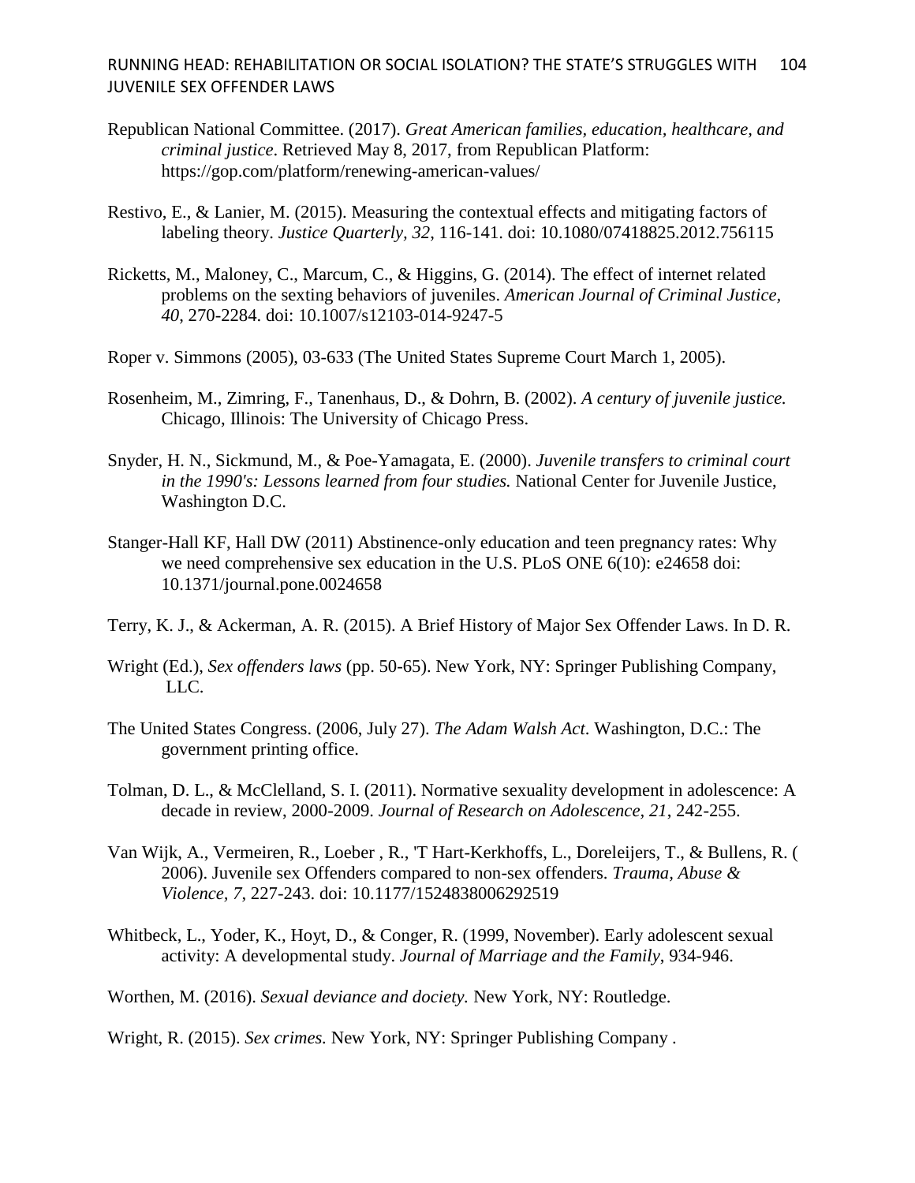Republican National Committee. (2017). *Great American families, education, healthcare, and criminal justice*. Retrieved May 8, 2017, from Republican Platform: https://gop.com/platform/renewing-american-values/

Restivo, E., & Lanier, M. (2015). Measuring the contextual effects and mitigating factors of labeling theory. *Justice Quarterly, 32*, 116-141. doi: 10.1080/07418825.2012.756115

Ricketts, M., Maloney, C., Marcum, C., & Higgins, G. (2014). The effect of internet related problems on the sexting behaviors of juveniles. *American Journal of Criminal Justice, 40*, 270-2284. doi: 10.1007/s12103-014-9247-5

Roper v. Simmons (2005), 03-633 (The United States Supreme Court March 1, 2005).

Rosenheim, M., Zimring, F., Tanenhaus, D., & Dohrn, B. (2002). *A century of juvenile justice.* Chicago, Illinois: The University of Chicago Press.

Snyder, H. N., Sickmund, M., & Poe-Yamagata, E. (2000). *Juvenile transfers to criminal court in the 1990's: Lessons learned from four studies.* National Center for Juvenile Justice, Washington D.C.

Stanger-Hall KF, Hall DW (2011) Abstinence-only education and teen pregnancy rates: Why we need comprehensive sex education in the U.S. PLoS ONE 6(10): e24658 doi: 10.1371/journal.pone.0024658

Terry, K. J., & Ackerman, A. R. (2015). A Brief History of Major Sex Offender Laws. In D. R.

Wright (Ed.), *Sex offenders laws* (pp. 50-65). New York, NY: Springer Publishing Company, LLC.

The United States Congress. (2006, July 27). *The Adam Walsh Act*. Washington, D.C.: The government printing office.

Tolman, D. L., & McClelland, S. I. (2011). Normative sexuality development in adolescence: A decade in review, 2000-2009. *Journal of Research on Adolescence*, *21*, 242-255.

Van Wijk, A., Vermeiren, R., Loeber , R., 'T Hart-Kerkhoffs, L., Doreleijers, T., & Bullens, R. ( 2006). Juvenile sex Offenders compared to non-sex offenders. *Trauma, Abuse & Violence, 7*, 227-243. doi: 10.1177/1524838006292519

Whitbeck, L., Yoder, K., Hoyt, D., & Conger, R. (1999, November). Early adolescent sexual activity: A developmental study. *Journal of Marriage and the Family*, 934-946.

Worthen, M. (2016). *Sexual deviance and dociety.* New York, NY: Routledge.

Wright, R. (2015). *Sex crimes.* New York, NY: Springer Publishing Company .